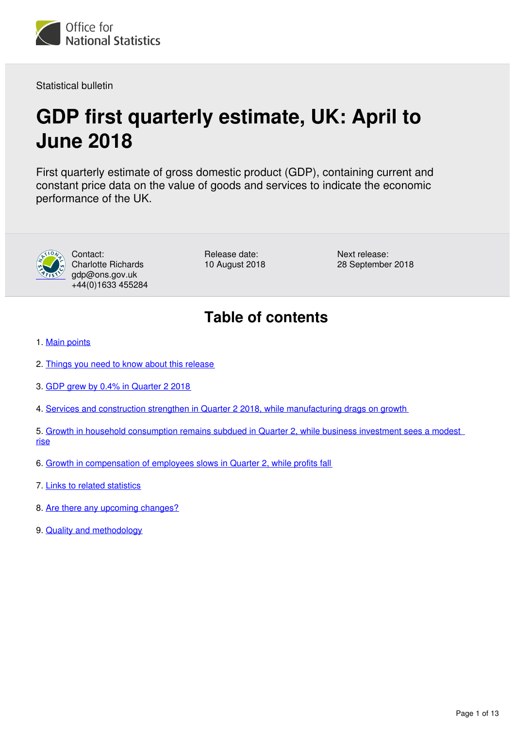Statistical bulletin

# GDP first quarterly estimate, UK: April to June 2018

First quarterly estimate of gross domestic product (GDP), containing current and constant price data on the value of goods and services to indicate the economic performance of the UK.

Contact:
Charlotte Richards
gdp@ons.gov.uk
+44(0)1633 455284

Release date:
10 August 2018

Next release:
28 September 2018

## Table of contents

1. Main points
2. Things you need to know about this release
3. GDP grew by 0.4% in Quarter 2 2018
4. Services and construction strengthen in Quarter 2 2018, while manufacturing drags on growth
5. Growth in household consumption remains subdued in Quarter 2, while business investment sees a modest rise
6. Growth in compensation of employees slows in Quarter 2, while profits fall
7. Links to related statistics
8. Are there any upcoming changes?
9. Quality and methodology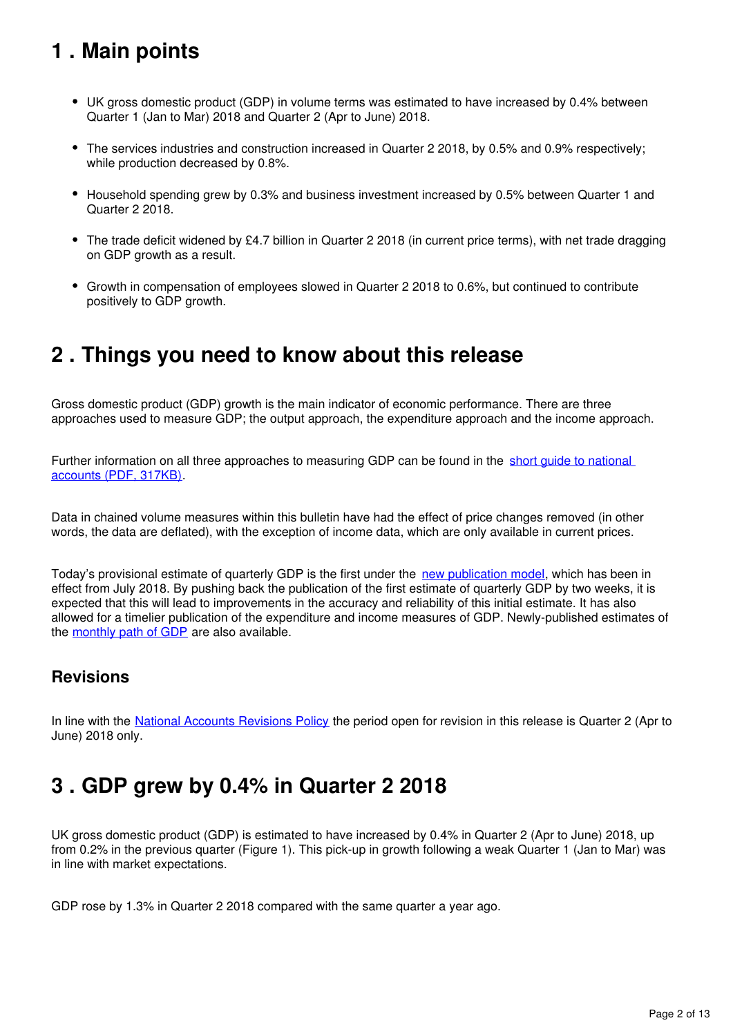## 1 . Main points

- UK gross domestic product (GDP) in volume terms was estimated to have increased by 0.4% between Quarter 1 (Jan to Mar) 2018 and Quarter 2 (Apr to June) 2018.
- The services industries and construction increased in Quarter 2 2018, by 0.5% and 0.9% respectively; while production decreased by 0.8%.
- Household spending grew by 0.3% and business investment increased by 0.5% between Quarter 1 and Quarter 2 2018.
- The trade deficit widened by £4.7 billion in Quarter 2 2018 (in current price terms), with net trade dragging on GDP growth as a result.
- Growth in compensation of employees slowed in Quarter 2 2018 to 0.6%, but continued to contribute positively to GDP growth.

## 2 . Things you need to know about this release

Gross domestic product (GDP) growth is the main indicator of economic performance. There are three approaches used to measure GDP; the output approach, the expenditure approach and the income approach.

Further information on all three approaches to measuring GDP can be found in the short guide to national accounts (PDF, 317KB).

Data in chained volume measures within this bulletin have had the effect of price changes removed (in other words, the data are deflated), with the exception of income data, which are only available in current prices.

Today's provisional estimate of quarterly GDP is the first under the new publication model, which has been in effect from July 2018. By pushing back the publication of the first estimate of quarterly GDP by two weeks, it is expected that this will lead to improvements in the accuracy and reliability of this initial estimate. It has also allowed for a timelier publication of the expenditure and income measures of GDP. Newly-published estimates of the monthly path of GDP are also available.

### Revisions

In line with the National Accounts Revisions Policy the period open for revision in this release is Quarter 2 (Apr to June) 2018 only.

## 3 . GDP grew by 0.4% in Quarter 2 2018

UK gross domestic product (GDP) is estimated to have increased by 0.4% in Quarter 2 (Apr to June) 2018, up from 0.2% in the previous quarter (Figure 1). This pick-up in growth following a weak Quarter 1 (Jan to Mar) was in line with market expectations.

GDP rose by 1.3% in Quarter 2 2018 compared with the same quarter a year ago.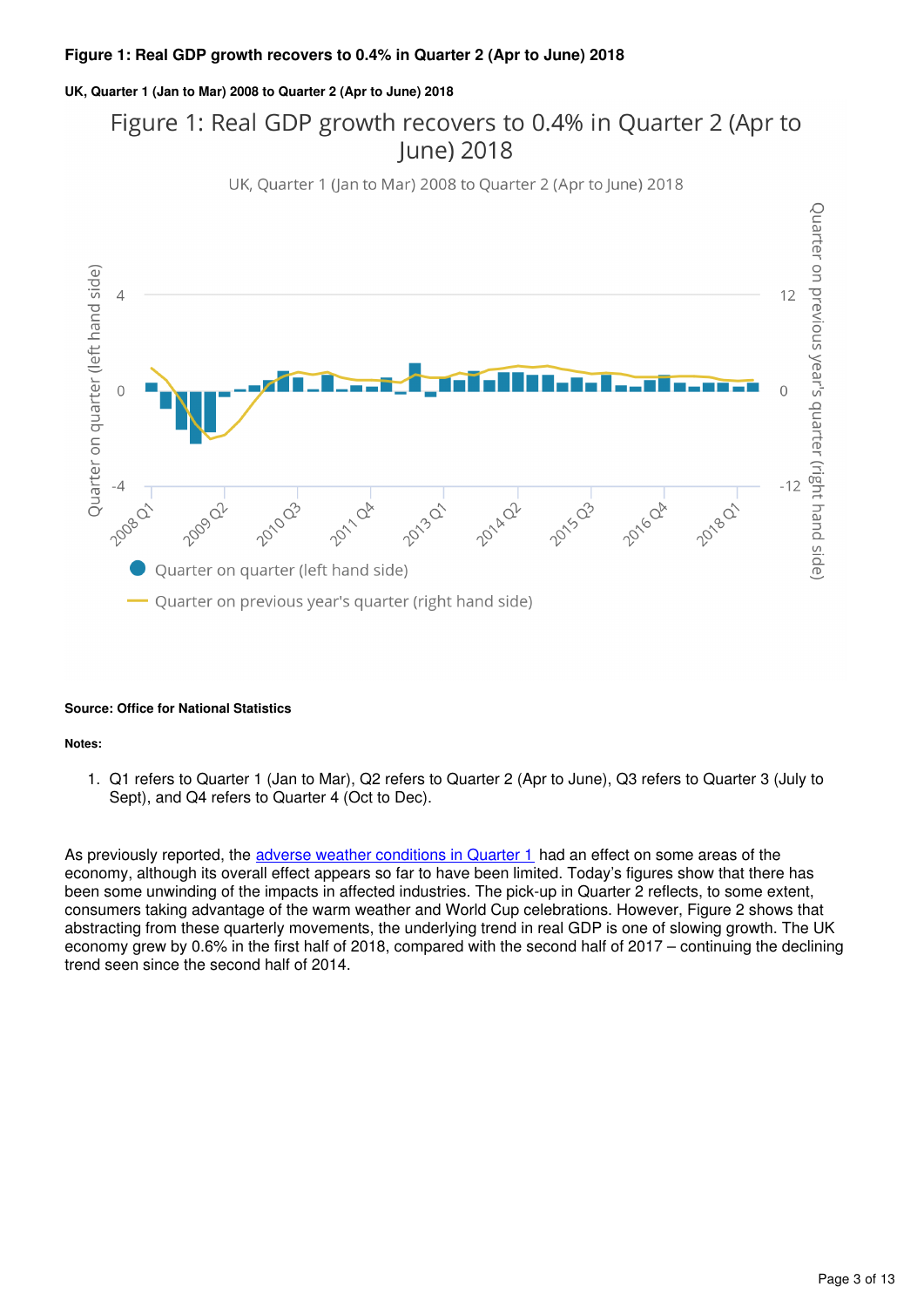**Figure 1: Real GDP growth recovers to 0.4% in Quarter 2 (Apr to June) 2018**

**UK, Quarter 1 (Jan to Mar) 2008 to Quarter 2 (Apr to June) 2018**

**Source: Office for National Statistics**

**Notes:**

1. Q1 refers to Quarter 1 (Jan to Mar), Q2 refers to Quarter 2 (Apr to June), Q3 refers to Quarter 3 (July to Sept), and Q4 refers to Quarter 4 (Oct to Dec).

As previously reported, the adverse weather conditions in Quarter 1 had an effect on some areas of the economy, although its overall effect appears so far to have been limited. Today's figures show that there has been some unwinding of the impacts in affected industries. The pick-up in Quarter 2 reflects, to some extent, consumers taking advantage of the warm weather and World Cup celebrations. However, Figure 2 shows that abstracting from these quarterly movements, the underlying trend in real GDP is one of slowing growth. The UK economy grew by 0.6% in the first half of 2018, compared with the second half of 2017 – continuing the declining trend seen since the second half of 2014.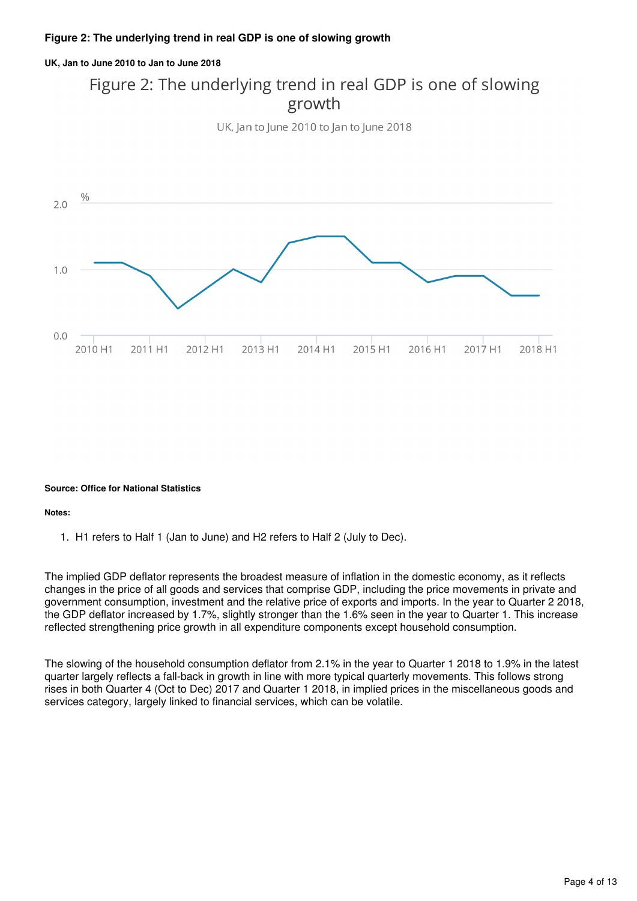**Figure 2: The underlying trend in real GDP is one of slowing growth**

**UK, Jan to June 2010 to Jan to June 2018**

**Source: Office for National Statistics**

**Notes:**

1. H1 refers to Half 1 (Jan to June) and H2 refers to Half 2 (July to Dec).

The implied GDP deflator represents the broadest measure of inflation in the domestic economy, as it reflects changes in the price of all goods and services that comprise GDP, including the price movements in private and government consumption, investment and the relative price of exports and imports. In the year to Quarter 2 2018, the GDP deflator increased by 1.7%, slightly stronger than the 1.6% seen in the year to Quarter 1. This increase reflected strengthening price growth in all expenditure components except household consumption.

The slowing of the household consumption deflator from 2.1% in the year to Quarter 1 2018 to 1.9% in the latest quarter largely reflects a fall-back in growth in line with more typical quarterly movements. This follows strong rises in both Quarter 4 (Oct to Dec) 2017 and Quarter 1 2018, in implied prices in the miscellaneous goods and services category, largely linked to financial services, which can be volatile.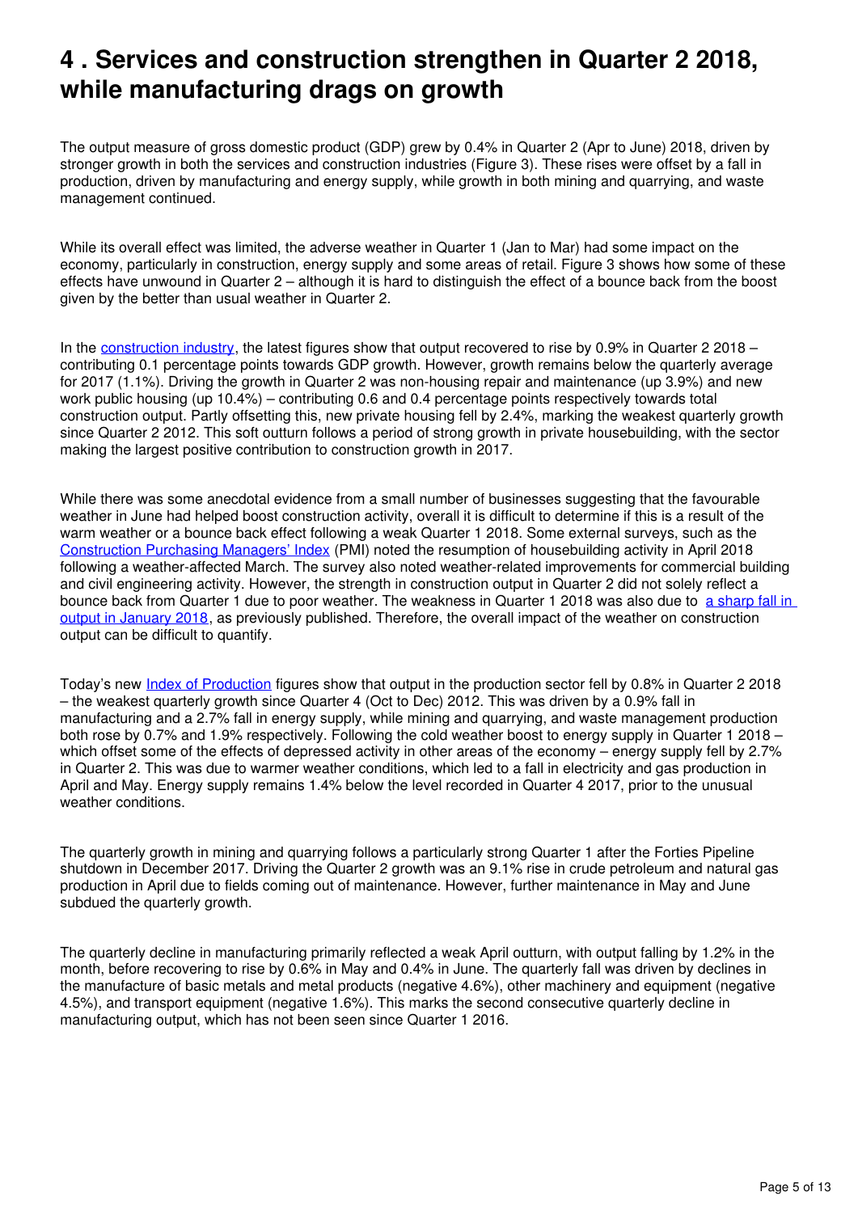# 4 . Services and construction strengthen in Quarter 2 2018, while manufacturing drags on growth

The output measure of gross domestic product (GDP) grew by 0.4% in Quarter 2 (Apr to June) 2018, driven by stronger growth in both the services and construction industries (Figure 3). These rises were offset by a fall in production, driven by manufacturing and energy supply, while growth in both mining and quarrying, and waste management continued.

While its overall effect was limited, the adverse weather in Quarter 1 (Jan to Mar) had some impact on the economy, particularly in construction, energy supply and some areas of retail. Figure 3 shows how some of these effects have unwound in Quarter 2 – although it is hard to distinguish the effect of a bounce back from the boost given by the better than usual weather in Quarter 2.

In the construction industry, the latest figures show that output recovered to rise by 0.9% in Quarter 2 2018 – contributing 0.1 percentage points towards GDP growth. However, growth remains below the quarterly average for 2017 (1.1%). Driving the growth in Quarter 2 was non-housing repair and maintenance (up 3.9%) and new work public housing (up 10.4%) – contributing 0.6 and 0.4 percentage points respectively towards total construction output. Partly offsetting this, new private housing fell by 2.4%, marking the weakest quarterly growth since Quarter 2 2012. This soft outturn follows a period of strong growth in private housebuilding, with the sector making the largest positive contribution to construction growth in 2017.

While there was some anecdotal evidence from a small number of businesses suggesting that the favourable weather in June had helped boost construction activity, overall it is difficult to determine if this is a result of the warm weather or a bounce back effect following a weak Quarter 1 2018. Some external surveys, such as the Construction Purchasing Managers' Index (PMI) noted the resumption of housebuilding activity in April 2018 following a weather-affected March. The survey also noted weather-related improvements for commercial building and civil engineering activity. However, the strength in construction output in Quarter 2 did not solely reflect a bounce back from Quarter 1 due to poor weather. The weakness in Quarter 1 2018 was also due to a sharp fall in output in January 2018, as previously published. Therefore, the overall impact of the weather on construction output can be difficult to quantify.

Today's new Index of Production figures show that output in the production sector fell by 0.8% in Quarter 2 2018 – the weakest quarterly growth since Quarter 4 (Oct to Dec) 2012. This was driven by a 0.9% fall in manufacturing and a 2.7% fall in energy supply, while mining and quarrying, and waste management production both rose by 0.7% and 1.9% respectively. Following the cold weather boost to energy supply in Quarter 1 2018 – which offset some of the effects of depressed activity in other areas of the economy – energy supply fell by 2.7% in Quarter 2. This was due to warmer weather conditions, which led to a fall in electricity and gas production in April and May. Energy supply remains 1.4% below the level recorded in Quarter 4 2017, prior to the unusual weather conditions.

The quarterly growth in mining and quarrying follows a particularly strong Quarter 1 after the Forties Pipeline shutdown in December 2017. Driving the Quarter 2 growth was an 9.1% rise in crude petroleum and natural gas production in April due to fields coming out of maintenance. However, further maintenance in May and June subdued the quarterly growth.

The quarterly decline in manufacturing primarily reflected a weak April outturn, with output falling by 1.2% in the month, before recovering to rise by 0.6% in May and 0.4% in June. The quarterly fall was driven by declines in the manufacture of basic metals and metal products (negative 4.6%), other machinery and equipment (negative 4.5%), and transport equipment (negative 1.6%). This marks the second consecutive quarterly decline in manufacturing output, which has not been seen since Quarter 1 2016.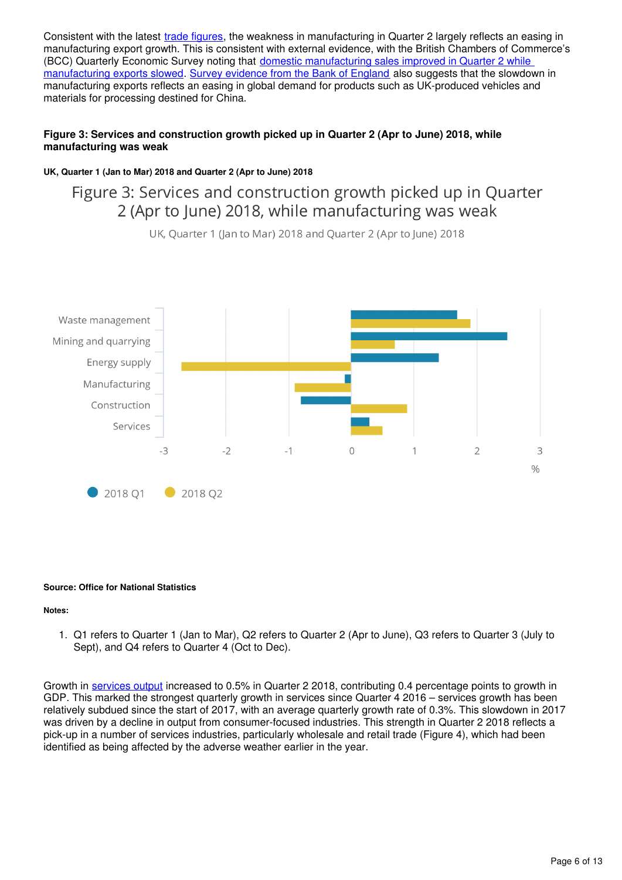Consistent with the latest trade figures, the weakness in manufacturing in Quarter 2 largely reflects an easing in manufacturing export growth. This is consistent with external evidence, with the British Chambers of Commerce's (BCC) Quarterly Economic Survey noting that domestic manufacturing sales improved in Quarter 2 while manufacturing exports slowed. Survey evidence from the Bank of England also suggests that the slowdown in manufacturing exports reflects an easing in global demand for products such as UK-produced vehicles and materials for processing destined for China.

**Figure 3: Services and construction growth picked up in Quarter 2 (Apr to June) 2018, while manufacturing was weak**

**UK, Quarter 1 (Jan to Mar) 2018 and Quarter 2 (Apr to June) 2018**

**Source: Office for National Statistics**

**Notes:**

1. Q1 refers to Quarter 1 (Jan to Mar), Q2 refers to Quarter 2 (Apr to June), Q3 refers to Quarter 3 (July to Sept), and Q4 refers to Quarter 4 (Oct to Dec).

Growth in services output increased to 0.5% in Quarter 2 2018, contributing 0.4 percentage points to growth in GDP. This marked the strongest quarterly growth in services since Quarter 4 2016 – services growth has been relatively subdued since the start of 2017, with an average quarterly growth rate of 0.3%. This slowdown in 2017 was driven by a decline in output from consumer-focused industries. This strength in Quarter 2 2018 reflects a pick-up in a number of services industries, particularly wholesale and retail trade (Figure 4), which had been identified as being affected by the adverse weather earlier in the year.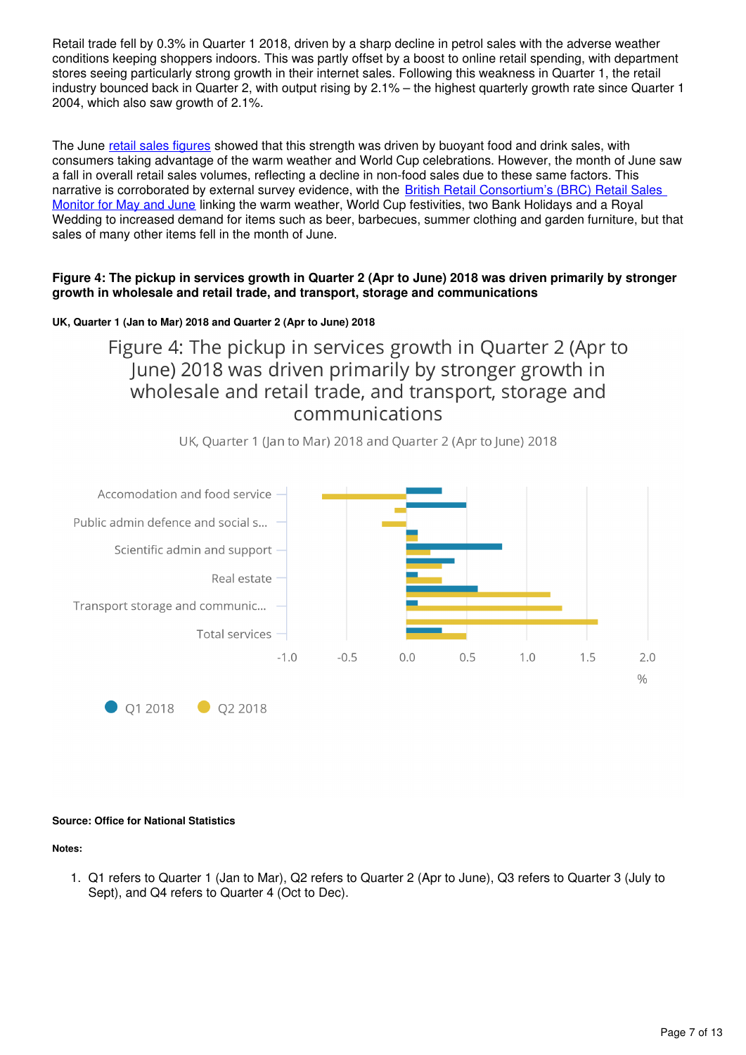Retail trade fell by 0.3% in Quarter 1 2018, driven by a sharp decline in petrol sales with the adverse weather conditions keeping shoppers indoors. This was partly offset by a boost to online retail spending, with department stores seeing particularly strong growth in their internet sales. Following this weakness in Quarter 1, the retail industry bounced back in Quarter 2, with output rising by 2.1% – the highest quarterly growth rate since Quarter 1 2004, which also saw growth of 2.1%.

The June retail sales figures showed that this strength was driven by buoyant food and drink sales, with consumers taking advantage of the warm weather and World Cup celebrations. However, the month of June saw a fall in overall retail sales volumes, reflecting a decline in non-food sales due to these same factors. This narrative is corroborated by external survey evidence, with the British Retail Consortium's (BRC) Retail Sales Monitor for May and June linking the warm weather, World Cup festivities, two Bank Holidays and a Royal Wedding to increased demand for items such as beer, barbecues, summer clothing and garden furniture, but that sales of many other items fell in the month of June.

**Figure 4: The pickup in services growth in Quarter 2 (Apr to June) 2018 was driven primarily by stronger growth in wholesale and retail trade, and transport, storage and communications**

**UK, Quarter 1 (Jan to Mar) 2018 and Quarter 2 (Apr to June) 2018**

Figure 4: The pickup in services growth in Quarter 2 (Apr to June) 2018 was driven primarily by stronger growth in wholesale and retail trade, and transport, storage and communications

UK, Quarter 1 (Jan to Mar) 2018 and Quarter 2 (Apr to June) 2018

Accomodation and food service

Public admin defence and social s...

Scientific admin and support

Real estate

Transport storage and communic...

Total services

-1.0 -0.5 0.0 0.5 1.0 1.5 2.0

%

Q1 2018 Q2 2018

**Source: Office for National Statistics**

**Notes:**

1. Q1 refers to Quarter 1 (Jan to Mar), Q2 refers to Quarter 2 (Apr to June), Q3 refers to Quarter 3 (July to Sept), and Q4 refers to Quarter 4 (Oct to Dec).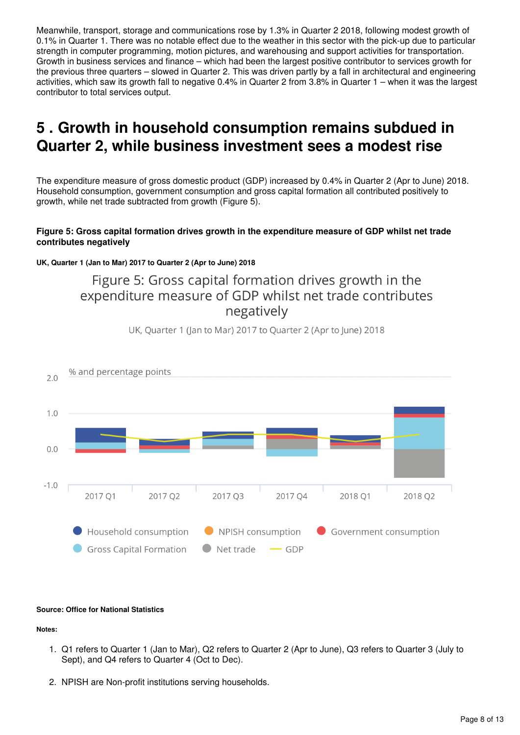Meanwhile, transport, storage and communications rose by 1.3% in Quarter 2 2018, following modest growth of 0.1% in Quarter 1. There was no notable effect due to the weather in this sector with the pick-up due to particular strength in computer programming, motion pictures, and warehousing and support activities for transportation. Growth in business services and finance – which had been the largest positive contributor to services growth for the previous three quarters – slowed in Quarter 2. This was driven partly by a fall in architectural and engineering activities, which saw its growth fall to negative 0.4% in Quarter 2 from 3.8% in Quarter 1 – when it was the largest contributor to total services output.

## 5 . Growth in household consumption remains subdued in Quarter 2, while business investment sees a modest rise

The expenditure measure of gross domestic product (GDP) increased by 0.4% in Quarter 2 (Apr to June) 2018. Household consumption, government consumption and gross capital formation all contributed positively to growth, while net trade subtracted from growth (Figure 5).

**Figure 5: Gross capital formation drives growth in the expenditure measure of GDP whilst net trade contributes negatively**

**UK, Quarter 1 (Jan to Mar) 2017 to Quarter 2 (Apr to June) 2018**

Figure 5: Gross capital formation drives growth in the expenditure measure of GDP whilst net trade contributes negatively

UK, Quarter 1 (Jan to Mar) 2017 to Quarter 2 (Apr to June) 2018

% and percentage points

Household consumption, NPISH consumption, Government consumption, Gross Capital Formation, Net trade, GDP

**Source: Office for National Statistics**

**Notes:**

1. Q1 refers to Quarter 1 (Jan to Mar), Q2 refers to Quarter 2 (Apr to June), Q3 refers to Quarter 3 (July to Sept), and Q4 refers to Quarter 4 (Oct to Dec).

2. NPISH are Non-profit institutions serving households.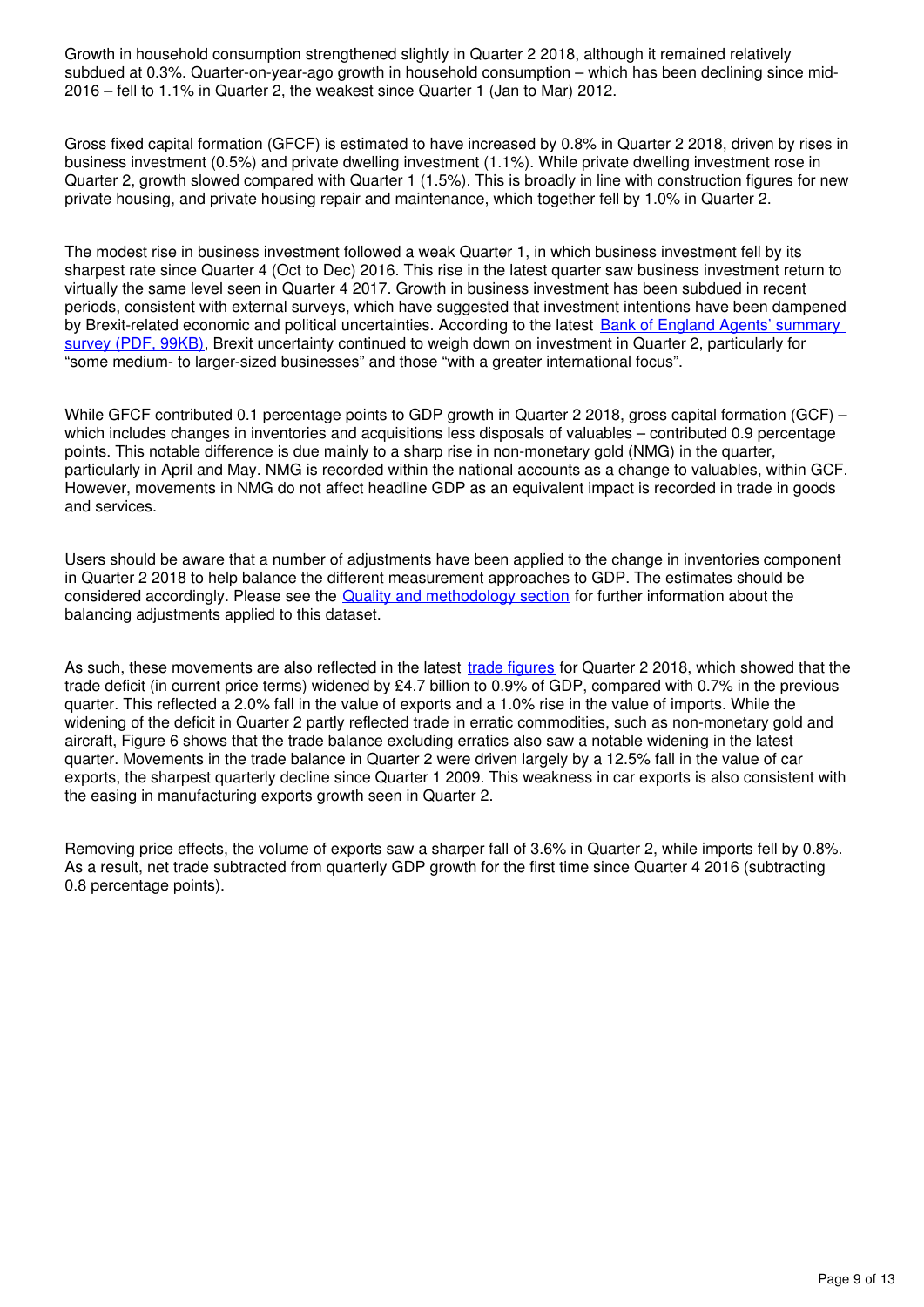Growth in household consumption strengthened slightly in Quarter 2 2018, although it remained relatively subdued at 0.3%. Quarter-on-year-ago growth in household consumption – which has been declining since mid-2016 – fell to 1.1% in Quarter 2, the weakest since Quarter 1 (Jan to Mar) 2012.

Gross fixed capital formation (GFCF) is estimated to have increased by 0.8% in Quarter 2 2018, driven by rises in business investment (0.5%) and private dwelling investment (1.1%). While private dwelling investment rose in Quarter 2, growth slowed compared with Quarter 1 (1.5%). This is broadly in line with construction figures for new private housing, and private housing repair and maintenance, which together fell by 1.0% in Quarter 2.

The modest rise in business investment followed a weak Quarter 1, in which business investment fell by its sharpest rate since Quarter 4 (Oct to Dec) 2016. This rise in the latest quarter saw business investment return to virtually the same level seen in Quarter 4 2017. Growth in business investment has been subdued in recent periods, consistent with external surveys, which have suggested that investment intentions have been dampened by Brexit-related economic and political uncertainties. According to the latest [Bank of England Agents' summary survey (PDF, 99KB)](), Brexit uncertainty continued to weigh down on investment in Quarter 2, particularly for "some medium- to larger-sized businesses" and those "with a greater international focus".

While GFCF contributed 0.1 percentage points to GDP growth in Quarter 2 2018, gross capital formation (GCF) – which includes changes in inventories and acquisitions less disposals of valuables – contributed 0.9 percentage points. This notable difference is due mainly to a sharp rise in non-monetary gold (NMG) in the quarter, particularly in April and May. NMG is recorded within the national accounts as a change to valuables, within GCF. However, movements in NMG do not affect headline GDP as an equivalent impact is recorded in trade in goods and services.

Users should be aware that a number of adjustments have been applied to the change in inventories component in Quarter 2 2018 to help balance the different measurement approaches to GDP. The estimates should be considered accordingly. Please see the [Quality and methodology section]() for further information about the balancing adjustments applied to this dataset.

As such, these movements are also reflected in the latest [trade figures]() for Quarter 2 2018, which showed that the trade deficit (in current price terms) widened by £4.7 billion to 0.9% of GDP, compared with 0.7% in the previous quarter. This reflected a 2.0% fall in the value of exports and a 1.0% rise in the value of imports. While the widening of the deficit in Quarter 2 partly reflected trade in erratic commodities, such as non-monetary gold and aircraft, Figure 6 shows that the trade balance excluding erratics also saw a notable widening in the latest quarter. Movements in the trade balance in Quarter 2 were driven largely by a 12.5% fall in the value of car exports, the sharpest quarterly decline since Quarter 1 2009. This weakness in car exports is also consistent with the easing in manufacturing exports growth seen in Quarter 2.

Removing price effects, the volume of exports saw a sharper fall of 3.6% in Quarter 2, while imports fell by 0.8%. As a result, net trade subtracted from quarterly GDP growth for the first time since Quarter 4 2016 (subtracting 0.8 percentage points).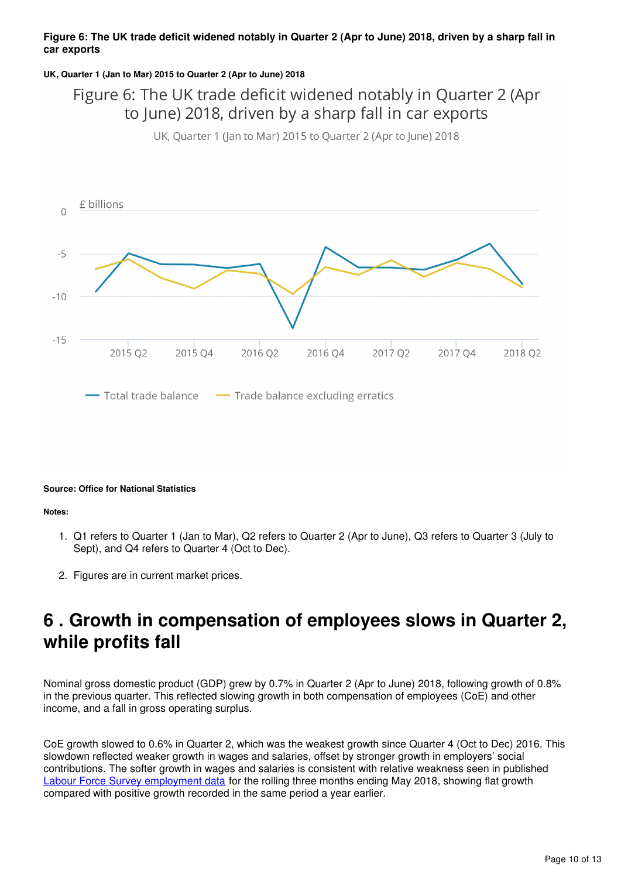**Figure 6: The UK trade deficit widened notably in Quarter 2 (Apr to June) 2018, driven by a sharp fall in car exports**

**UK, Quarter 1 (Jan to Mar) 2015 to Quarter 2 (Apr to June) 2018**

**Source: Office for National Statistics**

**Notes:**

1. Q1 refers to Quarter 1 (Jan to Mar), Q2 refers to Quarter 2 (Apr to June), Q3 refers to Quarter 3 (July to Sept), and Q4 refers to Quarter 4 (Oct to Dec).
2. Figures are in current market prices.

## 6 . Growth in compensation of employees slows in Quarter 2, while profits fall

Nominal gross domestic product (GDP) grew by 0.7% in Quarter 2 (Apr to June) 2018, following growth of 0.8% in the previous quarter. This reflected slowing growth in both compensation of employees (CoE) and other income, and a fall in gross operating surplus.

CoE growth slowed to 0.6% in Quarter 2, which was the weakest growth since Quarter 4 (Oct to Dec) 2016. This slowdown reflected weaker growth in wages and salaries, offset by stronger growth in employers' social contributions. The softer growth in wages and salaries is consistent with relative weakness seen in published Labour Force Survey employment data for the rolling three months ending May 2018, showing flat growth compared with positive growth recorded in the same period a year earlier.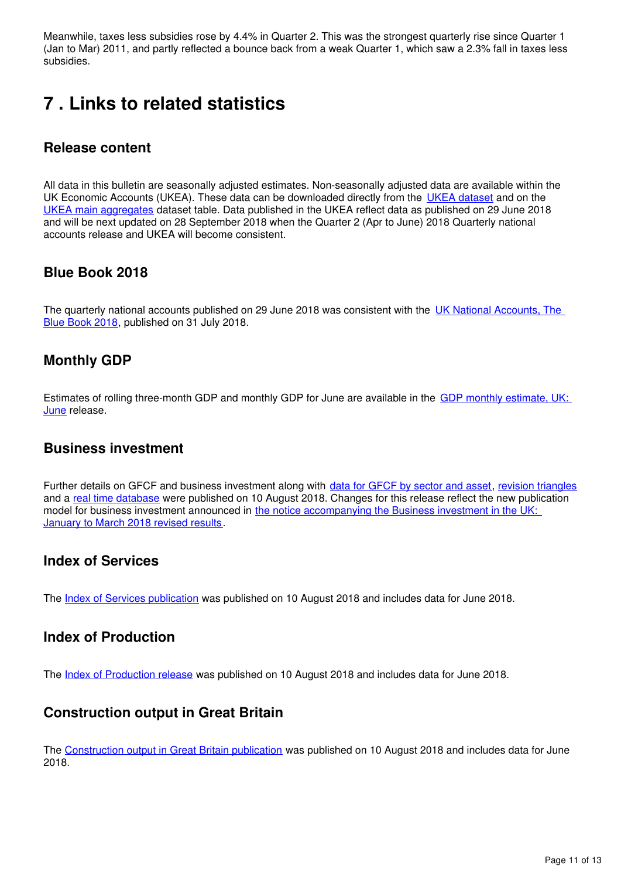Meanwhile, taxes less subsidies rose by 4.4% in Quarter 2. This was the strongest quarterly rise since Quarter 1 (Jan to Mar) 2011, and partly reflected a bounce back from a weak Quarter 1, which saw a 2.3% fall in taxes less subsidies.

# 7 . Links to related statistics

## Release content

All data in this bulletin are seasonally adjusted estimates. Non-seasonally adjusted data are available within the UK Economic Accounts (UKEA). These data can be downloaded directly from the UKEA dataset and on the UKEA main aggregates dataset table. Data published in the UKEA reflect data as published on 29 June 2018 and will be next updated on 28 September 2018 when the Quarter 2 (Apr to June) 2018 Quarterly national accounts release and UKEA will become consistent.

## Blue Book 2018

The quarterly national accounts published on 29 June 2018 was consistent with the UK National Accounts, The Blue Book 2018, published on 31 July 2018.

## Monthly GDP

Estimates of rolling three-month GDP and monthly GDP for June are available in the GDP monthly estimate, UK: June release.

## Business investment

Further details on GFCF and business investment along with data for GFCF by sector and asset, revision triangles and a real time database were published on 10 August 2018. Changes for this release reflect the new publication model for business investment announced in the notice accompanying the Business investment in the UK: January to March 2018 revised results.

## Index of Services

The Index of Services publication was published on 10 August 2018 and includes data for June 2018.

## Index of Production

The Index of Production release was published on 10 August 2018 and includes data for June 2018.

## Construction output in Great Britain

The Construction output in Great Britain publication was published on 10 August 2018 and includes data for June 2018.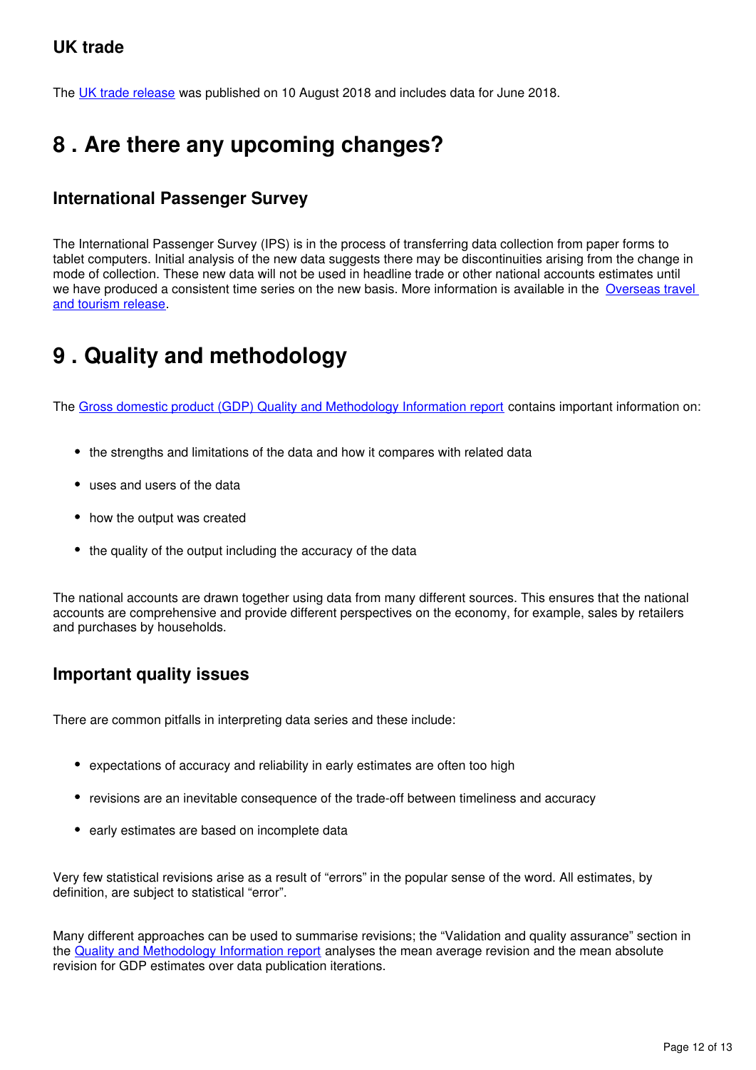### UK trade

The UK trade release was published on 10 August 2018 and includes data for June 2018.

## 8 . Are there any upcoming changes?

### International Passenger Survey

The International Passenger Survey (IPS) is in the process of transferring data collection from paper forms to tablet computers. Initial analysis of the new data suggests there may be discontinuities arising from the change in mode of collection. These new data will not be used in headline trade or other national accounts estimates until we have produced a consistent time series on the new basis. More information is available in the Overseas travel and tourism release.

## 9 . Quality and methodology

The Gross domestic product (GDP) Quality and Methodology Information report contains important information on:

- the strengths and limitations of the data and how it compares with related data
- uses and users of the data
- how the output was created
- the quality of the output including the accuracy of the data

The national accounts are drawn together using data from many different sources. This ensures that the national accounts are comprehensive and provide different perspectives on the economy, for example, sales by retailers and purchases by households.

### Important quality issues

There are common pitfalls in interpreting data series and these include:

- expectations of accuracy and reliability in early estimates are often too high
- revisions are an inevitable consequence of the trade-off between timeliness and accuracy
- early estimates are based on incomplete data

Very few statistical revisions arise as a result of "errors" in the popular sense of the word. All estimates, by definition, are subject to statistical "error".

Many different approaches can be used to summarise revisions; the "Validation and quality assurance" section in the Quality and Methodology Information report analyses the mean average revision and the mean absolute revision for GDP estimates over data publication iterations.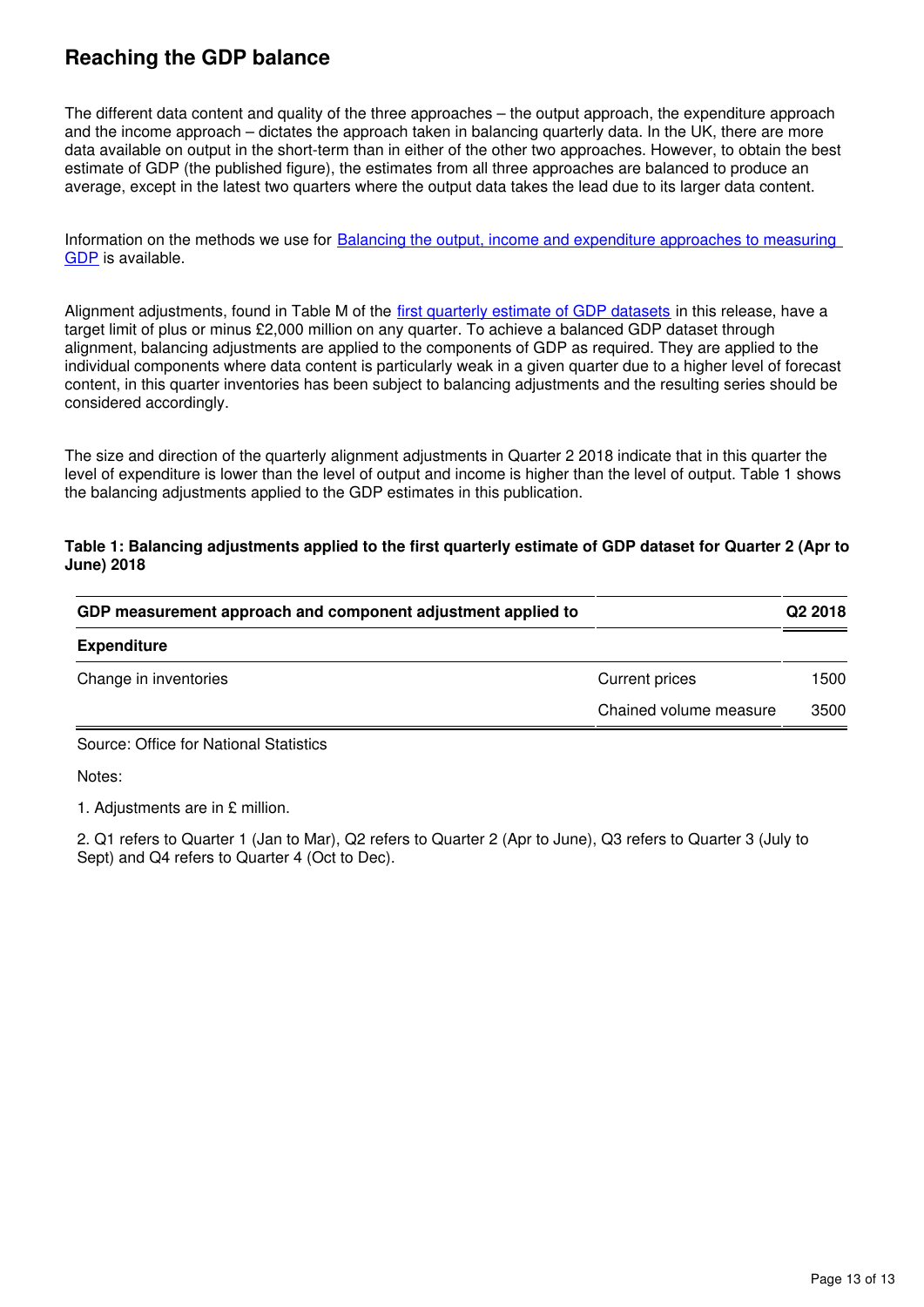## Reaching the GDP balance

The different data content and quality of the three approaches – the output approach, the expenditure approach and the income approach – dictates the approach taken in balancing quarterly data. In the UK, there are more data available on output in the short-term than in either of the other two approaches. However, to obtain the best estimate of GDP (the published figure), the estimates from all three approaches are balanced to produce an average, except in the latest two quarters where the output data takes the lead due to its larger data content.

Information on the methods we use for [Balancing the output, income and expenditure approaches to measuring GDP](#) is available.

Alignment adjustments, found in Table M of the [first quarterly estimate of GDP datasets](#) in this release, have a target limit of plus or minus £2,000 million on any quarter. To achieve a balanced GDP dataset through alignment, balancing adjustments are applied to the components of GDP as required. They are applied to the individual components where data content is particularly weak in a given quarter due to a higher level of forecast content, in this quarter inventories has been subject to balancing adjustments and the resulting series should be considered accordingly.

The size and direction of the quarterly alignment adjustments in Quarter 2 2018 indicate that in this quarter the level of expenditure is lower than the level of output and income is higher than the level of output. Table 1 shows the balancing adjustments applied to the GDP estimates in this publication.

**Table 1: Balancing adjustments applied to the first quarterly estimate of GDP dataset for Quarter 2 (Apr to June) 2018**

| GDP measurement approach and component adjustment applied to | | Q2 2018 |
|---|---|---|
| **Expenditure** | | |
| Change in inventories | Current prices | 1500 |
| | Chained volume measure | 3500 |

Source: Office for National Statistics

Notes:

1. Adjustments are in £ million.

2. Q1 refers to Quarter 1 (Jan to Mar), Q2 refers to Quarter 2 (Apr to June), Q3 refers to Quarter 3 (July to Sept) and Q4 refers to Quarter 4 (Oct to Dec).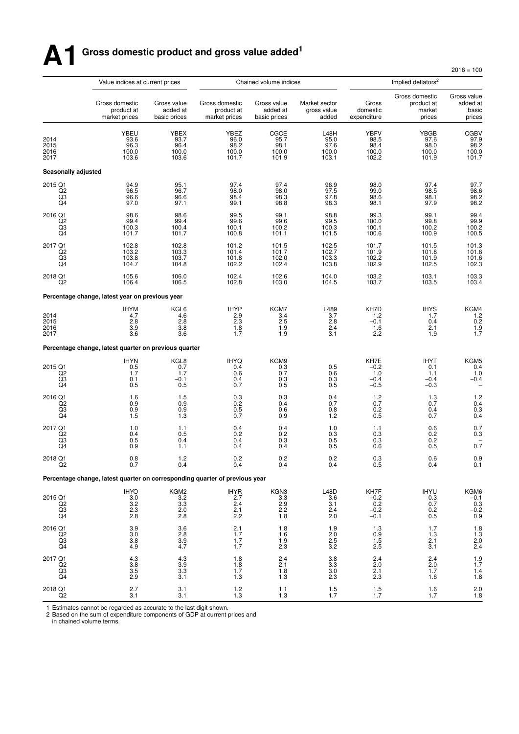# A1 Gross domestic product and gross value added[1]

2016 = 100

| | Value indices at current prices | | Chained volume indices | | | Implied deflators[2] | | |
|---|---|---|---|---|---|---|---|---|
| | Gross domestic product at market prices | Gross value added at basic prices | Gross domestic product at market prices | Gross value added at basic prices | Market sector gross value added | Gross domestic expenditure | Gross domestic product at market prices | Gross value added at basic prices |
| | YBEU | YBEX | YBEZ | CGCE | L48H | YBFV | YBGB | CGBV |
| 2014 | 93.6 | 93.7 | 96.0 | 95.7 | 95.0 | 98.5 | 97.6 | 97.9 |
| 2015 | 96.3 | 96.4 | 98.2 | 98.1 | 97.6 | 98.4 | 98.0 | 98.2 |
| 2016 | 100.0 | 100.0 | 100.0 | 100.0 | 100.0 | 100.0 | 100.0 | 100.0 |
| 2017 | 103.6 | 103.6 | 101.7 | 101.9 | 103.1 | 102.2 | 101.9 | 101.7 |
| **Seasonally adjusted** | | | | | | | | |
| 2015 Q1 | 94.9 | 95.1 | 97.4 | 97.4 | 96.9 | 98.0 | 97.4 | 97.7 |
| Q2 | 96.5 | 96.7 | 98.0 | 98.0 | 97.5 | 99.0 | 98.5 | 98.6 |
| Q3 | 96.6 | 96.6 | 98.4 | 98.3 | 97.8 | 98.6 | 98.1 | 98.2 |
| Q4 | 97.0 | 97.1 | 99.1 | 98.8 | 98.3 | 98.1 | 97.9 | 98.2 |
| 2016 Q1 | 98.6 | 98.6 | 99.5 | 99.1 | 98.8 | 99.3 | 99.1 | 99.4 |
| Q2 | 99.4 | 99.4 | 99.6 | 99.6 | 99.5 | 100.0 | 99.8 | 99.9 |
| Q3 | 100.3 | 100.4 | 100.1 | 100.2 | 100.3 | 100.1 | 100.2 | 100.2 |
| Q4 | 101.7 | 101.7 | 100.8 | 101.1 | 101.5 | 100.6 | 100.9 | 100.5 |
| 2017 Q1 | 102.8 | 102.8 | 101.2 | 101.5 | 102.5 | 101.7 | 101.5 | 101.3 |
| Q2 | 103.2 | 103.3 | 101.4 | 101.7 | 102.7 | 101.9 | 101.8 | 101.6 |
| Q3 | 103.8 | 103.7 | 101.8 | 102.0 | 103.3 | 102.2 | 101.9 | 101.6 |
| Q4 | 104.7 | 104.8 | 102.2 | 102.4 | 103.8 | 102.9 | 102.5 | 102.3 |
| 2018 Q1 | 105.6 | 106.0 | 102.4 | 102.6 | 104.0 | 103.2 | 103.1 | 103.3 |
| Q2 | 106.4 | 106.5 | 102.8 | 103.0 | 104.5 | 103.7 | 103.5 | 103.4 |
| **Percentage change, latest year on previous year** | | | | | | | | |
| | IHYM | KGL6 | IHYP | KGM7 | L489 | KH7D | IHYS | KGM4 |
| 2014 | 4.7 | 4.6 | 2.9 | 3.4 | 3.7 | 1.2 | 1.7 | 1.2 |
| 2015 | 2.8 | 2.8 | 2.3 | 2.5 | 2.8 | −0.1 | 0.4 | 0.2 |
| 2016 | 3.9 | 3.8 | 1.8 | 1.9 | 2.4 | 1.6 | 2.1 | 1.9 |
| 2017 | 3.6 | 3.6 | 1.7 | 1.9 | 3.1 | 2.2 | 1.9 | 1.7 |
| **Percentage change, latest quarter on previous quarter** | | | | | | | | |
| | IHYN | KGL8 | IHYQ | KGM9 | | KH7E | IHYT | KGM5 |
| 2015 Q1 | 0.5 | 0.7 | 0.4 | 0.3 | 0.5 | −0.2 | 0.1 | 0.4 |
| Q2 | 1.7 | 1.7 | 0.6 | 0.7 | 0.6 | 1.0 | 1.1 | 1.0 |
| Q3 | 0.1 | −0.1 | 0.4 | 0.3 | 0.3 | −0.4 | −0.4 | −0.4 |
| Q4 | 0.5 | 0.5 | 0.7 | 0.5 | 0.5 | −0.5 | −0.3 | – |
| 2016 Q1 | 1.6 | 1.5 | 0.3 | 0.3 | 0.4 | 1.2 | 1.3 | 1.2 |
| Q2 | 0.9 | 0.9 | 0.2 | 0.4 | 0.7 | 0.7 | 0.7 | 0.4 |
| Q3 | 0.9 | 0.9 | 0.5 | 0.6 | 0.8 | 0.2 | 0.4 | 0.3 |
| Q4 | 1.5 | 1.3 | 0.7 | 0.9 | 1.2 | 0.5 | 0.7 | 0.4 |
| 2017 Q1 | 1.0 | 1.1 | 0.4 | 0.4 | 1.0 | 1.1 | 0.6 | 0.7 |
| Q2 | 0.4 | 0.5 | 0.2 | 0.2 | 0.3 | 0.3 | 0.2 | 0.3 |
| Q3 | 0.5 | 0.4 | 0.4 | 0.3 | 0.5 | 0.3 | 0.2 | – |
| Q4 | 0.9 | 1.1 | 0.4 | 0.4 | 0.5 | 0.6 | 0.5 | 0.7 |
| 2018 Q1 | 0.8 | 1.2 | 0.2 | 0.2 | 0.2 | 0.3 | 0.6 | 0.9 |
| Q2 | 0.7 | 0.4 | 0.4 | 0.4 | 0.4 | 0.5 | 0.4 | 0.1 |
| **Percentage change, latest quarter on corresponding quarter of previous year** | | | | | | | | |
| | IHYO | KGM2 | IHYR | KGN3 | L48D | KH7F | IHYU | KGM6 |
| 2015 Q1 | 3.0 | 3.2 | 2.7 | 3.3 | 3.6 | −0.2 | 0.3 | −0.1 |
| Q2 | 3.2 | 3.3 | 2.4 | 2.9 | 3.1 | 0.2 | 0.7 | 0.3 |
| Q3 | 2.3 | 2.0 | 2.1 | 2.2 | 2.4 | −0.2 | 0.2 | −0.2 |
| Q4 | 2.8 | 2.8 | 2.2 | 1.8 | 2.0 | −0.1 | 0.5 | 0.9 |
| 2016 Q1 | 3.9 | 3.6 | 2.1 | 1.8 | 1.9 | 1.3 | 1.7 | 1.8 |
| Q2 | 3.0 | 2.8 | 1.7 | 1.6 | 2.0 | 0.9 | 1.3 | 1.3 |
| Q3 | 3.8 | 3.9 | 1.7 | 1.9 | 2.5 | 1.5 | 2.1 | 2.0 |
| Q4 | 4.9 | 4.7 | 1.7 | 2.3 | 3.2 | 2.5 | 3.1 | 2.4 |
| 2017 Q1 | 4.3 | 4.3 | 1.8 | 2.4 | 3.8 | 2.4 | 2.4 | 1.9 |
| Q2 | 3.8 | 3.9 | 1.8 | 2.1 | 3.3 | 2.0 | 2.0 | 1.7 |
| Q3 | 3.5 | 3.3 | 1.7 | 1.8 | 3.0 | 2.1 | 1.7 | 1.4 |
| Q4 | 2.9 | 3.1 | 1.3 | 1.3 | 2.3 | 2.3 | 1.6 | 1.8 |
| 2018 Q1 | 2.7 | 3.1 | 1.2 | 1.1 | 1.5 | 1.5 | 1.6 | 2.0 |
| Q2 | 3.1 | 3.1 | 1.3 | 1.3 | 1.7 | 1.7 | 1.7 | 1.8 |

1 Estimates cannot be regarded as accurate to the last digit shown.
2 Based on the sum of expenditure components of GDP at current prices and in chained volume terms.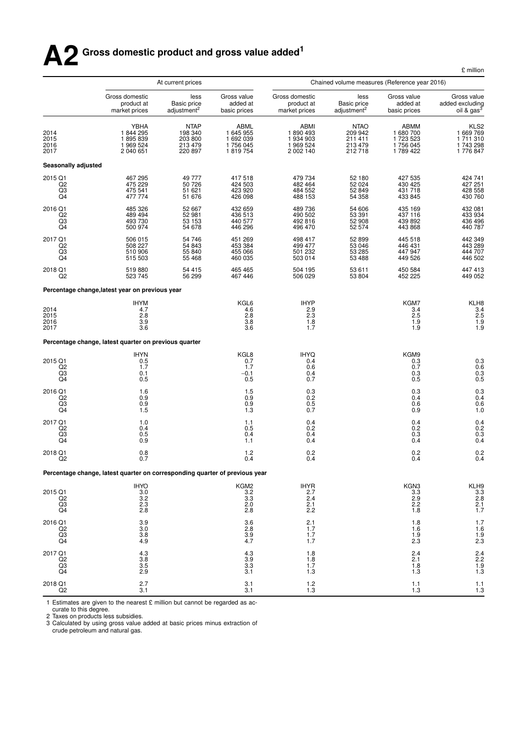# A2 Gross domestic product and gross value added[1]

£ million

| | At current prices | | | Chained volume measures (Reference year 2016) | | | |
|---|---|---|---|---|---|---|---|
| | Gross domestic product at market prices | less Basic price adjustment[2] | Gross value added at basic prices | Gross domestic product at market prices | less Basic price adjustment[2] | Gross value added at basic prices | Gross value added excluding oil & gas[3] |
| | YBHA | NTAP | ABML | ABMI | NTAO | ABMM | KLS2 |
| 2014 | 1 844 295 | 198 340 | 1 645 955 | 1 890 493 | 209 942 | 1 680 700 | 1 669 769 |
| 2015 | 1 895 839 | 203 800 | 1 692 039 | 1 934 903 | 211 411 | 1 723 523 | 1 711 310 |
| 2016 | 1 969 524 | 213 479 | 1 756 045 | 1 969 524 | 213 479 | 1 756 045 | 1 743 298 |
| 2017 | 2 040 651 | 220 897 | 1 819 754 | 2 002 140 | 212 718 | 1 789 422 | 1 776 847 |
| **Seasonally adjusted** | | | | | | | |
| 2015 Q1 | 467 295 | 49 777 | 417 518 | 479 734 | 52 180 | 427 535 | 424 741 |
| Q2 | 475 229 | 50 726 | 424 503 | 482 464 | 52 024 | 430 425 | 427 251 |
| Q3 | 475 541 | 51 621 | 423 920 | 484 552 | 52 849 | 431 718 | 428 558 |
| Q4 | 477 774 | 51 676 | 426 098 | 488 153 | 54 358 | 433 845 | 430 760 |
| 2016 Q1 | 485 326 | 52 667 | 432 659 | 489 736 | 54 606 | 435 169 | 432 081 |
| Q2 | 489 494 | 52 981 | 436 513 | 490 502 | 53 391 | 437 116 | 433 934 |
| Q3 | 493 730 | 53 153 | 440 577 | 492 816 | 52 908 | 439 892 | 436 496 |
| Q4 | 500 974 | 54 678 | 446 296 | 496 470 | 52 574 | 443 868 | 440 787 |
| 2017 Q1 | 506 015 | 54 746 | 451 269 | 498 417 | 52 899 | 445 518 | 442 349 |
| Q2 | 508 227 | 54 843 | 453 384 | 499 477 | 53 046 | 446 431 | 443 289 |
| Q3 | 510 906 | 55 840 | 455 066 | 501 232 | 53 285 | 447 947 | 444 707 |
| Q4 | 515 503 | 55 468 | 460 035 | 503 014 | 53 488 | 449 526 | 446 502 |
| 2018 Q1 | 519 880 | 54 415 | 465 465 | 504 195 | 53 611 | 450 584 | 447 413 |
| Q2 | 523 745 | 56 299 | 467 446 | 506 029 | 53 804 | 452 225 | 449 052 |
| **Percentage change, latest year on previous year** | | | | | | | |
| | IHYM | | KGL6 | IHYP | | KGM7 | KLH8 |
| 2014 | 4.7 | | 4.6 | 2.9 | | 3.4 | 3.4 |
| 2015 | 2.8 | | 2.8 | 2.3 | | 2.5 | 2.5 |
| 2016 | 3.9 | | 3.8 | 1.8 | | 1.9 | 1.9 |
| 2017 | 3.6 | | 3.6 | 1.7 | | 1.9 | 1.9 |
| **Percentage change, latest quarter on previous quarter** | | | | | | | |
| | IHYN | | KGL8 | IHYQ | | KGM9 | |
| 2015 Q1 | 0.5 | | 0.7 | 0.4 | | 0.3 | 0.3 |
| Q2 | 1.7 | | 1.7 | 0.6 | | 0.7 | 0.6 |
| Q3 | 0.1 | | −0.1 | 0.4 | | 0.3 | 0.3 |
| Q4 | 0.5 | | 0.5 | 0.7 | | 0.5 | 0.5 |
| 2016 Q1 | 1.6 | | 1.5 | 0.3 | | 0.3 | 0.3 |
| Q2 | 0.9 | | 0.9 | 0.2 | | 0.4 | 0.4 |
| Q3 | 0.9 | | 0.9 | 0.5 | | 0.6 | 0.6 |
| Q4 | 1.5 | | 1.3 | 0.7 | | 0.9 | 1.0 |
| 2017 Q1 | 1.0 | | 1.1 | 0.4 | | 0.4 | 0.4 |
| Q2 | 0.4 | | 0.5 | 0.2 | | 0.2 | 0.2 |
| Q3 | 0.5 | | 0.4 | 0.4 | | 0.3 | 0.3 |
| Q4 | 0.9 | | 1.1 | 0.4 | | 0.4 | 0.4 |
| 2018 Q1 | 0.8 | | 1.2 | 0.2 | | 0.2 | 0.2 |
| Q2 | 0.7 | | 0.4 | 0.4 | | 0.4 | 0.4 |
| **Percentage change, latest quarter on corresponding quarter of previous year** | | | | | | | |
| | IHYO | | KGM2 | IHYR | | KGN3 | KLH9 |
| 2015 Q1 | 3.0 | | 3.2 | 2.7 | | 3.3 | 3.3 |
| Q2 | 3.2 | | 3.3 | 2.4 | | 2.9 | 2.8 |
| Q3 | 2.3 | | 2.0 | 2.1 | | 2.2 | 2.1 |
| Q4 | 2.8 | | 2.8 | 2.2 | | 1.8 | 1.7 |
| 2016 Q1 | 3.9 | | 3.6 | 2.1 | | 1.8 | 1.7 |
| Q2 | 3.0 | | 2.8 | 1.7 | | 1.6 | 1.6 |
| Q3 | 3.8 | | 3.9 | 1.7 | | 1.9 | 1.9 |
| Q4 | 4.9 | | 4.7 | 1.7 | | 2.3 | 2.3 |
| 2017 Q1 | 4.3 | | 4.3 | 1.8 | | 2.4 | 2.4 |
| Q2 | 3.8 | | 3.9 | 1.8 | | 2.1 | 2.2 |
| Q3 | 3.5 | | 3.3 | 1.7 | | 1.8 | 1.9 |
| Q4 | 2.9 | | 3.1 | 1.3 | | 1.3 | 1.3 |
| 2018 Q1 | 2.7 | | 3.1 | 1.2 | | 1.1 | 1.1 |
| Q2 | 3.1 | | 3.1 | 1.3 | | 1.3 | 1.3 |

1 Estimates are given to the nearest £ million but cannot be regarded as accurate to this degree.
2 Taxes on products less subsidies.
3 Calculated by using gross value added at basic prices minus extraction of crude petroleum and natural gas.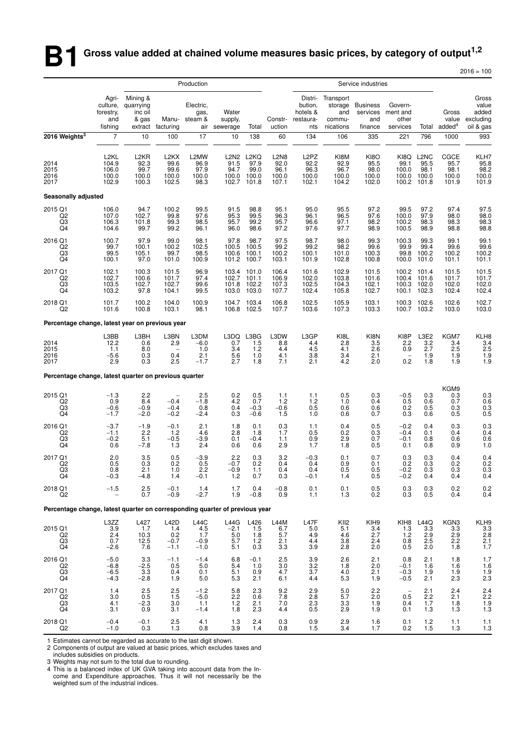# B1 Gross value added at chained volume measures basic prices, by category of output[1,2]

2016 = 100

| | Production | | | | | | | Service industries | | | | | | |
|---|---|---|---|---|---|---|---|---|---|---|---|---|---|---|
| | Agri-culture, forestry, and fishing | Mining & quarrying inc oil & gas extract | Manu-facturing | Electric, gas, steam & air | Water supply, sewerage | Total | Constr-uction | Distri-bution, hotels & restaura-nts | Transport storage and commu-nications | Business services and finance | Govern-ment and other services | Total | Gross value added[4] | Gross value added excluding oil & gas |
| **2016 Weights[3]** | 7 | 10 | 100 | 17 | 10 | 138 | 60 | 134 | 106 | 335 | 221 | 796 | 1000 | 993 |
| | L2KL | L2KR | L2KX | L2MW | L2N2 | L2KQ | L2N8 | L2PZ | KI8M | KI8O | KI8Q | L2NC | CGCE | KLH7 |
| 2014 | 104.9 | 92.3 | 99.6 | 96.9 | 91.5 | 97.9 | 92.0 | 92.2 | 92.9 | 95.5 | 99.1 | 95.5 | 95.7 | 95.8 |
| 2015 | 106.0 | 99.7 | 99.6 | 97.9 | 94.7 | 99.0 | 96.1 | 96.3 | 96.7 | 98.0 | 100.0 | 98.1 | 98.1 | 98.2 |
| 2016 | 100.0 | 100.0 | 100.0 | 100.0 | 100.0 | 100.0 | 100.0 | 100.0 | 100.0 | 100.0 | 100.0 | 100.0 | 100.0 | 100.0 |
| 2017 | 102.9 | 100.3 | 102.5 | 98.3 | 102.7 | 101.8 | 107.1 | 102.1 | 104.2 | 102.0 | 100.2 | 101.8 | 101.9 | 101.9 |
| **Seasonally adjusted** | | | | | | | | | | | | | | |
| 2015 Q1 | 106.0 | 94.7 | 100.2 | 99.5 | 91.5 | 98.8 | 95.1 | 95.0 | 95.5 | 97.2 | 99.5 | 97.2 | 97.4 | 97.5 |
| Q2 | 107.0 | 102.7 | 99.8 | 97.6 | 95.3 | 99.5 | 96.3 | 96.1 | 96.5 | 97.6 | 100.0 | 97.9 | 98.0 | 98.0 |
| Q3 | 106.3 | 101.8 | 99.3 | 98.5 | 95.7 | 99.2 | 95.7 | 96.6 | 97.1 | 98.2 | 100.2 | 98.3 | 98.3 | 98.3 |
| Q4 | 104.6 | 99.7 | 99.2 | 96.1 | 96.0 | 98.6 | 97.2 | 97.6 | 97.7 | 98.9 | 100.5 | 98.9 | 98.8 | 98.8 |
| 2016 Q1 | 100.7 | 97.9 | 99.0 | 98.1 | 97.8 | 98.7 | 97.5 | 98.7 | 98.0 | 99.3 | 100.3 | 99.3 | 99.1 | 99.1 |
| Q2 | 99.7 | 100.1 | 100.2 | 102.5 | 100.5 | 100.5 | 99.2 | 99.2 | 98.2 | 99.6 | 99.9 | 99.4 | 99.6 | 99.6 |
| Q3 | 99.5 | 105.1 | 99.7 | 98.5 | 100.6 | 100.1 | 100.2 | 100.1 | 101.0 | 100.3 | 99.8 | 100.2 | 100.2 | 100.2 |
| Q4 | 100.1 | 97.0 | 101.0 | 100.9 | 101.2 | 100.7 | 103.1 | 101.9 | 102.8 | 100.8 | 100.0 | 101.0 | 101.1 | 101.1 |
| 2017 Q1 | 102.1 | 100.3 | 101.5 | 96.9 | 103.4 | 101.0 | 106.4 | 101.6 | 102.9 | 101.5 | 100.2 | 101.4 | 101.5 | 101.5 |
| Q2 | 102.7 | 100.6 | 101.7 | 97.4 | 102.7 | 101.1 | 106.9 | 102.0 | 103.8 | 101.6 | 100.4 | 101.6 | 101.7 | 101.7 |
| Q3 | 103.5 | 102.7 | 102.7 | 99.6 | 101.8 | 102.2 | 107.3 | 102.5 | 104.3 | 102.1 | 100.3 | 102.0 | 102.0 | 102.0 |
| Q4 | 103.2 | 97.8 | 104.1 | 99.5 | 103.0 | 103.0 | 107.7 | 102.4 | 105.8 | 102.7 | 100.1 | 102.3 | 102.4 | 102.4 |
| 2018 Q1 | 101.7 | 100.2 | 104.0 | 100.9 | 104.7 | 103.4 | 106.8 | 102.5 | 105.9 | 103.1 | 100.3 | 102.6 | 102.6 | 102.7 |
| Q2 | 101.6 | 100.8 | 103.1 | 98.1 | 106.8 | 102.5 | 107.7 | 103.6 | 107.3 | 103.3 | 100.7 | 103.2 | 103.0 | 103.0 |
| **Percentage change, latest year on previous year** | | | | | | | | | | | | | | |
| | L3BB | L3BH | L3BN | L3DM | L3DQ | L3BG | L3DW | L3GP | KI8L | KI8N | KI8P | L3E2 | KGM7 | KLH8 |
| 2014 | 12.2 | 0.6 | 2.9 | −6.0 | 0.7 | 1.5 | 8.8 | 4.4 | 2.8 | 3.5 | 2.2 | 3.2 | 3.4 | 3.4 |
| 2015 | 1.1 | 8.0 | – | 1.0 | 3.4 | 1.2 | 4.4 | 4.5 | 4.1 | 2.6 | 0.9 | 2.7 | 2.5 | 2.5 |
| 2016 | −5.6 | 0.3 | 0.4 | 2.1 | 5.6 | 1.0 | 4.1 | 3.8 | 3.4 | 2.1 | – | 1.9 | 1.9 | 1.9 |
| 2017 | 2.9 | 0.3 | 2.5 | −1.7 | 2.7 | 1.8 | 7.1 | 2.1 | 4.2 | 2.0 | 0.2 | 1.8 | 1.9 | 1.9 |
| **Percentage change, latest quarter on previous quarter** | | | | | | | | | | | | | | |
| | | | | | | | | | | | | | KGM9 | |
| 2015 Q1 | −1.3 | 2.2 | – | 2.5 | 0.2 | 0.5 | 1.1 | 1.1 | 0.5 | 0.3 | −0.5 | 0.3 | 0.3 | 0.3 |
| Q2 | 0.9 | 8.4 | −0.4 | −1.8 | 4.2 | 0.7 | 1.2 | 1.2 | 1.0 | 0.4 | 0.5 | 0.6 | 0.7 | 0.6 |
| Q3 | −0.6 | −0.9 | −0.4 | 0.8 | 0.4 | −0.3 | −0.6 | 0.5 | 0.6 | 0.6 | 0.2 | 0.5 | 0.3 | 0.3 |
| Q4 | −1.7 | −2.0 | −0.2 | −2.4 | 0.3 | −0.6 | 1.5 | 1.0 | 0.6 | 0.7 | 0.3 | 0.6 | 0.5 | 0.5 |
| 2016 Q1 | −3.7 | −1.9 | −0.1 | 2.1 | 1.8 | 0.1 | 0.3 | 1.1 | 0.4 | 0.5 | −0.2 | 0.4 | 0.3 | 0.3 |
| Q2 | −1.1 | 2.2 | 1.2 | 4.6 | 2.8 | 1.8 | 1.7 | 0.5 | 0.2 | 0.3 | −0.4 | 0.1 | 0.4 | 0.4 |
| Q3 | −0.2 | 5.1 | −0.5 | −3.9 | 0.1 | −0.4 | 1.1 | 0.9 | 2.9 | 0.7 | −0.1 | 0.8 | 0.6 | 0.6 |
| Q4 | 0.6 | −7.8 | 1.3 | 2.4 | 0.6 | 0.6 | 2.9 | 1.7 | 1.8 | 0.5 | 0.1 | 0.8 | 0.9 | 1.0 |
| 2017 Q1 | 2.0 | 3.5 | 0.5 | −3.9 | 2.2 | 0.3 | 3.2 | −0.3 | 0.1 | 0.7 | 0.3 | 0.3 | 0.4 | 0.4 |
| Q2 | 0.5 | 0.3 | 0.2 | 0.5 | −0.7 | 0.2 | 0.4 | 0.4 | 0.9 | 0.1 | 0.2 | 0.3 | 0.2 | 0.2 |
| Q3 | 0.8 | 2.1 | 1.0 | 2.2 | −0.9 | 1.1 | 0.4 | 0.4 | 0.5 | 0.5 | −0.2 | 0.3 | 0.3 | 0.3 |
| Q4 | −0.3 | −4.8 | 1.4 | −0.1 | 1.2 | 0.7 | 0.3 | −0.1 | 1.4 | 0.5 | −0.2 | 0.4 | 0.4 | 0.4 |
| 2018 Q1 | −1.5 | 2.5 | −0.1 | 1.4 | 1.7 | 0.4 | −0.8 | 0.1 | 0.1 | 0.5 | 0.3 | 0.3 | 0.2 | 0.2 |
| Q2 | – | 0.7 | −0.9 | −2.7 | 1.9 | −0.8 | 0.9 | 1.1 | 1.3 | 0.2 | 0.3 | 0.5 | 0.4 | 0.4 |
| **Percentage change, latest quarter on corresponding quarter of previous year** | | | | | | | | | | | | | | |
| | L3ZZ | L427 | L42D | L44C | L44G | L426 | L44M | L47F | KII2 | KIH9 | KIH8 | L44Q | KGN3 | KLH9 |
| 2015 Q1 | 3.9 | 1.7 | 1.4 | 4.5 | −2.1 | 1.5 | 6.7 | 5.0 | 5.1 | 3.4 | 1.3 | 3.3 | 3.3 | 3.3 |
| Q2 | 2.4 | 10.3 | 0.2 | 1.7 | 5.0 | 1.8 | 5.7 | 4.9 | 4.6 | 2.7 | 1.2 | 2.9 | 2.9 | 2.8 |
| Q3 | 0.7 | 12.5 | −0.7 | −0.9 | 5.7 | 1.2 | 2.1 | 4.4 | 3.8 | 2.4 | 0.8 | 2.5 | 2.2 | 2.1 |
| Q4 | −2.6 | 7.6 | −1.1 | −1.0 | 5.1 | 0.3 | 3.3 | 3.9 | 2.8 | 2.0 | 0.5 | 2.0 | 1.8 | 1.7 |
| 2016 Q1 | −5.0 | 3.3 | −1.1 | −1.4 | 6.8 | −0.1 | 2.5 | 3.9 | 2.6 | 2.1 | 0.8 | 2.1 | 1.8 | 1.7 |
| Q2 | −6.8 | −2.5 | 0.5 | 5.0 | 5.4 | 1.0 | 3.0 | 3.2 | 1.8 | 2.0 | −0.1 | 1.6 | 1.6 | 1.6 |
| Q3 | −6.5 | 3.3 | 0.4 | 0.1 | 5.1 | 0.9 | 4.7 | 3.7 | 4.0 | 2.1 | −0.3 | 1.9 | 1.9 | 1.9 |
| Q4 | −4.3 | −2.8 | 1.9 | 5.0 | 5.3 | 2.1 | 6.1 | 4.4 | 5.3 | 1.9 | −0.5 | 2.1 | 2.3 | 2.3 |
| 2017 Q1 | 1.4 | 2.5 | 2.5 | −1.2 | 5.8 | 2.3 | 9.2 | 2.9 | 5.0 | 2.2 | – | 2.1 | 2.4 | 2.4 |
| Q2 | 3.0 | 0.5 | 1.5 | −5.0 | 2.2 | 0.6 | 7.8 | 2.8 | 5.7 | 2.0 | 0.5 | 2.2 | 2.1 | 2.2 |
| Q3 | 4.1 | −2.3 | 3.0 | 1.1 | 1.2 | 2.1 | 7.0 | 2.3 | 3.3 | 1.9 | 0.4 | 1.7 | 1.8 | 1.9 |
| Q4 | 3.1 | 0.9 | 3.1 | −1.4 | 1.8 | 2.3 | 4.4 | 0.5 | 2.9 | 1.9 | 0.1 | 1.3 | 1.3 | 1.3 |
| 2018 Q1 | −0.4 | −0.1 | 2.5 | 4.1 | 1.3 | 2.4 | 0.3 | 0.9 | 2.9 | 1.6 | 0.1 | 1.2 | 1.1 | 1.1 |
| Q2 | −1.0 | 0.3 | 1.3 | 0.8 | 3.9 | 1.4 | 0.8 | 1.5 | 3.4 | 1.7 | 0.2 | 1.5 | 1.3 | 1.3 |

1 Estimates cannot be regarded as accurate to the last digit shown.
2 Components of output are valued at basic prices, which excludes taxes and includes subsidies on products.
3 Weights may not sum to the total due to rounding.
4 This is a balanced index of UK GVA taking into account data from the Income and Expenditure approaches. Thus it will not necessarily be the weighted sum of the industrial indices.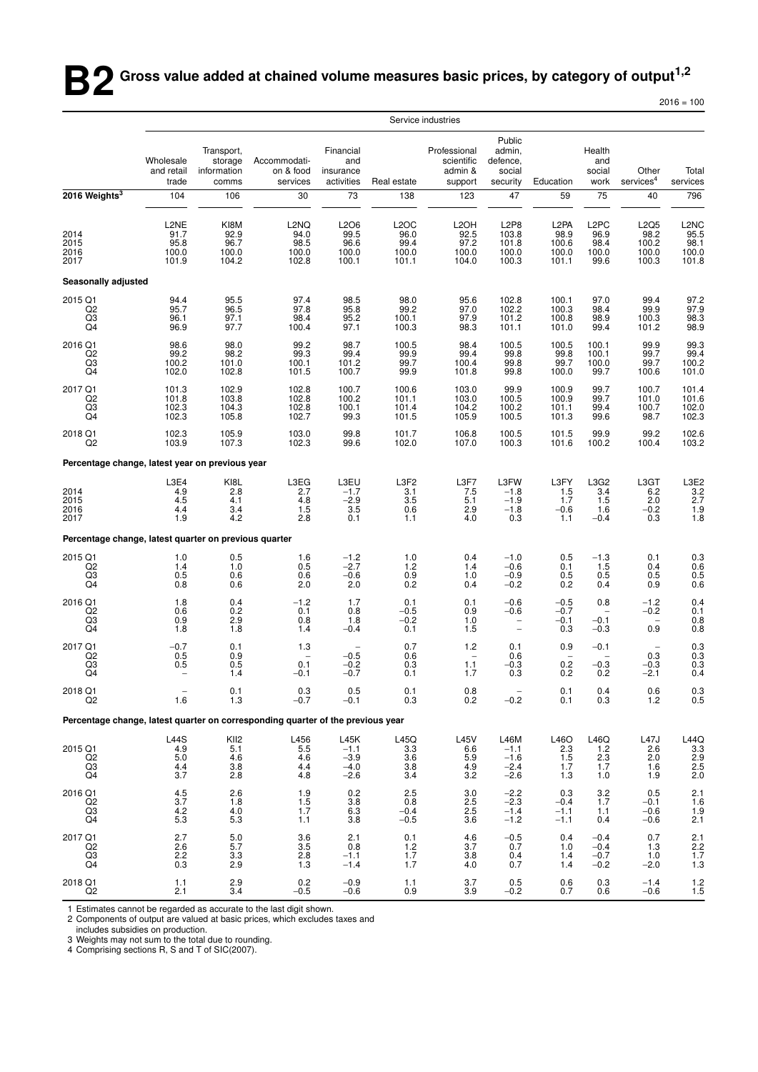# B2 Gross value added at chained volume measures basic prices, by category of output[1,2]

2016 = 100

| | Service industries | | | | | | | | | | |
|---|---|---|---|---|---|---|---|---|---|---|---|
| | Wholesale and retail trade | Transport, storage information comms | Accommodation & food services | Financial and insurance activities | Real estate | Professional scientific admin & support | Public admin, defence, social security | Education | Health and social work | Other services[4] | Total services |
| **2016 Weights[3]** | 104 | 106 | 30 | 73 | 138 | 123 | 47 | 59 | 75 | 40 | 796 |
| | L2NE | KI8M | L2NQ | L2O6 | L2OC | L2OH | L2P8 | L2PA | L2PC | L2Q5 | L2NC |
| 2014 | 91.7 | 92.9 | 94.0 | 99.5 | 96.0 | 92.5 | 103.8 | 98.9 | 96.9 | 98.2 | 95.5 |
| 2015 | 95.8 | 96.7 | 98.5 | 96.6 | 99.4 | 97.2 | 101.8 | 100.6 | 98.4 | 100.2 | 98.1 |
| 2016 | 100.0 | 100.0 | 100.0 | 100.0 | 100.0 | 100.0 | 100.0 | 100.0 | 100.0 | 100.0 | 100.0 |
| 2017 | 101.9 | 104.2 | 102.8 | 100.1 | 101.1 | 104.0 | 100.3 | 101.1 | 99.6 | 100.3 | 101.8 |
| **Seasonally adjusted** | | | | | | | | | | | |
| 2015 Q1 | 94.4 | 95.5 | 97.4 | 98.5 | 98.0 | 95.6 | 102.8 | 100.1 | 97.0 | 99.4 | 97.2 |
| Q2 | 95.7 | 96.5 | 97.8 | 95.8 | 99.2 | 97.0 | 102.2 | 100.3 | 98.4 | 99.9 | 97.9 |
| Q3 | 96.1 | 97.1 | 98.4 | 95.2 | 100.1 | 97.9 | 101.2 | 100.8 | 98.9 | 100.3 | 98.3 |
| Q4 | 96.9 | 97.7 | 100.4 | 97.1 | 100.3 | 98.3 | 101.1 | 101.0 | 99.4 | 101.2 | 98.9 |
| 2016 Q1 | 98.6 | 98.0 | 99.2 | 98.7 | 100.5 | 98.4 | 100.5 | 100.5 | 100.1 | 99.9 | 99.3 |
| Q2 | 99.2 | 98.2 | 99.3 | 99.4 | 99.9 | 99.4 | 99.8 | 99.8 | 100.1 | 99.7 | 99.4 |
| Q3 | 100.2 | 101.0 | 100.1 | 101.2 | 99.7 | 100.4 | 99.8 | 99.7 | 100.0 | 99.7 | 100.2 |
| Q4 | 102.0 | 102.8 | 101.5 | 100.7 | 99.9 | 101.8 | 99.8 | 100.0 | 99.7 | 100.6 | 101.0 |
| 2017 Q1 | 101.3 | 102.9 | 102.8 | 100.7 | 100.6 | 103.0 | 99.9 | 100.9 | 99.7 | 100.7 | 101.4 |
| Q2 | 101.8 | 103.8 | 102.8 | 100.2 | 101.1 | 103.0 | 100.5 | 100.9 | 99.7 | 101.0 | 101.6 |
| Q3 | 102.3 | 104.3 | 102.8 | 100.1 | 101.4 | 104.2 | 100.2 | 101.1 | 99.4 | 100.7 | 102.0 |
| Q4 | 102.3 | 105.8 | 102.7 | 99.3 | 101.5 | 105.9 | 100.5 | 101.3 | 99.6 | 98.7 | 102.3 |
| 2018 Q1 | 102.3 | 105.9 | 103.0 | 99.8 | 101.7 | 106.8 | 100.5 | 101.5 | 99.9 | 99.2 | 102.6 |
| Q2 | 103.9 | 107.3 | 102.3 | 99.6 | 102.0 | 107.0 | 100.3 | 101.6 | 100.2 | 100.4 | 103.2 |
| **Percentage change, latest year on previous year** | | | | | | | | | | | |
| | L3E4 | KI8L | L3EG | L3EU | L3F2 | L3F7 | L3FW | L3FY | L3G2 | L3GT | L3E2 |
| 2014 | 4.9 | 2.8 | 2.7 | −1.7 | 3.1 | 7.5 | −1.8 | 1.5 | 3.4 | 6.2 | 3.2 |
| 2015 | 4.5 | 4.1 | 4.8 | −2.9 | 3.5 | 5.1 | −1.9 | 1.7 | 1.5 | 2.0 | 2.7 |
| 2016 | 4.4 | 3.4 | 1.5 | 3.5 | 0.6 | 2.9 | −1.8 | −0.6 | 1.6 | −0.2 | 1.9 |
| 2017 | 1.9 | 4.2 | 2.8 | 0.1 | 1.1 | 4.0 | 0.3 | 1.1 | −0.4 | 0.3 | 1.8 |
| **Percentage change, latest quarter on previous quarter** | | | | | | | | | | | |
| 2015 Q1 | 1.0 | 0.5 | 1.6 | −1.2 | 1.0 | 0.4 | −1.0 | 0.5 | −1.3 | 0.1 | 0.3 |
| Q2 | 1.4 | 1.0 | 0.5 | −2.7 | 1.2 | 1.4 | −0.6 | 0.1 | 1.5 | 0.4 | 0.6 |
| Q3 | 0.5 | 0.6 | 0.6 | −0.6 | 0.9 | 1.0 | −0.9 | 0.5 | 0.5 | 0.5 | 0.5 |
| Q4 | 0.8 | 0.6 | 2.0 | 2.0 | 0.2 | 0.4 | −0.2 | 0.2 | 0.4 | 0.9 | 0.6 |
| 2016 Q1 | 1.8 | 0.4 | −1.2 | 1.7 | 0.1 | 0.1 | −0.6 | −0.5 | 0.8 | −1.2 | 0.4 |
| Q2 | 0.6 | 0.2 | 0.1 | 0.8 | −0.5 | 0.9 | −0.6 | −0.7 | – | −0.2 | 0.1 |
| Q3 | 0.9 | 2.9 | 0.8 | 1.8 | −0.2 | 1.0 | – | −0.1 | −0.1 | – | 0.8 |
| Q4 | 1.8 | 1.8 | 1.4 | −0.4 | 0.1 | 1.5 | – | 0.3 | −0.3 | 0.9 | 0.8 |
| 2017 Q1 | −0.7 | 0.1 | 1.3 | – | 0.7 | 1.2 | 0.1 | 0.9 | −0.1 | – | 0.3 |
| Q2 | 0.5 | 0.9 | – | −0.5 | 0.6 | – | 0.6 | – | – | 0.3 | 0.3 |
| Q3 | 0.5 | 0.5 | 0.1 | −0.2 | 0.3 | 1.1 | −0.3 | 0.2 | −0.3 | −0.3 | 0.3 |
| Q4 | – | 1.4 | −0.1 | −0.7 | 0.1 | 1.7 | 0.3 | 0.2 | 0.2 | −2.1 | 0.4 |
| 2018 Q1 | – | 0.1 | 0.3 | 0.5 | 0.1 | 0.8 | – | 0.1 | 0.4 | 0.6 | 0.3 |
| Q2 | 1.6 | 1.3 | −0.7 | −0.1 | 0.3 | 0.2 | −0.2 | 0.1 | 0.3 | 1.2 | 0.5 |
| **Percentage change, latest quarter on corresponding quarter of the previous year** | | | | | | | | | | | |
| | L44S | KII2 | L456 | L45K | L45Q | L45V | L46M | L46O | L46Q | L47J | L44Q |
| 2015 Q1 | 4.9 | 5.1 | 5.5 | −1.1 | 3.3 | 6.6 | −1.1 | 2.3 | 1.2 | 2.6 | 3.3 |
| Q2 | 5.0 | 4.6 | 4.6 | −3.9 | 3.6 | 5.9 | −1.6 | 1.5 | 2.3 | 2.0 | 2.9 |
| Q3 | 4.4 | 3.8 | 4.4 | −4.0 | 3.8 | 4.9 | −2.4 | 1.7 | 1.7 | 1.6 | 2.5 |
| Q4 | 3.7 | 2.8 | 4.8 | −2.6 | 3.4 | 3.2 | −2.6 | 1.3 | 1.0 | 1.9 | 2.0 |
| 2016 Q1 | 4.5 | 2.6 | 1.9 | 0.2 | 2.5 | 3.0 | −2.2 | 0.3 | 3.2 | 0.5 | 2.1 |
| Q2 | 3.7 | 1.8 | 1.5 | 3.8 | 0.8 | 2.5 | −2.3 | −0.4 | 1.7 | −0.1 | 1.6 |
| Q3 | 4.2 | 4.0 | 1.7 | 6.3 | −0.4 | 2.5 | −1.4 | −1.1 | 1.1 | −0.6 | 1.9 |
| Q4 | 5.3 | 5.3 | 1.1 | 3.8 | −0.5 | 3.6 | −1.2 | −1.1 | 0.4 | −0.6 | 2.1 |
| 2017 Q1 | 2.7 | 5.0 | 3.6 | 2.1 | 0.1 | 4.6 | −0.5 | 0.4 | −0.4 | 0.7 | 2.1 |
| Q2 | 2.6 | 5.7 | 3.5 | 0.8 | 1.2 | 3.7 | 0.7 | 1.0 | −0.4 | 1.3 | 2.2 |
| Q3 | 2.2 | 3.3 | 2.8 | −1.1 | 1.7 | 3.8 | 0.4 | 1.4 | −0.7 | 1.0 | 1.7 |
| Q4 | 0.3 | 2.9 | 1.3 | −1.4 | 1.7 | 4.0 | 0.7 | 1.4 | −0.2 | −2.0 | 1.3 |
| 2018 Q1 | 1.1 | 2.9 | 0.2 | −0.9 | 1.1 | 3.7 | 0.5 | 0.6 | 0.3 | −1.4 | 1.2 |
| Q2 | 2.1 | 3.4 | −0.5 | −0.6 | 0.9 | 3.9 | −0.2 | 0.7 | 0.6 | −0.6 | 1.5 |

1 Estimates cannot be regarded as accurate to the last digit shown.
2 Components of output are valued at basic prices, which excludes taxes and includes subsidies on production.
3 Weights may not sum to the total due to rounding.
4 Comprising sections R, S and T of SIC(2007).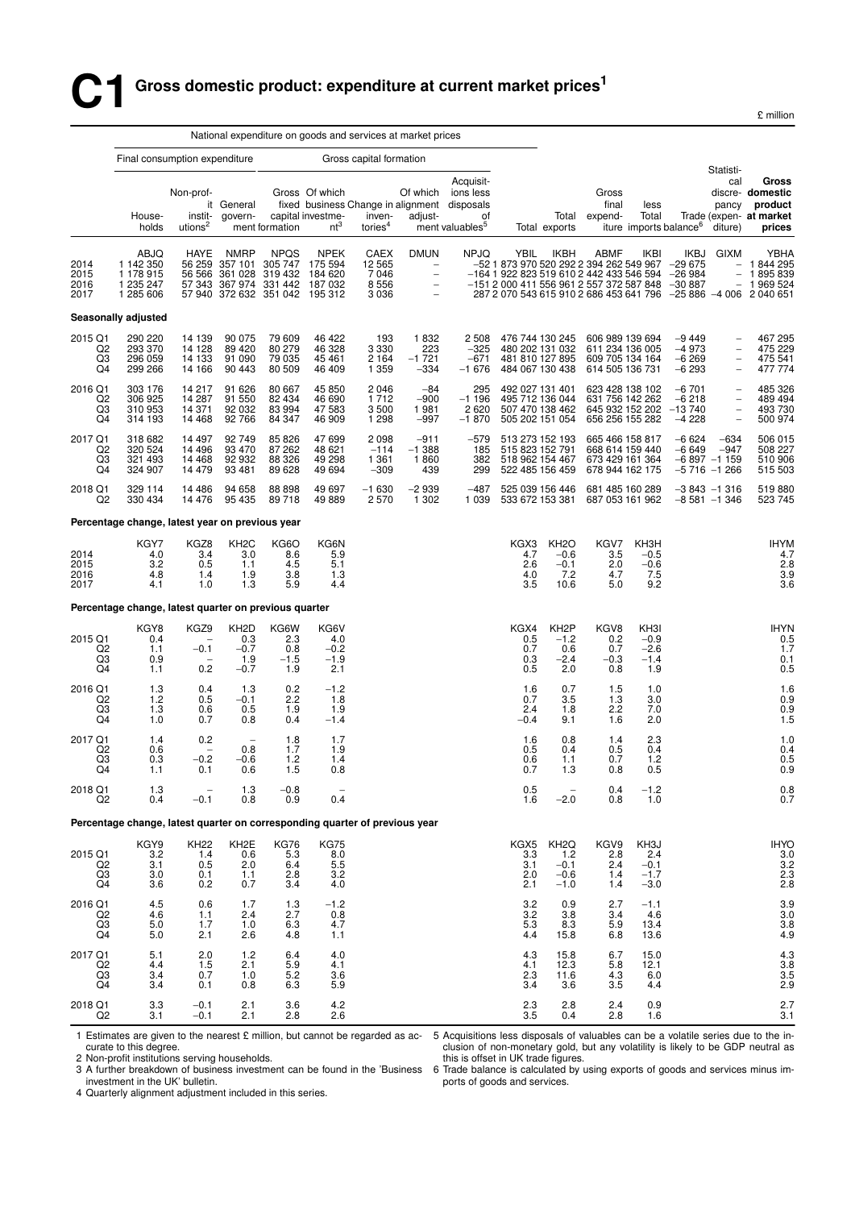# C1 Gross domestic product: expenditure at current market prices[1]

£ million

| | National expenditure on goods and services at market prices | | | | | | | | | | | | | | |
|---|---|---|---|---|---|---|---|---|---|---|---|---|---|---|---|
| | Final consumption expenditure | | | Gross capital formation | | | | | | | | | | | |
| | Households | Non-profit instit-utions[2] | General govern-ment | Gross fixed capital formation | Of which business investment[3] | Change in inventories[4] | Of which alignment adjust-ment | Acquisitions less disposals of valuables[5] | Total | Total exports | Gross final expend-iture | less Total imports | Trade balance[6] | Statistical discrepancy (expenditure) | Gross domestic product at market prices |
| | ABJQ | HAYE | NMRP | NPQS | NPEK | CAEX | DMUN | NPJQ | YBIL | IKBH | ABMF | IKBI | IKBJ | GIXM | YBHA |
| 2014 | 1 142 350 | 56 259 | 357 101 | 305 747 | 175 594 | 12 565 | – | -52 | 1 873 970 | 520 292 | 2 394 262 | 549 967 | -29 675 | – | 1 844 295 |
| 2015 | 1 178 915 | 56 566 | 361 028 | 319 432 | 184 620 | 7 046 | – | -164 | 1 922 823 | 519 610 | 2 442 433 | 546 594 | -26 984 | – | 1 895 839 |
| 2016 | 1 235 247 | 57 343 | 367 974 | 331 442 | 187 032 | 8 556 | – | -151 | 2 000 411 | 556 961 | 2 557 372 | 587 848 | -30 887 | – | 1 969 524 |
| 2017 | 1 285 606 | 57 940 | 372 632 | 351 042 | 195 312 | 3 036 | – | 287 | 2 070 543 | 615 910 | 2 686 453 | 641 796 | -25 886 | -4 006 | 2 040 651 |
| **Seasonally adjusted** | | | | | | | | | | | | | | | |
| 2015 Q1 | 290 220 | 14 139 | 90 075 | 79 609 | 46 422 | 193 | 1 832 | 2 508 | 476 744 | 130 245 | 606 989 | 139 694 | -9 449 | – | 467 295 |
| Q2 | 293 370 | 14 128 | 89 420 | 80 279 | 46 328 | 3 330 | 223 | -325 | 480 202 | 131 032 | 611 234 | 136 005 | -4 973 | – | 475 229 |
| Q3 | 296 059 | 14 133 | 91 090 | 79 035 | 45 461 | 2 164 | -1 721 | -671 | 481 810 | 127 895 | 609 705 | 134 164 | -6 269 | – | 475 541 |
| Q4 | 299 266 | 14 166 | 90 443 | 80 509 | 46 409 | 1 359 | -334 | -1 676 | 484 067 | 130 438 | 614 505 | 136 731 | -6 293 | – | 477 774 |
| 2016 Q1 | 303 176 | 14 217 | 91 626 | 80 667 | 45 850 | 2 046 | -84 | 295 | 492 027 | 131 401 | 623 428 | 138 102 | -6 701 | – | 485 326 |
| Q2 | 306 925 | 14 287 | 91 550 | 82 434 | 46 690 | 1 712 | -900 | -1 196 | 495 712 | 136 044 | 631 756 | 142 262 | -6 218 | – | 489 494 |
| Q3 | 310 953 | 14 371 | 92 032 | 83 994 | 47 583 | 3 500 | 1 981 | 2 620 | 507 470 | 138 462 | 645 932 | 152 202 | -13 740 | – | 493 730 |
| Q4 | 314 193 | 14 468 | 92 766 | 84 347 | 46 909 | 1 298 | -997 | -1 870 | 505 202 | 151 054 | 656 256 | 155 282 | -4 228 | – | 500 974 |
| 2017 Q1 | 318 682 | 14 497 | 92 749 | 85 826 | 47 699 | 2 098 | -911 | -579 | 513 273 | 152 193 | 665 466 | 158 817 | -6 624 | -634 | 506 015 |
| Q2 | 320 524 | 14 496 | 93 470 | 87 262 | 48 621 | -114 | -1 388 | 185 | 515 823 | 152 791 | 668 614 | 159 440 | -6 649 | -947 | 508 227 |
| Q3 | 321 493 | 14 468 | 92 932 | 88 326 | 49 298 | 1 361 | 1 860 | 382 | 518 962 | 154 467 | 673 429 | 161 364 | -6 897 | -1 159 | 510 906 |
| Q4 | 324 907 | 14 479 | 93 481 | 89 628 | 49 694 | -309 | 439 | 299 | 522 485 | 156 459 | 678 944 | 162 175 | -5 716 | -1 266 | 515 503 |
| 2018 Q1 | 329 114 | 14 486 | 94 658 | 88 898 | 49 697 | -1 630 | -2 939 | -487 | 525 039 | 156 446 | 681 485 | 160 289 | -3 843 | -1 316 | 519 880 |
| Q2 | 330 434 | 14 476 | 95 435 | 89 718 | 49 889 | 2 570 | 1 302 | 1 039 | 533 672 | 153 381 | 687 053 | 161 962 | -8 581 | -1 346 | 523 745 |
| **Percentage change, latest year on previous year** | | | | | | | | | | | | | | | |
| | KGY7 | KGZ8 | KH2C | KG6O | KG6N | | | | KGX3 | KH2O | KGV7 | KH3H | | | IHYM |
| 2014 | 4.0 | 3.4 | 3.0 | 8.6 | 5.9 | | | | 4.7 | -0.6 | 3.5 | -0.5 | | | 4.7 |
| 2015 | 3.2 | 0.5 | 1.1 | 4.5 | 5.1 | | | | 2.6 | -0.1 | 2.0 | -0.6 | | | 2.8 |
| 2016 | 4.8 | 1.4 | 1.9 | 3.8 | 1.3 | | | | 4.0 | 7.2 | 4.7 | 7.5 | | | 3.9 |
| 2017 | 4.1 | 1.0 | 1.3 | 5.9 | 4.4 | | | | 3.5 | 10.6 | 5.0 | 9.2 | | | 3.6 |
| **Percentage change, latest quarter on previous quarter** | | | | | | | | | | | | | | | |
| | KGY8 | KGZ9 | KH2D | KG6W | KG6V | | | | KGX4 | KH2P | KGV8 | KH3I | | | IHYN |
| 2015 Q1 | 0.4 | – | 0.3 | 2.3 | 4.0 | | | | 0.5 | -1.2 | 0.2 | -0.9 | | | 0.5 |
| Q2 | 1.1 | -0.1 | -0.7 | 0.8 | -0.2 | | | | 0.7 | 0.6 | 0.7 | -2.6 | | | 1.7 |
| Q3 | 0.9 | – | 1.9 | -1.5 | -1.9 | | | | 0.3 | -2.4 | -0.3 | -1.4 | | | 0.1 |
| Q4 | 1.1 | 0.2 | -0.7 | 1.9 | 2.1 | | | | 0.5 | 2.0 | 0.8 | 1.9 | | | 0.5 |
| 2016 Q1 | 1.3 | 0.4 | 1.3 | 0.2 | -1.2 | | | | 1.6 | 0.7 | 1.5 | 1.0 | | | 1.6 |
| Q2 | 1.2 | 0.5 | -0.1 | 2.2 | 1.8 | | | | 0.7 | 3.5 | 1.3 | 3.0 | | | 0.9 |
| Q3 | 1.3 | 0.6 | 0.5 | 1.9 | 1.9 | | | | 2.4 | 1.8 | 2.2 | 7.0 | | | 0.9 |
| Q4 | 1.0 | 0.7 | 0.8 | 0.4 | -1.4 | | | | -0.4 | 9.1 | 1.6 | 2.0 | | | 1.5 |
| 2017 Q1 | 1.4 | 0.2 | – | 1.8 | 1.7 | | | | 1.6 | 0.8 | 1.4 | 2.3 | | | 1.0 |
| Q2 | 0.6 | – | 0.8 | 1.7 | 1.9 | | | | 0.5 | 0.4 | 0.5 | 0.4 | | | 0.4 |
| Q3 | 0.3 | -0.2 | -0.6 | 1.2 | 1.4 | | | | 0.6 | 1.1 | 0.7 | 1.2 | | | 0.5 |
| Q4 | 1.1 | 0.1 | 0.6 | 1.5 | 0.8 | | | | 0.7 | 1.3 | 0.8 | 0.5 | | | 0.9 |
| 2018 Q1 | 1.3 | – | 1.3 | -0.8 | – | | | | 0.5 | – | 0.4 | -1.2 | | | 0.8 |
| Q2 | 0.4 | -0.1 | 0.8 | 0.9 | 0.4 | | | | 1.6 | -2.0 | 0.8 | 1.0 | | | 0.7 |
| **Percentage change, latest quarter on corresponding quarter of previous year** | | | | | | | | | | | | | | | |
| | KGY9 | KH22 | KH2E | KG76 | KG75 | | | | KGX5 | KH2Q | KGV9 | KH3J | | | IHYO |
| 2015 Q1 | 3.2 | 1.4 | 0.6 | 5.3 | 8.0 | | | | 3.3 | 1.2 | 2.8 | 2.4 | | | 3.0 |
| Q2 | 3.1 | 0.5 | 2.0 | 6.4 | 5.5 | | | | 3.1 | -0.1 | 2.4 | -0.1 | | | 3.2 |
| Q3 | 3.0 | 0.1 | 1.1 | 2.8 | 3.2 | | | | 2.0 | -0.6 | 1.4 | -1.7 | | | 2.3 |
| Q4 | 3.6 | 0.2 | 0.7 | 3.4 | 4.0 | | | | 2.1 | -1.0 | 1.4 | -3.0 | | | 2.8 |
| 2016 Q1 | 4.5 | 0.6 | 1.7 | 1.3 | -1.2 | | | | 3.2 | 0.9 | 2.7 | -1.1 | | | 3.9 |
| Q2 | 4.6 | 1.1 | 2.4 | 2.7 | 0.8 | | | | 3.2 | 3.8 | 3.4 | 4.6 | | | 3.0 |
| Q3 | 5.0 | 1.7 | 1.0 | 6.3 | 4.7 | | | | 5.3 | 8.3 | 5.9 | 13.4 | | | 3.8 |
| Q4 | 5.0 | 2.1 | 2.6 | 4.8 | 1.1 | | | | 4.4 | 15.8 | 6.8 | 13.6 | | | 4.9 |
| 2017 Q1 | 5.1 | 2.0 | 1.2 | 6.4 | 4.0 | | | | 4.3 | 15.8 | 6.7 | 15.0 | | | 4.3 |
| Q2 | 4.4 | 1.5 | 2.1 | 5.9 | 4.1 | | | | 4.1 | 12.3 | 5.8 | 12.1 | | | 3.8 |
| Q3 | 3.4 | 0.7 | 1.0 | 5.2 | 3.6 | | | | 2.3 | 11.6 | 4.3 | 6.0 | | | 3.5 |
| Q4 | 3.4 | 0.1 | 0.8 | 6.3 | 5.9 | | | | 3.4 | 3.6 | 3.5 | 4.4 | | | 2.9 |
| 2018 Q1 | 3.3 | -0.1 | 2.1 | 3.6 | 4.2 | | | | 2.3 | 2.8 | 2.4 | 0.9 | | | 2.7 |
| Q2 | 3.1 | -0.1 | 2.1 | 2.8 | 2.6 | | | | 3.5 | 0.4 | 2.8 | 1.6 | | | 3.1 |

1 Estimates are given to the nearest £ million, but cannot be regarded as accurate to this degree.

2 Non-profit institutions serving households.

3 A further breakdown of business investment can be found in the 'Business investment in the UK' bulletin.

4 Quarterly alignment adjustment included in this series.

5 Acquisitions less disposals of valuables can be a volatile series due to the inclusion of non-monetary gold, but any volatility is likely to be GDP neutral as this is offset in UK trade figures.

6 Trade balance is calculated by using exports of goods and services minus imports of goods and services.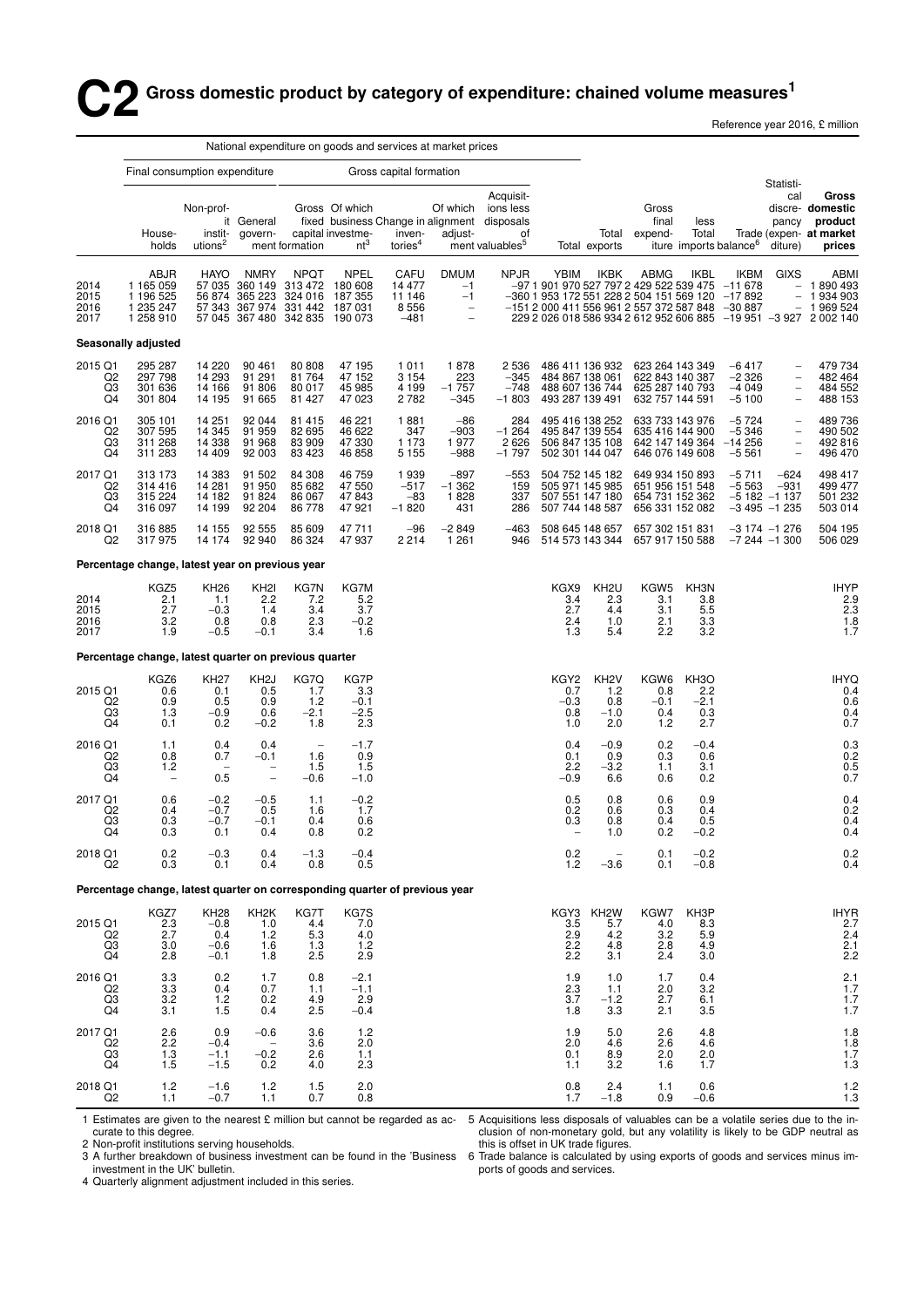# C2 Gross domestic product by category of expenditure: chained volume measures[1]

Reference year 2016, £ million

| | National expenditure on goods and services at market prices | | | | | | | | | | | | | | | |
|---|---|---|---|---|---|---|---|---|---|---|---|---|---|---|---|---|
| | Final consumption expenditure | | | Gross capital formation | | | | | | | | | | | | |
| | Households | Non-profit instit-utions[2] | General govern-ment | Gross fixed capital formation | Of which business investment[3] | Change in inven-tories[4] | Of which alignment adjust-ment | Acquisitions less disposals of valuables[5] | Total | Total exports | Gross final expend-iture | less Total imports | Trade balance[6] | Statistical discrepancy (expenditure) | Gross domestic product at market prices |
| | ABJR | HAYO | NMRY | NPQT | NPEL | CAFU | DMUM | NPJR | YBIM | IKBK | ABMG | IKBL | IKBM | GIXS | ABMI |
| 2014 | 1 165 059 | 57 035 | 360 149 | 313 472 | 180 608 | 14 477 | −1 | −97 | 1 901 970 | 527 797 | 2 429 522 | 539 475 | −11 678 | – | 1 890 493 |
| 2015 | 1 196 525 | 56 874 | 365 223 | 324 016 | 187 355 | 11 146 | −1 | −360 | 1 953 172 | 551 228 | 2 504 151 | 569 120 | −17 892 | – | 1 934 903 |
| 2016 | 1 235 247 | 57 343 | 367 974 | 331 442 | 187 031 | 8 556 | – | −151 | 2 000 411 | 556 961 | 2 557 372 | 587 848 | −30 887 | – | 1 969 524 |
| 2017 | 1 258 910 | 57 045 | 367 480 | 342 835 | 190 073 | −481 | – | 229 | 2 026 018 | 586 934 | 2 612 952 | 606 885 | −19 951 | −3 927 | 2 002 140 |
| **Seasonally adjusted** | | | | | | | | | | | | | | | |
| 2015 Q1 | 295 287 | 14 220 | 90 461 | 80 808 | 47 195 | 1 011 | 1 878 | 2 536 | 486 411 | 136 932 | 623 264 | 143 349 | −6 417 | – | 479 734 |
| Q2 | 297 798 | 14 293 | 91 291 | 81 764 | 47 152 | 3 154 | 223 | −345 | 484 867 | 138 061 | 622 843 | 140 387 | −2 326 | – | 482 464 |
| Q3 | 301 636 | 14 166 | 91 806 | 80 017 | 45 985 | 4 199 | −1 757 | −748 | 488 607 | 136 744 | 625 287 | 140 793 | −4 049 | – | 484 552 |
| Q4 | 301 804 | 14 195 | 91 665 | 81 427 | 47 023 | 2 782 | −345 | −1 803 | 493 287 | 139 491 | 632 757 | 144 591 | −5 100 | – | 488 153 |
| 2016 Q1 | 305 101 | 14 251 | 92 044 | 81 415 | 46 221 | 1 881 | −86 | 284 | 495 416 | 138 252 | 633 733 | 143 976 | −5 724 | – | 489 736 |
| Q2 | 307 595 | 14 345 | 91 959 | 82 695 | 46 622 | 347 | −903 | −1 264 | 495 847 | 139 554 | 635 416 | 144 900 | −5 346 | – | 490 502 |
| Q3 | 311 268 | 14 338 | 91 968 | 83 909 | 47 330 | 1 173 | 1 977 | 2 626 | 506 847 | 135 108 | 642 147 | 149 364 | −14 256 | – | 492 816 |
| Q4 | 311 283 | 14 409 | 92 003 | 83 423 | 46 858 | 5 155 | −988 | −1 797 | 502 301 | 144 047 | 646 076 | 149 608 | −5 561 | – | 496 470 |
| 2017 Q1 | 313 173 | 14 383 | 91 502 | 84 308 | 46 759 | 1 939 | −897 | −553 | 504 752 | 145 182 | 649 934 | 150 893 | −5 711 | −624 | 498 417 |
| Q2 | 314 416 | 14 281 | 91 950 | 85 682 | 47 550 | −517 | −1 362 | 159 | 505 971 | 145 985 | 651 956 | 151 548 | −5 563 | −931 | 499 477 |
| Q3 | 315 224 | 14 182 | 91 824 | 86 067 | 47 843 | −83 | 1 828 | 337 | 507 551 | 147 180 | 654 731 | 152 362 | −5 182 | −1 137 | 501 232 |
| Q4 | 316 097 | 14 199 | 92 204 | 86 778 | 47 921 | −1 820 | 431 | 286 | 507 744 | 148 587 | 656 331 | 152 082 | −3 495 | −1 235 | 503 014 |
| 2018 Q1 | 316 885 | 14 155 | 92 555 | 85 609 | 47 711 | −96 | −2 849 | −463 | 508 645 | 148 657 | 657 302 | 151 831 | −3 174 | −1 276 | 504 195 |
| Q2 | 317 975 | 14 174 | 92 940 | 86 324 | 47 937 | 2 214 | 1 261 | 946 | 514 573 | 143 344 | 657 917 | 150 588 | −7 244 | −1 300 | 506 029 |
| **Percentage change, latest year on previous year** | | | | | | | | | | | | | | | |
| | KGZ5 | KH26 | KH2I | KG7N | KG7M | | | | KGX9 | KH2U | KGW5 | KH3N | | | IHYP |
| 2014 | 2.1 | 1.1 | 2.2 | 7.2 | 5.2 | | | | 3.4 | 2.3 | 3.1 | 3.8 | | | 2.9 |
| 2015 | 2.7 | −0.3 | 1.4 | 3.4 | 3.7 | | | | 2.7 | 4.4 | 3.1 | 5.5 | | | 2.3 |
| 2016 | 3.2 | 0.8 | 0.8 | 2.3 | −0.2 | | | | 2.4 | 1.0 | 2.1 | 3.3 | | | 1.8 |
| 2017 | 1.9 | −0.5 | −0.1 | 3.4 | 1.6 | | | | 1.3 | 5.4 | 2.2 | 3.2 | | | 1.7 |
| **Percentage change, latest quarter on previous quarter** | | | | | | | | | | | | | | | |
| | KGZ6 | KH27 | KH2J | KG7Q | KG7P | | | | KGY2 | KH2V | KGW6 | KH3O | | | IHYQ |
| 2015 Q1 | 0.6 | 0.1 | 0.5 | 1.7 | 3.3 | | | | 0.7 | 1.2 | 0.8 | 2.2 | | | 0.4 |
| Q2 | 0.9 | 0.5 | 0.9 | 1.2 | −0.1 | | | | −0.3 | 0.8 | −0.1 | −2.1 | | | 0.6 |
| Q3 | 1.3 | −0.9 | 0.6 | −2.1 | −2.5 | | | | 0.8 | −1.0 | 0.4 | 0.3 | | | 0.4 |
| Q4 | 0.1 | 0.2 | −0.2 | 1.8 | 2.3 | | | | 1.0 | 2.0 | 1.2 | 2.7 | | | 0.7 |
| 2016 Q1 | 1.1 | 0.4 | 0.4 | – | −1.7 | | | | 0.4 | −0.9 | 0.2 | −0.4 | | | 0.3 |
| Q2 | 0.8 | 0.7 | −0.1 | 1.6 | 0.9 | | | | 0.1 | 0.9 | 0.3 | 0.6 | | | 0.2 |
| Q3 | 1.2 | – | – | 1.5 | 1.5 | | | | 2.2 | −3.2 | 1.1 | 3.1 | | | 0.5 |
| Q4 | – | 0.5 | – | −0.6 | −1.0 | | | | −0.9 | 6.6 | 0.6 | 0.2 | | | 0.7 |
| 2017 Q1 | 0.6 | −0.2 | −0.5 | 1.1 | −0.2 | | | | 0.5 | 0.8 | 0.6 | 0.9 | | | 0.4 |
| Q2 | 0.4 | −0.7 | 0.5 | 1.6 | 1.7 | | | | 0.2 | 0.6 | 0.3 | 0.4 | | | 0.2 |
| Q3 | 0.3 | −0.7 | −0.1 | 0.4 | 0.6 | | | | 0.3 | 0.8 | 0.4 | 0.5 | | | 0.4 |
| Q4 | 0.3 | 0.1 | 0.4 | 0.8 | 0.2 | | | | – | 1.0 | 0.2 | −0.2 | | | 0.4 |
| 2018 Q1 | 0.2 | −0.3 | 0.4 | −1.3 | −0.4 | | | | 0.2 | – | 0.1 | −0.2 | | | 0.2 |
| Q2 | 0.3 | 0.1 | 0.4 | 0.8 | 0.5 | | | | 1.2 | −3.6 | 0.1 | −0.8 | | | 0.4 |
| **Percentage change, latest quarter on corresponding quarter of previous year** | | | | | | | | | | | | | | | |
| | KGZ7 | KH28 | KH2K | KG7T | KG7S | | | | KGY3 | KH2W | KGW7 | KH3P | | | IHYR |
| 2015 Q1 | 2.3 | −0.8 | 1.0 | 4.4 | 7.0 | | | | 3.5 | 5.7 | 4.0 | 8.3 | | | 2.7 |
| Q2 | 2.7 | 0.4 | 1.2 | 5.3 | 4.0 | | | | 2.9 | 4.2 | 3.2 | 5.9 | | | 2.4 |
| Q3 | 3.0 | −0.6 | 1.6 | 1.3 | 1.2 | | | | 2.2 | 4.8 | 2.8 | 4.9 | | | 2.1 |
| Q4 | 2.8 | −0.1 | 1.8 | 2.5 | 2.9 | | | | 2.2 | 3.1 | 2.4 | 3.0 | | | 2.2 |
| 2016 Q1 | 3.3 | 0.2 | 1.7 | 0.8 | −2.1 | | | | 1.9 | 1.0 | 1.7 | 0.4 | | | 2.1 |
| Q2 | 3.3 | 0.4 | 0.7 | 1.1 | −1.1 | | | | 2.3 | 1.1 | 2.0 | 3.2 | | | 1.7 |
| Q3 | 3.2 | 1.2 | 0.2 | 4.9 | 2.9 | | | | 3.7 | −1.2 | 2.7 | 6.1 | | | 1.7 |
| Q4 | 3.1 | 1.5 | 0.4 | 2.5 | −0.4 | | | | 1.8 | 3.3 | 2.1 | 3.5 | | | 1.7 |
| 2017 Q1 | 2.6 | 0.9 | −0.6 | 3.6 | 1.2 | | | | 1.9 | 5.0 | 2.6 | 4.8 | | | 1.8 |
| Q2 | 2.2 | −0.4 | – | 3.6 | 2.0 | | | | 2.0 | 4.6 | 2.6 | 4.6 | | | 1.8 |
| Q3 | 1.3 | −1.1 | −0.2 | 2.6 | 1.1 | | | | 0.1 | 8.9 | 2.0 | 2.0 | | | 1.7 |
| Q4 | 1.5 | −1.5 | 0.2 | 4.0 | 2.3 | | | | 1.1 | 3.2 | 1.6 | 1.7 | | | 1.3 |
| 2018 Q1 | 1.2 | −1.6 | 1.2 | 1.5 | 2.0 | | | | 0.8 | 2.4 | 1.1 | 0.6 | | | 1.2 |
| Q2 | 1.1 | −0.7 | 1.1 | 0.7 | 0.8 | | | | 1.7 | −1.8 | 0.9 | −0.6 | | | 1.3 |

1 Estimates are given to the nearest £ million but cannot be regarded as accurate to this degree.
2 Non-profit institutions serving households.
3 A further breakdown of business investment can be found in the 'Business investment in the UK' bulletin.
4 Quarterly alignment adjustment included in this series.
5 Acquisitions less disposals of valuables can be a volatile series due to the inclusion of non-monetary gold, but any volatility is likely to be GDP neutral as this is offset in UK trade figures.
6 Trade balance is calculated by using exports of goods and services minus imports of goods and services.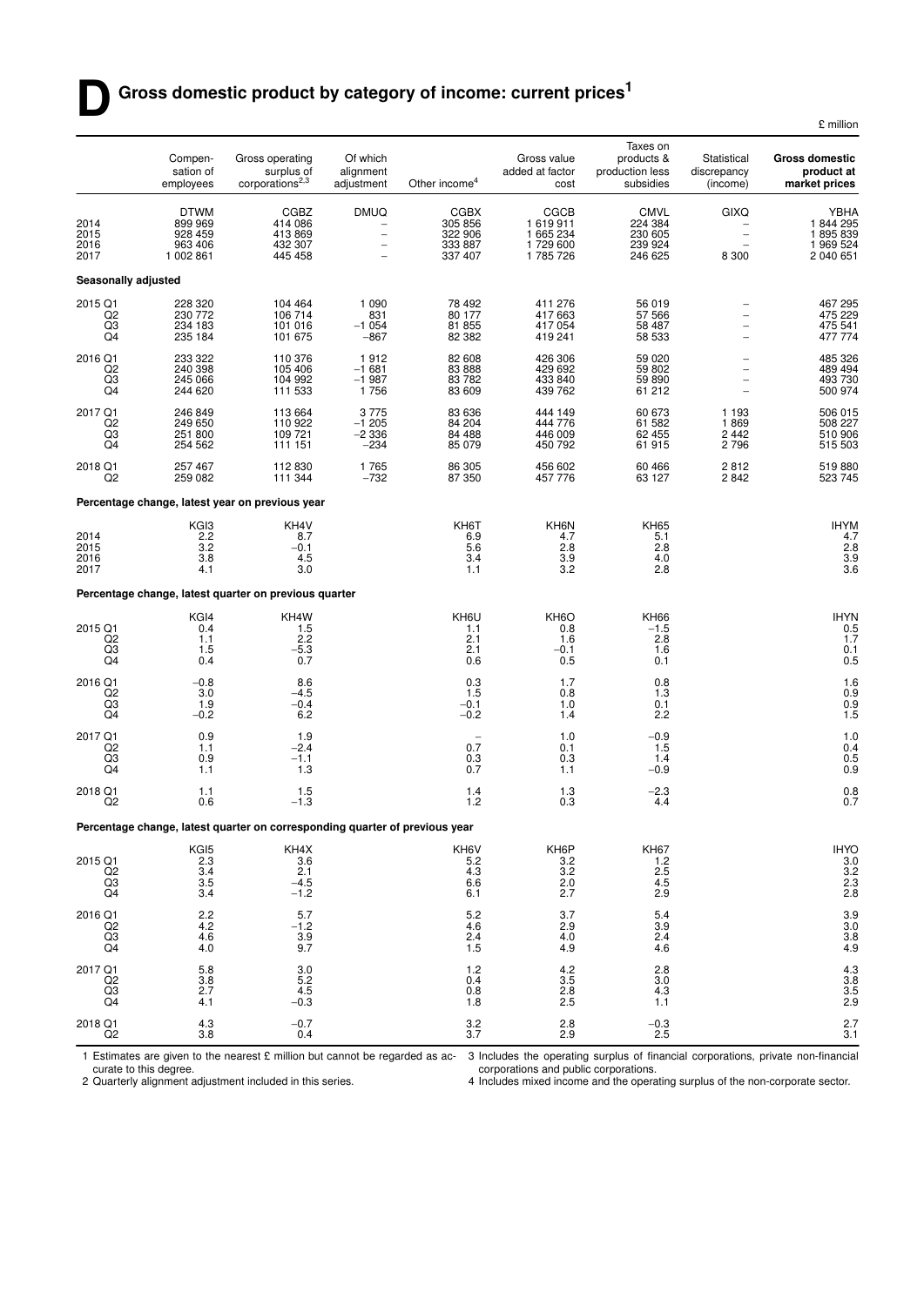# D Gross domestic product by category of income: current prices[1]

£ million

| | Compensation of employees | Gross operating surplus of corporations[2,3] | Of which alignment adjustment | Other income[4] | Gross value added at factor cost | Taxes on products & production less subsidies | Statistical discrepancy (income) | **Gross domestic product at market prices** |
|---|---|---|---|---|---|---|---|---|
| | DTWM | CGBZ | DMUQ | CGBX | CGCB | CMVL | GIXQ | YBHA |
| 2014 | 899 969 | 414 086 | – | 305 856 | 1 619 911 | 224 384 | – | 1 844 295 |
| 2015 | 928 459 | 413 869 | – | 322 906 | 1 665 234 | 230 605 | – | 1 895 839 |
| 2016 | 963 406 | 432 307 | – | 333 887 | 1 729 600 | 239 924 | – | 1 969 524 |
| 2017 | 1 002 861 | 445 458 | – | 337 407 | 1 785 726 | 246 625 | 8 300 | 2 040 651 |
| **Seasonally adjusted** | | | | | | | | |
| 2015 Q1 | 228 320 | 104 464 | 1 090 | 78 492 | 411 276 | 56 019 | – | 467 295 |
| Q2 | 230 772 | 106 714 | 831 | 80 177 | 417 663 | 57 566 | – | 475 229 |
| Q3 | 234 183 | 101 016 | −1 054 | 81 855 | 417 054 | 58 487 | – | 475 541 |
| Q4 | 235 184 | 101 675 | −867 | 82 382 | 419 241 | 58 533 | – | 477 774 |
| 2016 Q1 | 233 322 | 110 376 | 1 912 | 82 608 | 426 306 | 59 020 | – | 485 326 |
| Q2 | 240 398 | 105 406 | −1 681 | 83 888 | 429 692 | 59 802 | – | 489 494 |
| Q3 | 245 066 | 104 992 | −1 987 | 83 782 | 433 840 | 59 890 | – | 493 730 |
| Q4 | 244 620 | 111 533 | 1 756 | 83 609 | 439 762 | 61 212 | – | 500 974 |
| 2017 Q1 | 246 849 | 113 664 | 3 775 | 83 636 | 444 149 | 60 673 | 1 193 | 506 015 |
| Q2 | 249 650 | 110 922 | −1 205 | 84 204 | 444 776 | 61 582 | 1 869 | 508 227 |
| Q3 | 251 800 | 109 721 | −2 336 | 84 488 | 446 009 | 62 455 | 2 442 | 510 906 |
| Q4 | 254 562 | 111 151 | −234 | 85 079 | 450 792 | 61 915 | 2 796 | 515 503 |
| 2018 Q1 | 257 467 | 112 830 | 1 765 | 86 305 | 456 602 | 60 466 | 2 812 | 519 880 |
| Q2 | 259 082 | 111 344 | −732 | 87 350 | 457 776 | 63 127 | 2 842 | 523 745 |
| **Percentage change, latest year on previous year** | | | | | | | | |
| | KGI3 | KH4V | | KH6T | KH6N | KH65 | | IHYM |
| 2014 | 2.2 | 8.7 | | 6.9 | 4.7 | 5.1 | | 4.7 |
| 2015 | 3.2 | −0.1 | | 5.6 | 2.8 | 2.8 | | 2.8 |
| 2016 | 3.8 | 4.5 | | 3.4 | 3.9 | 4.0 | | 3.9 |
| 2017 | 4.1 | 3.0 | | 1.1 | 3.2 | 2.8 | | 3.6 |
| **Percentage change, latest quarter on previous quarter** | | | | | | | | |
| | KGI4 | KH4W | | KH6U | KH6O | KH66 | | IHYN |
| 2015 Q1 | 0.4 | 1.5 | | 1.1 | 0.8 | −1.5 | | 0.5 |
| Q2 | 1.1 | 2.2 | | 2.1 | 1.6 | 2.8 | | 1.7 |
| Q3 | 1.5 | −5.3 | | 2.1 | −0.1 | 1.6 | | 0.1 |
| Q4 | 0.4 | 0.7 | | 0.6 | 0.5 | 0.1 | | 0.5 |
| 2016 Q1 | −0.8 | 8.6 | | 0.3 | 1.7 | 0.8 | | 1.6 |
| Q2 | 3.0 | −4.5 | | 1.5 | 0.8 | 1.3 | | 0.9 |
| Q3 | 1.9 | −0.4 | | −0.1 | 1.0 | 0.1 | | 0.9 |
| Q4 | −0.2 | 6.2 | | −0.2 | 1.4 | 2.2 | | 1.5 |
| 2017 Q1 | 0.9 | 1.9 | | – | 1.0 | −0.9 | | 1.0 |
| Q2 | 1.1 | −2.4 | | 0.7 | 0.1 | 1.5 | | 0.4 |
| Q3 | 0.9 | −1.1 | | 0.3 | 0.3 | 1.4 | | 0.5 |
| Q4 | 1.1 | 1.3 | | 0.7 | 1.1 | −0.9 | | 0.9 |
| 2018 Q1 | 1.1 | 1.5 | | 1.4 | 1.3 | −2.3 | | 0.8 |
| Q2 | 0.6 | −1.3 | | 1.2 | 0.3 | 4.4 | | 0.7 |
| **Percentage change, latest quarter on corresponding quarter of previous year** | | | | | | | | |
| | KGI5 | KH4X | | KH6V | KH6P | KH67 | | IHYO |
| 2015 Q1 | 2.3 | 3.6 | | 5.2 | 3.2 | 1.2 | | 3.0 |
| Q2 | 3.4 | 2.1 | | 4.3 | 3.2 | 2.5 | | 3.2 |
| Q3 | 3.5 | −4.5 | | 6.6 | 2.0 | 4.5 | | 2.3 |
| Q4 | 3.4 | −1.2 | | 6.1 | 2.7 | 2.9 | | 2.8 |
| 2016 Q1 | 2.2 | 5.7 | | 5.2 | 3.7 | 5.4 | | 3.9 |
| Q2 | 4.2 | −1.2 | | 4.6 | 2.9 | 3.9 | | 3.0 |
| Q3 | 4.6 | 3.9 | | 2.4 | 4.0 | 2.4 | | 3.8 |
| Q4 | 4.0 | 9.7 | | 1.5 | 4.9 | 4.6 | | 4.9 |
| 2017 Q1 | 5.8 | 3.0 | | 1.2 | 4.2 | 2.8 | | 4.3 |
| Q2 | 3.8 | 5.2 | | 0.4 | 3.5 | 3.0 | | 3.8 |
| Q3 | 2.7 | 4.5 | | 0.8 | 2.8 | 4.3 | | 3.5 |
| Q4 | 4.1 | −0.3 | | 1.8 | 2.5 | 1.1 | | 2.9 |
| 2018 Q1 | 4.3 | −0.7 | | 3.2 | 2.8 | −0.3 | | 2.7 |
| Q2 | 3.8 | 0.4 | | 3.7 | 2.9 | 2.5 | | 3.1 |

1 Estimates are given to the nearest £ million but cannot be regarded as accurate to this degree.
2 Quarterly alignment adjustment included in this series.
3 Includes the operating surplus of financial corporations, private non-financial corporations and public corporations.
4 Includes mixed income and the operating surplus of the non-corporate sector.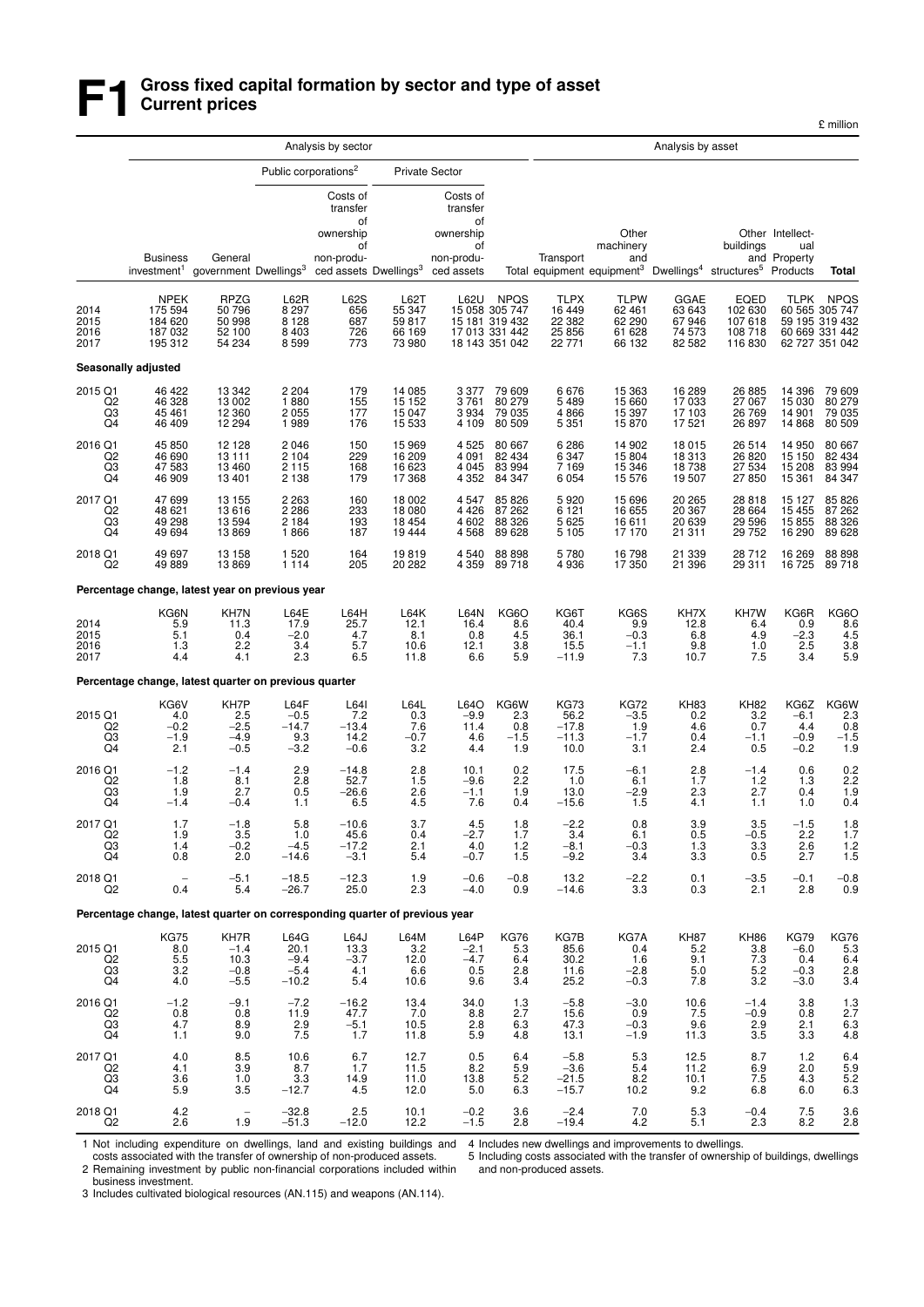# F1 Gross fixed capital formation by sector and type of asset Current prices

£ million

| | Analysis by sector | | | | | | | Analysis by asset | | | | | |
|---|---|---|---|---|---|---|---|---|---|---|---|---|---|
| | | | Public corporations[2] | | Private Sector | | | | | | | | |
| | Business investment[1] | General government | Dwellings[3] | Costs of transfer of ownership of non-produced assets | Dwellings[3] | Costs of transfer of ownership of non-produced assets | Total | Transport equipment | Other machinery and equipment[3] | Dwellings[4] | Other buildings and structures[5] | Intellectual Property Products | Total |
| | NPEK | RPZG | L62R | L62S | L62T | L62U | NPQS | TLPX | TLPW | GGAE | EQED | TLPK | NPQS |
| 2014 | 175 594 | 50 796 | 8 297 | 656 | 55 347 | 15 058 | 305 747 | 16 449 | 62 461 | 63 643 | 102 630 | 60 565 | 305 747 |
| 2015 | 184 620 | 50 998 | 8 128 | 687 | 59 817 | 15 181 | 319 432 | 22 382 | 62 290 | 67 946 | 107 618 | 59 195 | 319 432 |
| 2016 | 187 032 | 52 100 | 8 403 | 726 | 66 169 | 17 013 | 331 442 | 25 856 | 61 628 | 74 573 | 108 718 | 60 669 | 331 442 |
| 2017 | 195 312 | 54 234 | 8 599 | 773 | 73 980 | 18 143 | 351 042 | 22 771 | 66 132 | 82 582 | 116 830 | 62 727 | 351 042 |
| **Seasonally adjusted** | | | | | | | | | | | | | |
| 2015 Q1 | 46 422 | 13 342 | 2 204 | 179 | 14 085 | 3 377 | 79 609 | 6 676 | 15 363 | 16 289 | 26 885 | 14 396 | 79 609 |
| Q2 | 46 328 | 13 002 | 1 880 | 155 | 15 152 | 3 761 | 80 279 | 5 489 | 15 660 | 17 033 | 27 067 | 15 030 | 80 279 |
| Q3 | 45 461 | 12 360 | 2 055 | 177 | 15 047 | 3 934 | 79 035 | 4 866 | 15 397 | 17 103 | 26 769 | 14 901 | 79 035 |
| Q4 | 46 409 | 12 294 | 1 989 | 176 | 15 533 | 4 109 | 80 509 | 5 351 | 15 870 | 17 521 | 26 897 | 14 868 | 80 509 |
| 2016 Q1 | 45 850 | 12 128 | 2 046 | 150 | 15 969 | 4 525 | 80 667 | 6 286 | 14 902 | 18 015 | 26 514 | 14 950 | 80 667 |
| Q2 | 46 690 | 13 111 | 2 104 | 229 | 16 209 | 4 091 | 82 434 | 6 347 | 15 804 | 18 313 | 26 820 | 15 150 | 82 434 |
| Q3 | 47 583 | 13 460 | 2 115 | 168 | 16 623 | 4 045 | 83 994 | 7 169 | 15 346 | 18 738 | 27 534 | 15 208 | 83 994 |
| Q4 | 46 909 | 13 401 | 2 138 | 179 | 17 368 | 4 352 | 84 347 | 6 054 | 15 576 | 19 507 | 27 850 | 15 361 | 84 347 |
| 2017 Q1 | 47 699 | 13 155 | 2 263 | 160 | 18 002 | 4 547 | 85 826 | 5 920 | 15 696 | 20 265 | 28 818 | 15 127 | 85 826 |
| Q2 | 48 621 | 13 616 | 2 286 | 233 | 18 080 | 4 426 | 87 262 | 6 121 | 16 655 | 20 367 | 28 664 | 15 455 | 87 262 |
| Q3 | 49 298 | 13 594 | 2 184 | 193 | 18 454 | 4 602 | 88 326 | 5 625 | 16 611 | 20 639 | 29 596 | 15 855 | 88 326 |
| Q4 | 49 694 | 13 869 | 1 866 | 187 | 19 444 | 4 568 | 89 628 | 5 105 | 17 170 | 21 311 | 29 752 | 16 290 | 89 628 |
| 2018 Q1 | 49 697 | 13 158 | 1 520 | 164 | 19 819 | 4 540 | 88 898 | 5 780 | 16 798 | 21 339 | 28 712 | 16 269 | 88 898 |
| Q2 | 49 889 | 13 869 | 1 114 | 205 | 20 282 | 4 359 | 89 718 | 4 936 | 17 350 | 21 396 | 29 311 | 16 725 | 89 718 |
| **Percentage change, latest year on previous year** | | | | | | | | | | | | | |
| | KG6N | KH7N | L64E | L64H | L64K | L64N | KG6O | KG6T | KG6S | KH7X | KH7W | KG6R | KG6O |
| 2014 | 5.9 | 11.3 | 17.9 | 25.7 | 12.1 | 16.4 | 8.6 | 40.4 | 9.9 | 12.8 | 6.4 | 0.9 | 8.6 |
| 2015 | 5.1 | 0.4 | −2.0 | 4.7 | 8.1 | 0.8 | 4.5 | 36.1 | −0.3 | 6.8 | 4.9 | −2.3 | 4.5 |
| 2016 | 1.3 | 2.2 | 3.4 | 5.7 | 10.6 | 12.1 | 3.8 | 15.5 | −1.1 | 9.8 | 1.0 | 2.5 | 3.8 |
| 2017 | 4.4 | 4.1 | 2.3 | 6.5 | 11.8 | 6.6 | 5.9 | −11.9 | 7.3 | 10.7 | 7.5 | 3.4 | 5.9 |
| **Percentage change, latest quarter on previous quarter** | | | | | | | | | | | | | |
| | KG6V | KH7P | L64F | L64I | L64L | L64O | KG6W | KG73 | KG72 | KH83 | KH82 | KG6Z | KG6W |
| 2015 Q1 | 4.0 | 2.5 | −0.5 | 7.2 | 0.3 | −9.9 | 2.3 | 56.2 | −3.5 | 0.2 | 3.2 | −6.1 | 2.3 |
| Q2 | −0.2 | −2.5 | −14.7 | −13.4 | 7.6 | 11.4 | 0.8 | −17.8 | 1.9 | 4.6 | 0.7 | 4.4 | 0.8 |
| Q3 | −1.9 | −4.9 | 9.3 | 14.2 | −0.7 | 4.6 | −1.5 | −11.3 | −1.7 | 0.4 | −1.1 | −0.9 | −1.5 |
| Q4 | 2.1 | −0.5 | −3.2 | −0.6 | 3.2 | 4.4 | 1.9 | 10.0 | 3.1 | 2.4 | 0.5 | −0.2 | 1.9 |
| 2016 Q1 | −1.2 | −1.4 | 2.9 | −14.8 | 2.8 | 10.1 | 0.2 | 17.5 | −6.1 | 2.8 | −1.4 | 0.6 | 0.2 |
| Q2 | 1.8 | 8.1 | 2.8 | 52.7 | 1.5 | −9.6 | 2.2 | 1.0 | 6.1 | 1.7 | 1.2 | 1.3 | 2.2 |
| Q3 | 1.9 | 2.7 | 0.5 | −26.6 | 2.6 | −1.1 | 1.9 | 13.0 | −2.9 | 2.3 | 2.7 | 0.4 | 1.9 |
| Q4 | −1.4 | −0.4 | 1.1 | 6.5 | 4.5 | 7.6 | 0.4 | −15.6 | 1.5 | 4.1 | 1.1 | 1.0 | 0.4 |
| 2017 Q1 | 1.7 | −1.8 | 5.8 | −10.6 | 3.7 | 4.5 | 1.8 | −2.2 | 0.8 | 3.9 | 3.5 | −1.5 | 1.8 |
| Q2 | 1.9 | 3.5 | 1.0 | 45.6 | 0.4 | −2.7 | 1.7 | 3.4 | 6.1 | 0.5 | −0.5 | 2.2 | 1.7 |
| Q3 | 1.4 | −0.2 | −4.5 | −17.2 | 2.1 | 4.0 | 1.2 | −8.1 | −0.3 | 1.3 | 3.3 | 2.6 | 1.2 |
| Q4 | 0.8 | 2.0 | −14.6 | −3.1 | 5.4 | −0.7 | 1.5 | −9.2 | 3.4 | 3.3 | 0.5 | 2.7 | 1.5 |
| 2018 Q1 | − | −5.1 | −18.5 | −12.3 | 1.9 | −0.6 | −0.8 | 13.2 | −2.2 | 0.1 | −3.5 | −0.1 | −0.8 |
| Q2 | 0.4 | 5.4 | −26.7 | 25.0 | 2.3 | −4.0 | 0.9 | −14.6 | 3.3 | 0.3 | 2.1 | 2.8 | 0.9 |
| **Percentage change, latest quarter on corresponding quarter of previous year** | | | | | | | | | | | | | |
| | KG75 | KH7R | L64G | L64J | L64M | L64P | KG76 | KG7B | KG7A | KH87 | KH86 | KG79 | KG76 |
| 2015 Q1 | 8.0 | −1.4 | 20.1 | 13.3 | 3.2 | −2.1 | 5.3 | 85.6 | 0.4 | 5.2 | 3.8 | −6.0 | 5.3 |
| Q2 | 5.5 | 10.3 | −9.4 | −3.7 | 12.0 | −4.7 | 6.4 | 30.2 | 1.6 | 9.1 | 7.3 | 0.4 | 6.4 |
| Q3 | 3.2 | −0.8 | −5.4 | 4.1 | 6.6 | 0.5 | 2.8 | 11.6 | −2.8 | 5.0 | 5.2 | −0.3 | 2.8 |
| Q4 | 4.0 | −5.5 | −10.2 | 5.4 | 10.6 | 9.6 | 3.4 | 25.2 | −0.3 | 7.8 | 3.2 | −3.0 | 3.4 |
| 2016 Q1 | −1.2 | −9.1 | −7.2 | −16.2 | 13.4 | 34.0 | 1.3 | −5.8 | −3.0 | 10.6 | −1.4 | 3.8 | 1.3 |
| Q2 | 0.8 | 0.8 | 11.9 | 47.7 | 7.0 | 8.8 | 2.7 | 15.6 | 0.9 | 7.5 | −0.9 | 0.8 | 2.7 |
| Q3 | 4.7 | 8.9 | 2.9 | −5.1 | 10.5 | 2.8 | 6.3 | 47.3 | −0.3 | 9.6 | 2.9 | 2.1 | 6.3 |
| Q4 | 1.1 | 9.0 | 7.5 | 1.7 | 11.8 | 5.9 | 4.8 | 13.1 | −1.9 | 11.3 | 3.5 | 3.3 | 4.8 |
| 2017 Q1 | 4.0 | 8.5 | 10.6 | 6.7 | 12.7 | 0.5 | 6.4 | −5.8 | 5.3 | 12.5 | 8.7 | 1.2 | 6.4 |
| Q2 | 4.1 | 3.9 | 8.7 | 1.7 | 11.5 | 8.2 | 5.9 | −3.6 | 5.4 | 11.2 | 6.9 | 2.0 | 5.9 |
| Q3 | 3.6 | 1.0 | 3.3 | 14.9 | 11.0 | 13.8 | 5.2 | −21.5 | 8.2 | 10.1 | 7.5 | 4.3 | 5.2 |
| Q4 | 5.9 | 3.5 | −12.7 | 4.5 | 12.0 | 5.0 | 6.3 | −15.7 | 10.2 | 9.2 | 6.8 | 6.0 | 6.3 |
| 2018 Q1 | 4.2 | − | −32.8 | 2.5 | 10.1 | −0.2 | 3.6 | −2.4 | 7.0 | 5.3 | −0.4 | 7.5 | 3.6 |
| Q2 | 2.6 | 1.9 | −51.3 | −12.0 | 12.2 | −1.5 | 2.8 | −19.4 | 4.2 | 5.1 | 2.3 | 8.2 | 2.8 |

1 Not including expenditure on dwellings, land and existing buildings and costs associated with the transfer of ownership of non-produced assets.
2 Remaining investment by public non-financial corporations included within business investment.
3 Includes cultivated biological resources (AN.115) and weapons (AN.114).
4 Includes new dwellings and improvements to dwellings.
5 Including costs associated with the transfer of ownership of buildings, dwellings and non-produced assets.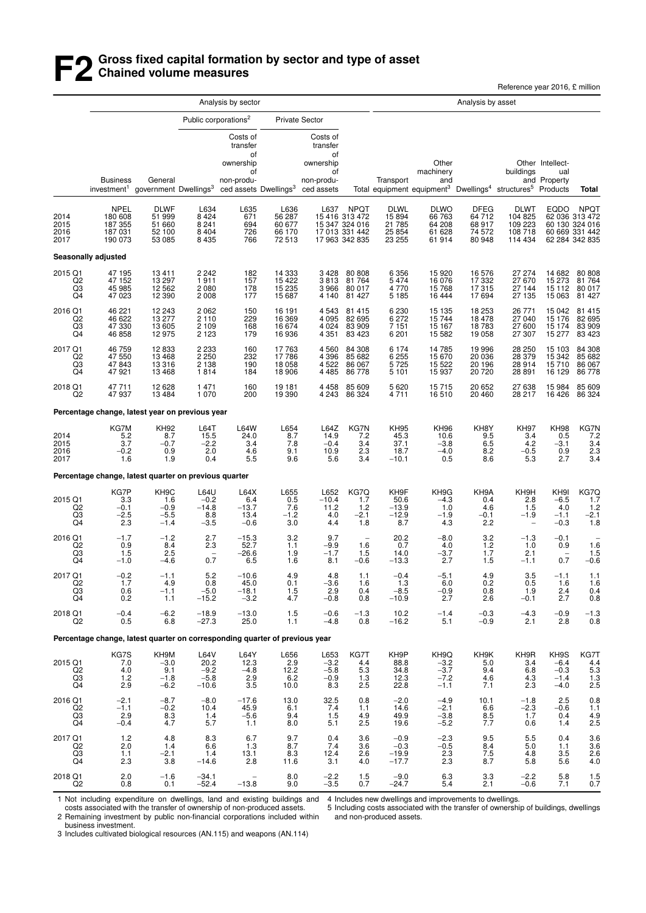# F2 Gross fixed capital formation by sector and type of asset
## Chained volume measures

Reference year 2016, £ million

| | Analysis by sector | | | | | | | Analysis by asset | | | | | |
|---|---|---|---|---|---|---|---|---|---|---|---|---|---|
| | | | Public corporations[2] | | Private Sector | | | | | | | | |
| | Business investment[1] | General government | Dwellings[3] | Costs of transfer of ownership of non-produced assets | Dwellings[3] | Costs of transfer of ownership of non-produced assets | Total | Transport equipment | Other machinery and equipment[3] | Dwellings[4] | Other buildings and structures[5] | Intellectual Property Products | Total |
| | NPEL | DLWF | L634 | L635 | L636 | L637 | NPQT | DLWL | DLWO | DFEG | DLWT | EQDO | NPQT |
| 2014 | 180 608 | 51 999 | 8 424 | 671 | 56 287 | 15 416 | 313 472 | 15 894 | 66 763 | 64 712 | 104 825 | 62 036 | 313 472 |
| 2015 | 187 355 | 51 660 | 8 241 | 694 | 60 677 | 15 347 | 324 016 | 21 785 | 64 208 | 68 917 | 109 223 | 60 130 | 324 016 |
| 2016 | 187 031 | 52 100 | 8 404 | 726 | 66 170 | 17 013 | 331 442 | 25 854 | 61 628 | 74 572 | 108 718 | 60 669 | 331 442 |
| 2017 | 190 073 | 53 085 | 8 435 | 766 | 72 513 | 17 963 | 342 835 | 23 255 | 61 914 | 80 948 | 114 434 | 62 284 | 342 835 |
| **Seasonally adjusted** | | | | | | | | | | | | | |
| 2015 Q1 | 47 195 | 13 411 | 2 242 | 182 | 14 333 | 3 428 | 80 808 | 6 356 | 15 920 | 16 576 | 27 274 | 14 682 | 80 808 |
| Q2 | 47 152 | 13 297 | 1 911 | 157 | 15 422 | 3 813 | 81 764 | 5 474 | 16 076 | 17 332 | 27 670 | 15 273 | 81 764 |
| Q3 | 45 985 | 12 562 | 2 080 | 178 | 15 235 | 3 966 | 80 017 | 4 770 | 15 768 | 17 315 | 27 144 | 15 112 | 80 017 |
| Q4 | 47 023 | 12 390 | 2 008 | 177 | 15 687 | 4 140 | 81 427 | 5 185 | 16 444 | 17 694 | 27 135 | 15 063 | 81 427 |
| 2016 Q1 | 46 221 | 12 243 | 2 062 | 150 | 16 191 | 4 543 | 81 415 | 6 230 | 15 135 | 18 253 | 26 771 | 15 042 | 81 415 |
| Q2 | 46 622 | 13 277 | 2 110 | 229 | 16 369 | 4 095 | 82 695 | 6 272 | 15 744 | 18 478 | 27 040 | 15 176 | 82 695 |
| Q3 | 47 330 | 13 605 | 2 109 | 168 | 16 674 | 4 024 | 83 909 | 7 151 | 15 167 | 18 783 | 27 600 | 15 174 | 83 909 |
| Q4 | 46 858 | 12 975 | 2 123 | 179 | 16 936 | 4 351 | 83 423 | 6 201 | 15 582 | 19 058 | 27 307 | 15 277 | 83 423 |
| 2017 Q1 | 46 759 | 12 833 | 2 233 | 160 | 17 763 | 4 560 | 84 308 | 6 174 | 14 785 | 19 996 | 28 250 | 15 103 | 84 308 |
| Q2 | 47 550 | 13 468 | 2 250 | 232 | 17 786 | 4 396 | 85 682 | 6 255 | 15 670 | 20 036 | 28 379 | 15 342 | 85 682 |
| Q3 | 47 843 | 13 316 | 2 138 | 190 | 18 058 | 4 522 | 86 067 | 5 725 | 15 522 | 20 196 | 28 914 | 15 710 | 86 067 |
| Q4 | 47 921 | 13 468 | 1 814 | 184 | 18 906 | 4 485 | 86 778 | 5 101 | 15 937 | 20 720 | 28 891 | 16 129 | 86 778 |
| 2018 Q1 | 47 711 | 12 628 | 1 471 | 160 | 19 181 | 4 458 | 85 609 | 5 620 | 15 715 | 20 652 | 27 638 | 15 984 | 85 609 |
| Q2 | 47 937 | 13 484 | 1 070 | 200 | 19 390 | 4 243 | 86 324 | 4 711 | 16 510 | 20 460 | 28 217 | 16 426 | 86 324 |
| **Percentage change, latest year on previous year** | | | | | | | | | | | | | |
| | KG7M | KH92 | L64T | L64W | L654 | L64Z | KG7N | KH95 | KH96 | KH8Y | KH97 | KH98 | KG7N |
| 2014 | 5.2 | 8.7 | 15.5 | 24.0 | 8.7 | 14.9 | 7.2 | 45.3 | 10.6 | 9.5 | 3.4 | 0.5 | 7.2 |
| 2015 | 3.7 | −0.7 | −2.2 | 3.4 | 7.8 | −0.4 | 3.4 | 37.1 | −3.8 | 6.5 | 4.2 | −3.1 | 3.4 |
| 2016 | −0.2 | 0.9 | 2.0 | 4.6 | 9.1 | 10.9 | 2.3 | 18.7 | −4.0 | 8.2 | −0.5 | 0.9 | 2.3 |
| 2017 | 1.6 | 1.9 | 0.4 | 5.5 | 9.6 | 5.6 | 3.4 | −10.1 | 0.5 | 8.6 | 5.3 | 2.7 | 3.4 |
| **Percentage change, latest quarter on previous quarter** | | | | | | | | | | | | | |
| | KG7P | KH9C | L64U | L64X | L655 | L652 | KG7Q | KH9F | KH9G | KH9A | KH9H | KH9I | KG7Q |
| 2015 Q1 | 3.3 | 1.6 | −0.2 | 6.4 | 0.5 | −10.4 | 1.7 | 50.6 | −4.3 | 0.4 | 2.8 | −6.5 | 1.7 |
| Q2 | −0.1 | −0.9 | −14.8 | −13.7 | 7.6 | 11.2 | 1.2 | −13.9 | 1.0 | 4.6 | 1.5 | 4.0 | 1.2 |
| Q3 | −2.5 | −5.5 | 8.8 | 13.4 | −1.2 | 4.0 | −2.1 | −12.9 | −1.9 | −0.1 | −1.9 | −1.1 | −2.1 |
| Q4 | 2.3 | −1.4 | −3.5 | −0.6 | 3.0 | 4.4 | 1.8 | 8.7 | 4.3 | 2.2 | – | −0.3 | 1.8 |
| 2016 Q1 | −1.7 | −1.2 | 2.7 | −15.3 | 3.2 | 9.7 | – | 20.2 | −8.0 | 3.2 | −1.3 | −0.1 | – |
| Q2 | 0.9 | 8.4 | 2.3 | 52.7 | 1.1 | −9.9 | 1.6 | 0.7 | 4.0 | 1.2 | 1.0 | 0.9 | 1.6 |
| Q3 | 1.5 | 2.5 | – | −26.6 | 1.9 | −1.7 | 1.5 | 14.0 | −3.7 | 1.7 | 2.1 | – | 1.5 |
| Q4 | −1.0 | −4.6 | 0.7 | 6.5 | 1.6 | 8.1 | −0.6 | −13.3 | 2.7 | 1.5 | −1.1 | 0.7 | −0.6 |
| 2017 Q1 | −0.2 | −1.1 | 5.2 | −10.6 | 4.9 | 4.8 | 1.1 | −0.4 | −5.1 | 4.9 | 3.5 | −1.1 | 1.1 |
| Q2 | 1.7 | 4.9 | 0.8 | 45.0 | 0.1 | −3.6 | 1.6 | 1.3 | 6.0 | 0.2 | 0.5 | 1.6 | 1.6 |
| Q3 | 0.6 | −1.1 | −5.0 | −18.1 | 1.5 | 2.9 | 0.4 | −8.5 | −0.9 | 0.8 | 1.9 | 2.4 | 0.4 |
| Q4 | 0.2 | 1.1 | −15.2 | −3.2 | 4.7 | −0.8 | 0.8 | −10.9 | 2.7 | 2.6 | −0.1 | 2.7 | 0.8 |
| 2018 Q1 | −0.4 | −6.2 | −18.9 | −13.0 | 1.5 | −0.6 | −1.3 | 10.2 | −1.4 | −0.3 | −4.3 | −0.9 | −1.3 |
| Q2 | 0.5 | 6.8 | −27.3 | 25.0 | 1.1 | −4.8 | 0.8 | −16.2 | 5.1 | −0.9 | 2.1 | 2.8 | 0.8 |
| **Percentage change, latest quarter on corresponding quarter of previous year** | | | | | | | | | | | | | |
| | KG7S | KH9M | L64V | L64Y | L656 | L653 | KG7T | KH9P | KH9Q | KH9K | KH9R | KH9S | KG7T |
| 2015 Q1 | 7.0 | −3.0 | 20.2 | 12.3 | 2.9 | −3.2 | 4.4 | 88.8 | −3.2 | 5.0 | 3.4 | −6.4 | 4.4 |
| Q2 | 4.0 | 9.1 | −9.2 | −4.8 | 12.2 | −5.8 | 5.3 | 34.8 | −3.7 | 9.4 | 6.8 | −0.3 | 5.3 |
| Q3 | 1.2 | −1.8 | −5.8 | 2.9 | 6.2 | −0.9 | 1.3 | 12.3 | −7.2 | 4.6 | 4.3 | −1.4 | 1.3 |
| Q4 | 2.9 | −6.2 | −10.6 | 3.5 | 10.0 | 8.3 | 2.5 | 22.8 | −1.1 | 7.1 | 2.3 | −4.0 | 2.5 |
| 2016 Q1 | −2.1 | −8.7 | −8.0 | −17.6 | 13.0 | 32.5 | 0.8 | −2.0 | −4.9 | 10.1 | −1.8 | 2.5 | 0.8 |
| Q2 | −1.1 | −0.2 | 10.4 | 45.9 | 6.1 | 7.4 | 1.1 | 14.6 | −2.1 | 6.6 | −2.3 | −0.6 | 1.1 |
| Q3 | 2.9 | 8.3 | 1.4 | −5.6 | 9.4 | 1.5 | 4.9 | 49.9 | −3.8 | 8.5 | 1.7 | 0.4 | 4.9 |
| Q4 | −0.4 | 4.7 | 5.7 | 1.1 | 8.0 | 5.1 | 2.5 | 19.6 | −5.2 | 7.7 | 0.6 | 1.4 | 2.5 |
| 2017 Q1 | 1.2 | 4.8 | 8.3 | 6.7 | 9.7 | 0.4 | 3.6 | −0.9 | −2.3 | 9.5 | 5.5 | 0.4 | 3.6 |
| Q2 | 2.0 | 1.4 | 6.6 | 1.3 | 8.7 | 7.4 | 3.6 | −0.3 | −0.5 | 8.4 | 5.0 | 1.1 | 3.6 |
| Q3 | 1.1 | −2.1 | 1.4 | 13.1 | 8.3 | 12.4 | 2.6 | −19.9 | 2.3 | 7.5 | 4.8 | 3.5 | 2.6 |
| Q4 | 2.3 | 3.8 | −14.6 | 2.8 | 11.6 | 3.1 | 4.0 | −17.7 | 2.3 | 8.7 | 5.8 | 5.6 | 4.0 |
| 2018 Q1 | 2.0 | −1.6 | −34.1 | – | 8.0 | −2.2 | 1.5 | −9.0 | 6.3 | 3.3 | −2.2 | 5.8 | 1.5 |
| Q2 | 0.8 | 0.1 | −52.4 | −13.8 | 9.0 | −3.5 | 0.7 | −24.7 | 5.4 | 2.1 | −0.6 | 7.1 | 0.7 |

1 Not including expenditure on dwellings, land and existing buildings and costs associated with the transfer of ownership of non-produced assets.
2 Remaining investment by public non-financial corporations included within business investment.
3 Includes cultivated biological resources (AN.115) and weapons (AN.114)
4 Includes new dwellings and improvements to dwellings.
5 Including costs associated with the transfer of ownership of buildings, dwellings and non-produced assets.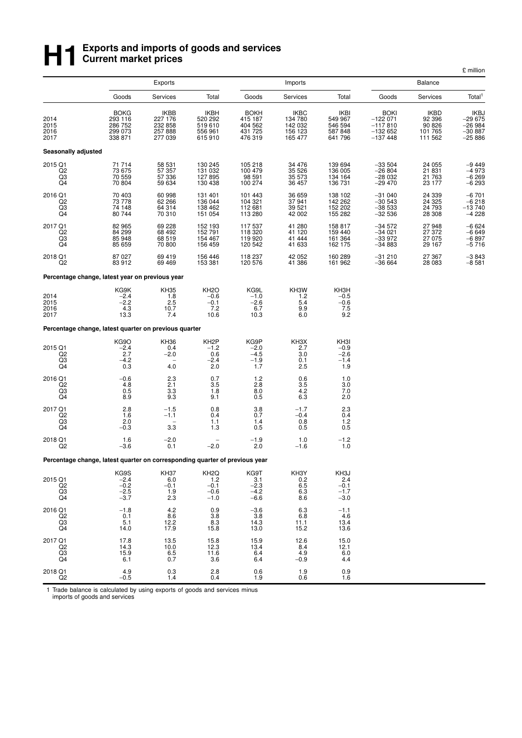# H1 Exports and imports of goods and services Current market prices

£ million

| | Exports | | | Imports | | | Balance | | |
|---|---|---|---|---|---|---|---|---|---|
| | Goods | Services | Total | Goods | Services | Total | Goods | Services | Total[1] |
| | BOKG | IKBB | IKBH | BOKH | IKBC | IKBI | BOKI | IKBD | IKBJ |
| 2014 | 293 116 | 227 176 | 520 292 | 415 187 | 134 780 | 549 967 | −122 071 | 92 396 | −29 675 |
| 2015 | 286 752 | 232 858 | 519 610 | 404 562 | 142 032 | 546 594 | −117 810 | 90 826 | −26 984 |
| 2016 | 299 073 | 257 888 | 556 961 | 431 725 | 156 123 | 587 848 | −132 652 | 101 765 | −30 887 |
| 2017 | 338 871 | 277 039 | 615 910 | 476 319 | 165 477 | 641 796 | −137 448 | 111 562 | −25 886 |
| **Seasonally adjusted** | | | | | | | | | |
| 2015 Q1 | 71 714 | 58 531 | 130 245 | 105 218 | 34 476 | 139 694 | −33 504 | 24 055 | −9 449 |
| Q2 | 73 675 | 57 357 | 131 032 | 100 479 | 35 526 | 136 005 | −26 804 | 21 831 | −4 973 |
| Q3 | 70 559 | 57 336 | 127 895 | 98 591 | 35 573 | 134 164 | −28 032 | 21 763 | −6 269 |
| Q4 | 70 804 | 59 634 | 130 438 | 100 274 | 36 457 | 136 731 | −29 470 | 23 177 | −6 293 |
| 2016 Q1 | 70 403 | 60 998 | 131 401 | 101 443 | 36 659 | 138 102 | −31 040 | 24 339 | −6 701 |
| Q2 | 73 778 | 62 266 | 136 044 | 104 321 | 37 941 | 142 262 | −30 543 | 24 325 | −6 218 |
| Q3 | 74 148 | 64 314 | 138 462 | 112 681 | 39 521 | 152 202 | −38 533 | 24 793 | −13 740 |
| Q4 | 80 744 | 70 310 | 151 054 | 113 280 | 42 002 | 155 282 | −32 536 | 28 308 | −4 228 |
| 2017 Q1 | 82 965 | 69 228 | 152 193 | 117 537 | 41 280 | 158 817 | −34 572 | 27 948 | −6 624 |
| Q2 | 84 299 | 68 492 | 152 791 | 118 320 | 41 120 | 159 440 | −34 021 | 27 372 | −6 649 |
| Q3 | 85 948 | 68 519 | 154 467 | 119 920 | 41 444 | 161 364 | −33 972 | 27 075 | −6 897 |
| Q4 | 85 659 | 70 800 | 156 459 | 120 542 | 41 633 | 162 175 | −34 883 | 29 167 | −5 716 |
| 2018 Q1 | 87 027 | 69 419 | 156 446 | 118 237 | 42 052 | 160 289 | −31 210 | 27 367 | −3 843 |
| Q2 | 83 912 | 69 469 | 153 381 | 120 576 | 41 386 | 161 962 | −36 664 | 28 083 | −8 581 |
| **Percentage change, latest year on previous year** | | | | | | | | | |
| | KG9K | KH35 | KH2O | KG9L | KH3W | KH3H | | | |
| 2014 | −2.4 | 1.8 | −0.6 | −1.0 | 1.2 | −0.5 | | | |
| 2015 | −2.2 | 2.5 | −0.1 | −2.6 | 5.4 | −0.6 | | | |
| 2016 | 4.3 | 10.7 | 7.2 | 6.7 | 9.9 | 7.5 | | | |
| 2017 | 13.3 | 7.4 | 10.6 | 10.3 | 6.0 | 9.2 | | | |
| **Percentage change, latest quarter on previous quarter** | | | | | | | | | |
| | KG9O | KH36 | KH2P | KG9P | KH3X | KH3I | | | |
| 2015 Q1 | −2.4 | 0.4 | −1.2 | −2.0 | 2.7 | −0.9 | | | |
| Q2 | 2.7 | −2.0 | 0.6 | −4.5 | 3.0 | −2.6 | | | |
| Q3 | −4.2 | – | −2.4 | −1.9 | 0.1 | −1.4 | | | |
| Q4 | 0.3 | 4.0 | 2.0 | 1.7 | 2.5 | 1.9 | | | |
| 2016 Q1 | −0.6 | 2.3 | 0.7 | 1.2 | 0.6 | 1.0 | | | |
| Q2 | 4.8 | 2.1 | 3.5 | 2.8 | 3.5 | 3.0 | | | |
| Q3 | 0.5 | 3.3 | 1.8 | 8.0 | 4.2 | 7.0 | | | |
| Q4 | 8.9 | 9.3 | 9.1 | 0.5 | 6.3 | 2.0 | | | |
| 2017 Q1 | 2.8 | −1.5 | 0.8 | 3.8 | −1.7 | 2.3 | | | |
| Q2 | 1.6 | −1.1 | 0.4 | 0.7 | −0.4 | 0.4 | | | |
| Q3 | 2.0 | – | 1.1 | 1.4 | 0.8 | 1.2 | | | |
| Q4 | −0.3 | 3.3 | 1.3 | 0.5 | 0.5 | 0.5 | | | |
| 2018 Q1 | 1.6 | −2.0 | – | −1.9 | 1.0 | −1.2 | | | |
| Q2 | −3.6 | 0.1 | −2.0 | 2.0 | −1.6 | 1.0 | | | |
| **Percentage change, latest quarter on corresponding quarter of previous year** | | | | | | | | | |
| | KG9S | KH37 | KH2Q | KG9T | KH3Y | KH3J | | | |
| 2015 Q1 | −2.4 | 6.0 | 1.2 | 3.1 | 0.2 | 2.4 | | | |
| Q2 | −0.2 | −0.1 | −0.1 | −2.3 | 6.5 | −0.1 | | | |
| Q3 | −2.5 | 1.9 | −0.6 | −4.2 | 6.3 | −1.7 | | | |
| Q4 | −3.7 | 2.3 | −1.0 | −6.6 | 8.6 | −3.0 | | | |
| 2016 Q1 | −1.8 | 4.2 | 0.9 | −3.6 | 6.3 | −1.1 | | | |
| Q2 | 0.1 | 8.6 | 3.8 | 3.8 | 6.8 | 4.6 | | | |
| Q3 | 5.1 | 12.2 | 8.3 | 14.3 | 11.1 | 13.4 | | | |
| Q4 | 14.0 | 17.9 | 15.8 | 13.0 | 15.2 | 13.6 | | | |
| 2017 Q1 | 17.8 | 13.5 | 15.8 | 15.9 | 12.6 | 15.0 | | | |
| Q2 | 14.3 | 10.0 | 12.3 | 13.4 | 8.4 | 12.1 | | | |
| Q3 | 15.9 | 6.5 | 11.6 | 6.4 | 4.9 | 6.0 | | | |
| Q4 | 6.1 | 0.7 | 3.6 | 6.4 | −0.9 | 4.4 | | | |
| 2018 Q1 | 4.9 | 0.3 | 2.8 | 0.6 | 1.9 | 0.9 | | | |
| Q2 | −0.5 | 1.4 | 0.4 | 1.9 | 0.6 | 1.6 | | | |

1 Trade balance is calculated by using exports of goods and services minus imports of goods and services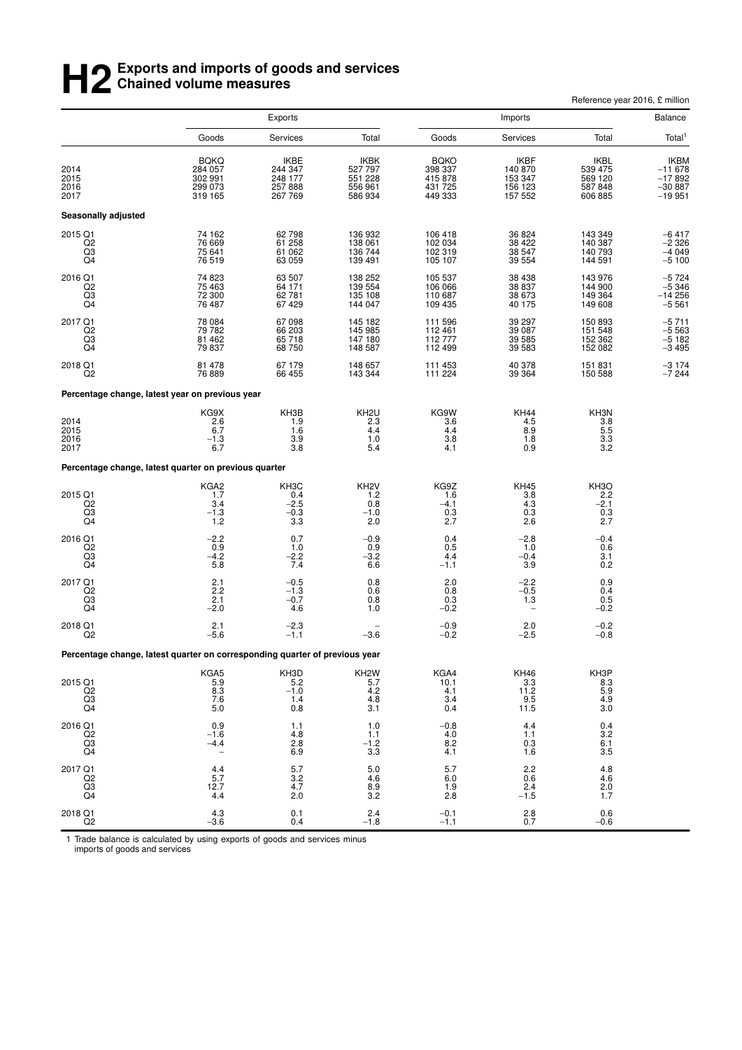# H2 Exports and imports of goods and services Chained volume measures

Reference year 2016, £ million

| | Exports | | | Imports | | | Balance |
|---|---|---|---|---|---|---|---|
| | Goods | Services | Total | Goods | Services | Total | Total[1] |
| | BQKQ | IKBE | IKBK | BQKO | IKBF | IKBL | IKBM |
| 2014 | 284 057 | 244 347 | 527 797 | 398 337 | 140 870 | 539 475 | −11 678 |
| 2015 | 302 991 | 248 177 | 551 228 | 415 878 | 153 347 | 569 120 | −17 892 |
| 2016 | 299 073 | 257 888 | 556 961 | 431 725 | 156 123 | 587 848 | −30 887 |
| 2017 | 319 165 | 267 769 | 586 934 | 449 333 | 157 552 | 606 885 | −19 951 |
| **Seasonally adjusted** | | | | | | | |
| 2015 Q1 | 74 162 | 62 798 | 136 932 | 106 418 | 36 824 | 143 349 | −6 417 |
| Q2 | 76 669 | 61 258 | 138 061 | 102 034 | 38 422 | 140 387 | −2 326 |
| Q3 | 75 641 | 61 062 | 136 744 | 102 319 | 38 547 | 140 793 | −4 049 |
| Q4 | 76 519 | 63 059 | 139 491 | 105 107 | 39 554 | 144 591 | −5 100 |
| 2016 Q1 | 74 823 | 63 507 | 138 252 | 105 537 | 38 438 | 143 976 | −5 724 |
| Q2 | 75 463 | 64 171 | 139 554 | 106 066 | 38 837 | 144 900 | −5 346 |
| Q3 | 72 300 | 62 781 | 135 108 | 110 687 | 38 673 | 149 364 | −14 256 |
| Q4 | 76 487 | 67 429 | 144 047 | 109 435 | 40 175 | 149 608 | −5 561 |
| 2017 Q1 | 78 084 | 67 098 | 145 182 | 111 596 | 39 297 | 150 893 | −5 711 |
| Q2 | 79 782 | 66 203 | 145 985 | 112 461 | 39 087 | 151 548 | −5 563 |
| Q3 | 81 462 | 65 718 | 147 180 | 112 777 | 39 585 | 152 362 | −5 182 |
| Q4 | 79 837 | 68 750 | 148 587 | 112 499 | 39 583 | 152 082 | −3 495 |
| 2018 Q1 | 81 478 | 67 179 | 148 657 | 111 453 | 40 378 | 151 831 | −3 174 |
| Q2 | 76 889 | 66 455 | 143 344 | 111 224 | 39 364 | 150 588 | −7 244 |
| **Percentage change, latest year on previous year** | | | | | | | |
| | KG9X | KH3B | KH2U | KG9W | KH44 | KH3N | |
| 2014 | 2.6 | 1.9 | 2.3 | 3.6 | 4.5 | 3.8 | |
| 2015 | 6.7 | 1.6 | 4.4 | 4.4 | 8.9 | 5.5 | |
| 2016 | −1.3 | 3.9 | 1.0 | 3.8 | 1.8 | 3.3 | |
| 2017 | 6.7 | 3.8 | 5.4 | 4.1 | 0.9 | 3.2 | |
| **Percentage change, latest quarter on previous quarter** | | | | | | | |
| | KGA2 | KH3C | KH2V | KG9Z | KH45 | KH3O | |
| 2015 Q1 | 1.7 | 0.4 | 1.2 | 1.6 | 3.8 | 2.2 | |
| Q2 | 3.4 | −2.5 | 0.8 | −4.1 | 4.3 | −2.1 | |
| Q3 | −1.3 | −0.3 | −1.0 | 0.3 | 0.3 | 0.3 | |
| Q4 | 1.2 | 3.3 | 2.0 | 2.7 | 2.6 | 2.7 | |
| 2016 Q1 | −2.2 | 0.7 | −0.9 | 0.4 | −2.8 | −0.4 | |
| Q2 | 0.9 | 1.0 | 0.9 | 0.5 | 1.0 | 0.6 | |
| Q3 | −4.2 | −2.2 | −3.2 | 4.4 | −0.4 | 3.1 | |
| Q4 | 5.8 | 7.4 | 6.6 | −1.1 | 3.9 | 0.2 | |
| 2017 Q1 | 2.1 | −0.5 | 0.8 | 2.0 | −2.2 | 0.9 | |
| Q2 | 2.2 | −1.3 | 0.6 | 0.8 | −0.5 | 0.4 | |
| Q3 | 2.1 | −0.7 | 0.8 | 0.3 | 1.3 | 0.5 | |
| Q4 | −2.0 | 4.6 | 1.0 | −0.2 | − | −0.2 | |
| 2018 Q1 | 2.1 | −2.3 | − | −0.9 | 2.0 | −0.2 | |
| Q2 | −5.6 | −1.1 | −3.6 | −0.2 | −2.5 | −0.8 | |
| **Percentage change, latest quarter on corresponding quarter of previous year** | | | | | | | |
| | KGA5 | KH3D | KH2W | KGA4 | KH46 | KH3P | |
| 2015 Q1 | 5.9 | 5.2 | 5.7 | 10.1 | 3.3 | 8.3 | |
| Q2 | 8.3 | −1.0 | 4.2 | 4.1 | 11.2 | 5.9 | |
| Q3 | 7.6 | 1.4 | 4.8 | 3.4 | 9.5 | 4.9 | |
| Q4 | 5.0 | 0.8 | 3.1 | 0.4 | 11.5 | 3.0 | |
| 2016 Q1 | 0.9 | 1.1 | 1.0 | −0.8 | 4.4 | 0.4 | |
| Q2 | −1.6 | 4.8 | 1.1 | 4.0 | 1.1 | 3.2 | |
| Q3 | −4.4 | 2.8 | −1.2 | 8.2 | 0.3 | 6.1 | |
| Q4 | − | 6.9 | 3.3 | 4.1 | 1.6 | 3.5 | |
| 2017 Q1 | 4.4 | 5.7 | 5.0 | 5.7 | 2.2 | 4.8 | |
| Q2 | 5.7 | 3.2 | 4.6 | 6.0 | 0.6 | 4.6 | |
| Q3 | 12.7 | 4.7 | 8.9 | 1.9 | 2.4 | 2.0 | |
| Q4 | 4.4 | 2.0 | 3.2 | 2.8 | −1.5 | 1.7 | |
| 2018 Q1 | 4.3 | 0.1 | 2.4 | −0.1 | 2.8 | 0.6 | |
| Q2 | −3.6 | 0.4 | −1.8 | −1.1 | 0.7 | −0.6 | |

1 Trade balance is calculated by using exports of goods and services minus imports of goods and services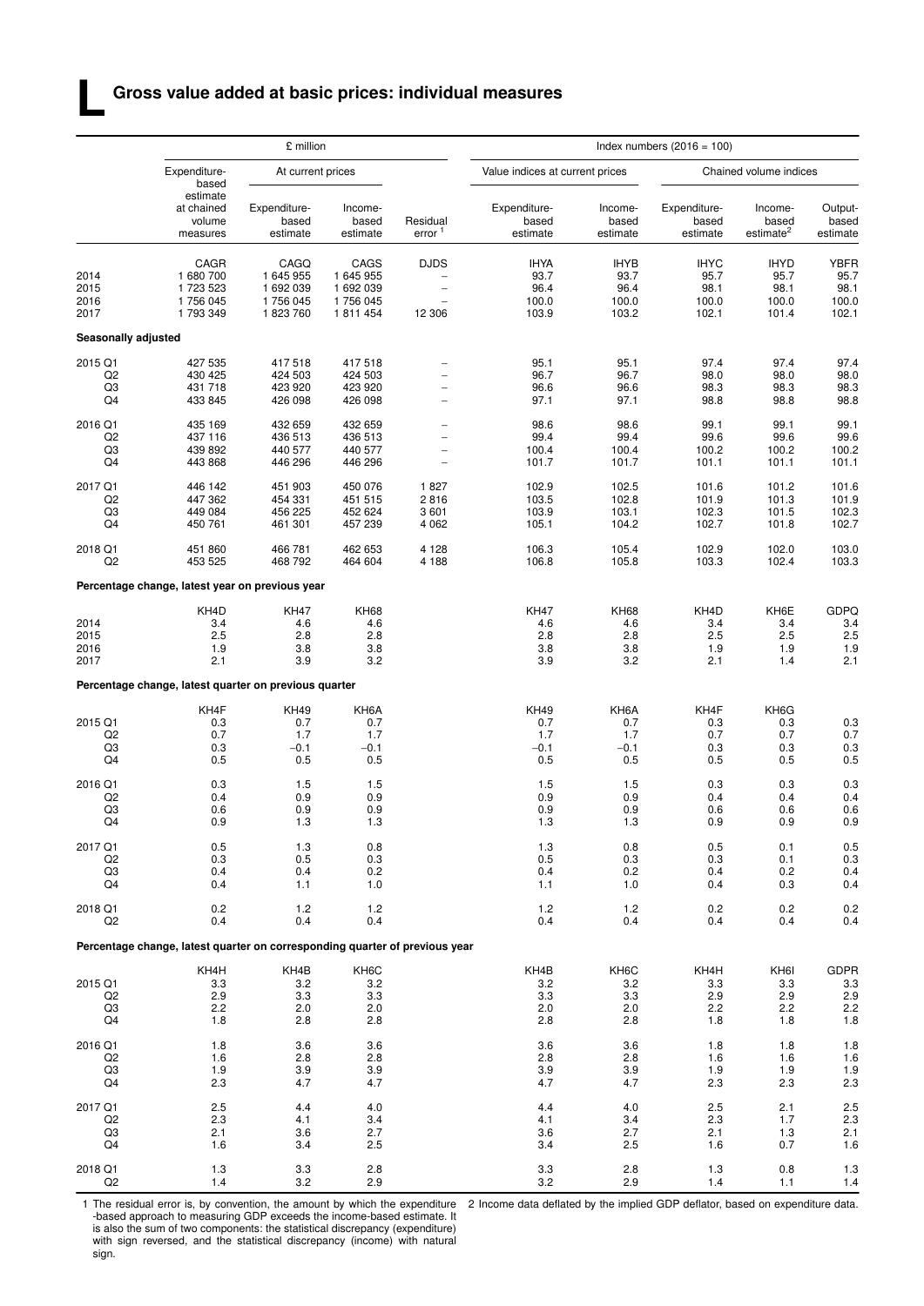# L Gross value added at basic prices: individual measures

| | £ million | | | | Index numbers (2016 = 100) | | | | |
|---|---|---|---|---|---|---|---|---|---|
| | Expenditure-based estimate at chained volume measures | At current prices | | | Value indices at current prices | | Chained volume indices | | |
| | | Expenditure-based estimate | Income-based estimate | Residual error [1] | Expenditure-based estimate | Income-based estimate | Expenditure-based estimate | Income-based estimate[2] | Output-based estimate |
| | CAGR | CAGQ | CAGS | DJDS | IHYA | IHYB | IHYC | IHYD | YBFR |
| 2014 | 1 680 700 | 1 645 955 | 1 645 955 | – | 93.7 | 93.7 | 95.7 | 95.7 | 95.7 |
| 2015 | 1 723 523 | 1 692 039 | 1 692 039 | – | 96.4 | 96.4 | 98.1 | 98.1 | 98.1 |
| 2016 | 1 756 045 | 1 756 045 | 1 756 045 | – | 100.0 | 100.0 | 100.0 | 100.0 | 100.0 |
| 2017 | 1 793 349 | 1 823 760 | 1 811 454 | 12 306 | 103.9 | 103.2 | 102.1 | 101.4 | 102.1 |
| **Seasonally adjusted** | | | | | | | | | |
| 2015 Q1 | 427 535 | 417 518 | 417 518 | – | 95.1 | 95.1 | 97.4 | 97.4 | 97.4 |
| Q2 | 430 425 | 424 503 | 424 503 | – | 96.7 | 96.7 | 98.0 | 98.0 | 98.0 |
| Q3 | 431 718 | 423 920 | 423 920 | – | 96.6 | 96.6 | 98.3 | 98.3 | 98.3 |
| Q4 | 433 845 | 426 098 | 426 098 | – | 97.1 | 97.1 | 98.8 | 98.8 | 98.8 |
| 2016 Q1 | 435 169 | 432 659 | 432 659 | – | 98.6 | 98.6 | 99.1 | 99.1 | 99.1 |
| Q2 | 437 116 | 436 513 | 436 513 | – | 99.4 | 99.4 | 99.6 | 99.6 | 99.6 |
| Q3 | 439 892 | 440 577 | 440 577 | – | 100.4 | 100.4 | 100.2 | 100.2 | 100.2 |
| Q4 | 443 868 | 446 296 | 446 296 | – | 101.7 | 101.7 | 101.1 | 101.1 | 101.1 |
| 2017 Q1 | 446 142 | 451 903 | 450 076 | 1 827 | 102.9 | 102.5 | 101.6 | 101.2 | 101.6 |
| Q2 | 447 362 | 454 331 | 451 515 | 2 816 | 103.5 | 102.8 | 101.9 | 101.3 | 101.9 |
| Q3 | 449 084 | 456 225 | 452 624 | 3 601 | 103.9 | 103.1 | 102.3 | 101.5 | 102.3 |
| Q4 | 450 761 | 461 301 | 457 239 | 4 062 | 105.1 | 104.2 | 102.7 | 101.8 | 102.7 |
| 2018 Q1 | 451 860 | 466 781 | 462 653 | 4 128 | 106.3 | 105.4 | 102.9 | 102.0 | 103.0 |
| Q2 | 453 525 | 468 792 | 464 604 | 4 188 | 106.8 | 105.8 | 103.3 | 102.4 | 103.3 |
| **Percentage change, latest year on previous year** | | | | | | | | | |
| | KH4D | KH47 | KH68 | | KH47 | KH68 | KH4D | KH6E | GDPQ |
| 2014 | 3.4 | 4.6 | 4.6 | | 4.6 | 4.6 | 3.4 | 3.4 | 3.4 |
| 2015 | 2.5 | 2.8 | 2.8 | | 2.8 | 2.8 | 2.5 | 2.5 | 2.5 |
| 2016 | 1.9 | 3.8 | 3.8 | | 3.8 | 3.8 | 1.9 | 1.9 | 1.9 |
| 2017 | 2.1 | 3.9 | 3.2 | | 3.9 | 3.2 | 2.1 | 1.4 | 2.1 |
| **Percentage change, latest quarter on previous quarter** | | | | | | | | | |
| | KH4F | KH49 | KH6A | | KH49 | KH6A | KH4F | KH6G | |
| 2015 Q1 | 0.3 | 0.7 | 0.7 | | 0.7 | 0.7 | 0.3 | 0.3 | 0.3 |
| Q2 | 0.7 | 1.7 | 1.7 | | 1.7 | 1.7 | 0.7 | 0.7 | 0.7 |
| Q3 | 0.3 | –0.1 | –0.1 | | –0.1 | –0.1 | 0.3 | 0.3 | 0.3 |
| Q4 | 0.5 | 0.5 | 0.5 | | 0.5 | 0.5 | 0.5 | 0.5 | 0.5 |
| 2016 Q1 | 0.3 | 1.5 | 1.5 | | 1.5 | 1.5 | 0.3 | 0.3 | 0.3 |
| Q2 | 0.4 | 0.9 | 0.9 | | 0.9 | 0.9 | 0.4 | 0.4 | 0.4 |
| Q3 | 0.6 | 0.9 | 0.9 | | 0.9 | 0.9 | 0.6 | 0.6 | 0.6 |
| Q4 | 0.9 | 1.3 | 1.3 | | 1.3 | 1.3 | 0.9 | 0.9 | 0.9 |
| 2017 Q1 | 0.5 | 1.3 | 0.8 | | 1.3 | 0.8 | 0.5 | 0.1 | 0.5 |
| Q2 | 0.3 | 0.5 | 0.3 | | 0.5 | 0.3 | 0.3 | 0.1 | 0.3 |
| Q3 | 0.4 | 0.4 | 0.2 | | 0.4 | 0.2 | 0.4 | 0.2 | 0.4 |
| Q4 | 0.4 | 1.1 | 1.0 | | 1.1 | 1.0 | 0.4 | 0.3 | 0.4 |
| 2018 Q1 | 0.2 | 1.2 | 1.2 | | 1.2 | 1.2 | 0.2 | 0.2 | 0.2 |
| Q2 | 0.4 | 0.4 | 0.4 | | 0.4 | 0.4 | 0.4 | 0.4 | 0.4 |
| **Percentage change, latest quarter on corresponding quarter of previous year** | | | | | | | | | |
| | KH4H | KH4B | KH6C | | KH4B | KH6C | KH4H | KH6I | GDPR |
| 2015 Q1 | 3.3 | 3.2 | 3.2 | | 3.2 | 3.2 | 3.3 | 3.3 | 3.3 |
| Q2 | 2.9 | 3.3 | 3.3 | | 3.3 | 3.3 | 2.9 | 2.9 | 2.9 |
| Q3 | 2.2 | 2.0 | 2.0 | | 2.0 | 2.0 | 2.2 | 2.2 | 2.2 |
| Q4 | 1.8 | 2.8 | 2.8 | | 2.8 | 2.8 | 1.8 | 1.8 | 1.8 |
| 2016 Q1 | 1.8 | 3.6 | 3.6 | | 3.6 | 3.6 | 1.8 | 1.8 | 1.8 |
| Q2 | 1.6 | 2.8 | 2.8 | | 2.8 | 2.8 | 1.6 | 1.6 | 1.6 |
| Q3 | 1.9 | 3.9 | 3.9 | | 3.9 | 3.9 | 1.9 | 1.9 | 1.9 |
| Q4 | 2.3 | 4.7 | 4.7 | | 4.7 | 4.7 | 2.3 | 2.3 | 2.3 |
| 2017 Q1 | 2.5 | 4.4 | 4.0 | | 4.4 | 4.0 | 2.5 | 2.1 | 2.5 |
| Q2 | 2.3 | 4.1 | 3.4 | | 4.1 | 3.4 | 2.3 | 1.7 | 2.3 |
| Q3 | 2.1 | 3.6 | 2.7 | | 3.6 | 2.7 | 2.1 | 1.3 | 2.1 |
| Q4 | 1.6 | 3.4 | 2.5 | | 3.4 | 2.5 | 1.6 | 0.7 | 1.6 |
| 2018 Q1 | 1.3 | 3.3 | 2.8 | | 3.3 | 2.8 | 1.3 | 0.8 | 1.3 |
| Q2 | 1.4 | 3.2 | 2.9 | | 3.2 | 2.9 | 1.4 | 1.1 | 1.4 |

1 The residual error is, by convention, the amount by which the expenditure-based approach to measuring GDP exceeds the income-based estimate. It is also the sum of two components: the statistical discrepancy (expenditure) with sign reversed, and the statistical discrepancy (income) with natural sign.

2 Income data deflated by the implied GDP deflator, based on expenditure data.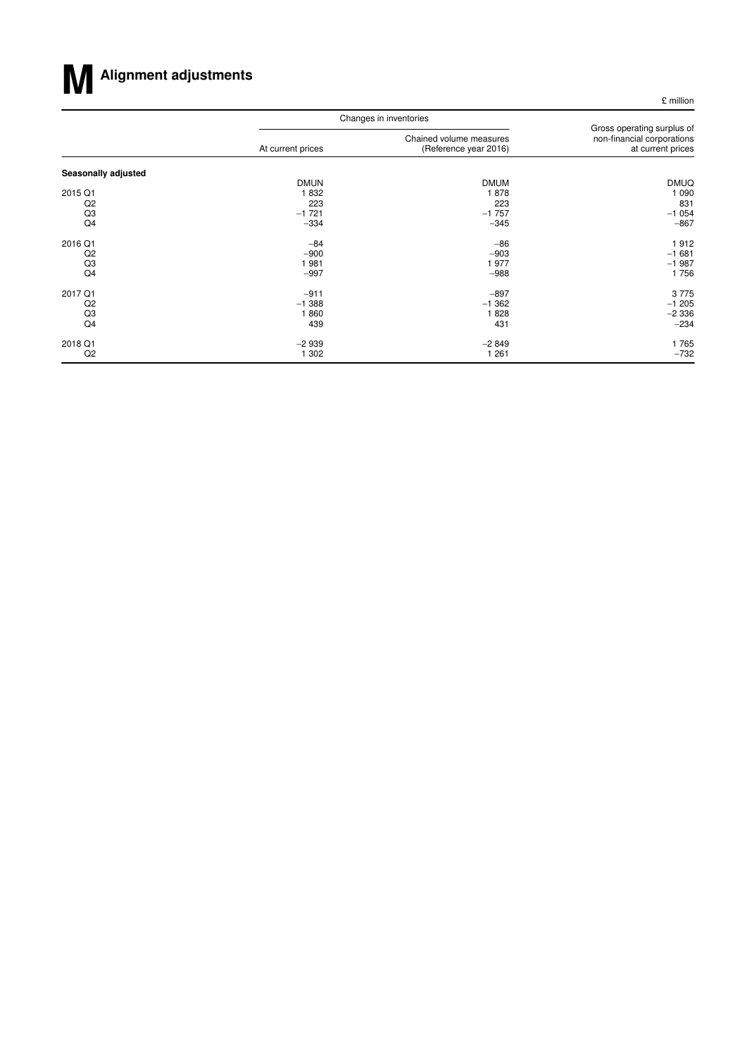# M Alignment adjustments

£ million

| | Changes in inventories | | Gross operating surplus of non-financial corporations at current prices |
|---|---|---|---|
| | At current prices | Chained volume measures (Reference year 2016) | |
| **Seasonally adjusted** | DMUN | DMUM | DMUQ |
| 2015 Q1 | 1 832 | 1 878 | 1 090 |
| Q2 | 223 | 223 | 831 |
| Q3 | −1 721 | −1 757 | −1 054 |
| Q4 | −334 | −345 | −867 |
| 2016 Q1 | −84 | −86 | 1 912 |
| Q2 | −900 | −903 | −1 681 |
| Q3 | 1 981 | 1 977 | −1 987 |
| Q4 | −997 | −988 | 1 756 |
| 2017 Q1 | −911 | −897 | 3 775 |
| Q2 | −1 388 | −1 362 | −1 205 |
| Q3 | 1 860 | 1 828 | −2 336 |
| Q4 | 439 | 431 | −234 |
| 2018 Q1 | −2 939 | −2 849 | 1 765 |
| Q2 | 1 302 | 1 261 | −732 |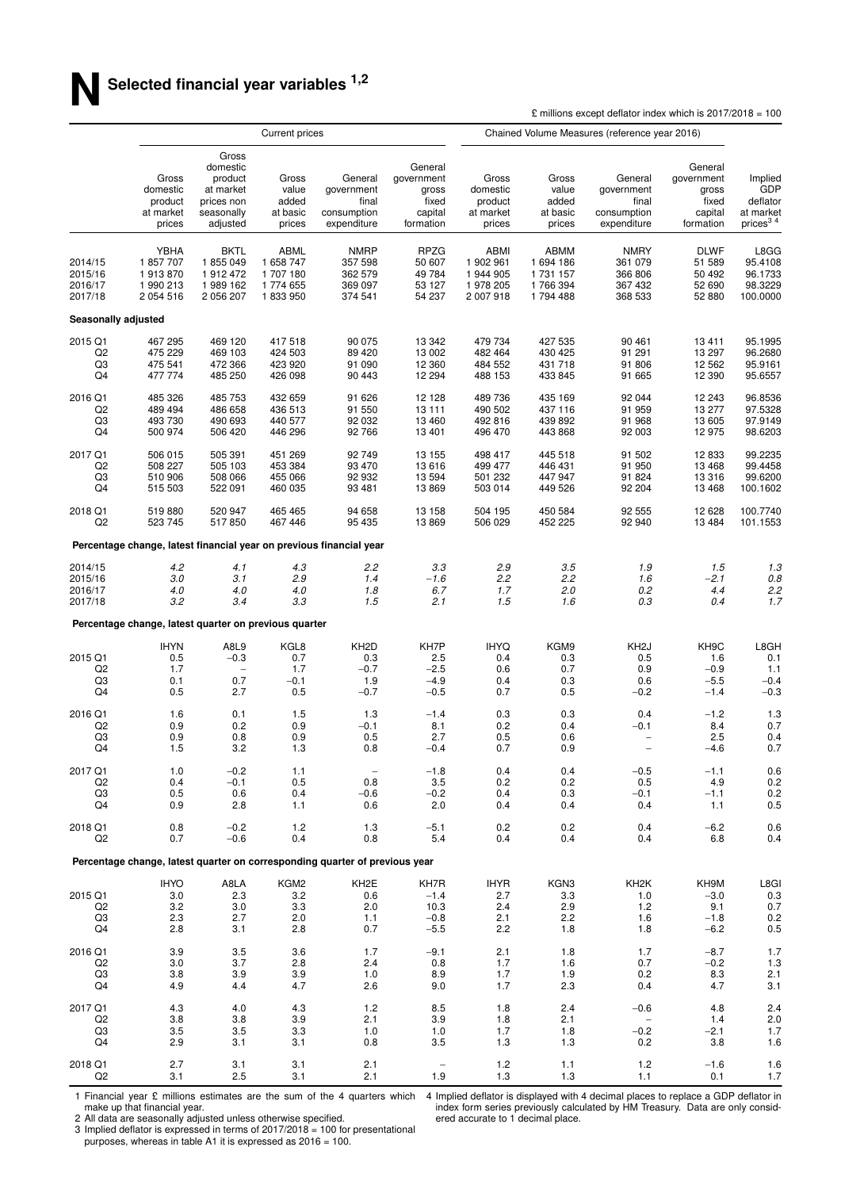# N Selected financial year variables [1,2]

£ millions except deflator index which is 2017/2018 = 100

| | Current prices | | | | | Chained Volume Measures (reference year 2016) | | | | |
|---|---|---|---|---|---|---|---|---|---|---|
| | Gross domestic product at market prices | Gross domestic product at market prices non seasonally adjusted | Gross value added at basic prices | General government final consumption expenditure | General government gross fixed capital formation | Gross domestic product at market prices | Gross value added at basic prices | General government final consumption expenditure | General government gross fixed capital formation | Implied GDP deflator at market prices [3 4] |
| | YBHA | BKTL | ABML | NMRP | RPZG | ABMI | ABMM | NMRY | DLWF | L8GG |
| 2014/15 | 1 857 707 | 1 855 049 | 1 658 747 | 357 598 | 50 607 | 1 902 961 | 1 694 186 | 361 079 | 51 589 | 95.4108 |
| 2015/16 | 1 913 870 | 1 912 472 | 1 707 180 | 362 579 | 49 784 | 1 944 905 | 1 731 157 | 366 806 | 50 492 | 96.1733 |
| 2016/17 | 1 990 213 | 1 989 162 | 1 774 655 | 369 097 | 53 127 | 1 978 205 | 1 766 394 | 367 432 | 52 690 | 98.3229 |
| 2017/18 | 2 054 516 | 2 056 207 | 1 833 950 | 374 541 | 54 237 | 2 007 918 | 1 794 488 | 368 533 | 52 880 | 100.0000 |
| **Seasonally adjusted** | | | | | | | | | | |
| 2015 Q1 | 467 295 | 469 120 | 417 518 | 90 075 | 13 342 | 479 734 | 427 535 | 90 461 | 13 411 | 95.1995 |
| Q2 | 475 229 | 469 103 | 424 503 | 89 420 | 13 002 | 482 464 | 430 425 | 91 291 | 13 297 | 96.2680 |
| Q3 | 475 541 | 472 366 | 423 920 | 91 090 | 12 360 | 484 552 | 431 718 | 91 806 | 12 562 | 95.9161 |
| Q4 | 477 774 | 485 250 | 426 098 | 90 443 | 12 294 | 488 153 | 433 845 | 91 665 | 12 390 | 95.6557 |
| 2016 Q1 | 485 326 | 485 753 | 432 659 | 91 626 | 12 128 | 489 736 | 435 169 | 92 044 | 12 243 | 96.8536 |
| Q2 | 489 494 | 486 658 | 436 513 | 91 550 | 13 111 | 490 502 | 437 116 | 91 959 | 13 277 | 97.5328 |
| Q3 | 493 730 | 490 693 | 440 577 | 92 032 | 13 460 | 492 816 | 439 892 | 91 968 | 13 605 | 97.9149 |
| Q4 | 500 974 | 506 420 | 446 296 | 92 766 | 13 401 | 496 470 | 443 868 | 92 003 | 12 975 | 98.6203 |
| 2017 Q1 | 506 015 | 505 391 | 451 269 | 92 749 | 13 155 | 498 417 | 445 518 | 91 502 | 12 833 | 99.2235 |
| Q2 | 508 227 | 505 103 | 453 384 | 93 470 | 13 616 | 499 477 | 446 431 | 91 950 | 13 468 | 99.4458 |
| Q3 | 510 906 | 508 066 | 455 066 | 92 932 | 13 594 | 501 232 | 447 947 | 91 824 | 13 316 | 99.6200 |
| Q4 | 515 503 | 522 091 | 460 035 | 93 481 | 13 869 | 503 014 | 449 526 | 92 204 | 13 468 | 100.1602 |
| 2018 Q1 | 519 880 | 520 947 | 465 465 | 94 658 | 13 158 | 504 195 | 450 584 | 92 555 | 12 628 | 100.7740 |
| Q2 | 523 745 | 517 850 | 467 446 | 95 435 | 13 869 | 506 029 | 452 225 | 92 940 | 13 484 | 101.1553 |
| **Percentage change, latest financial year on previous financial year** | | | | | | | | | | |
| 2014/15 | *4.2* | *4.1* | *4.3* | *2.2* | *3.3* | *2.9* | *3.5* | *1.9* | *1.5* | *1.3* |
| 2015/16 | *3.0* | *3.1* | *2.9* | *1.4* | *−1.6* | *2.2* | *2.2* | *1.6* | *−2.1* | *0.8* |
| 2016/17 | *4.0* | *4.0* | *4.0* | *1.8* | *6.7* | *1.7* | *2.0* | *0.2* | *4.4* | *2.2* |
| 2017/18 | *3.2* | *3.4* | *3.3* | *1.5* | *2.1* | *1.5* | *1.6* | *0.3* | *0.4* | *1.7* |
| **Percentage change, latest quarter on previous quarter** | | | | | | | | | | |
| | IHYN | A8L9 | KGL8 | KH2D | KH7P | IHYQ | KGM9 | KH2J | KH9C | L8GH |
| 2015 Q1 | 0.5 | −0.3 | 0.7 | 0.3 | 2.5 | 0.4 | 0.3 | 0.5 | 1.6 | 0.1 |
| Q2 | 1.7 | – | 1.7 | −0.7 | −2.5 | 0.6 | 0.7 | 0.9 | −0.9 | 1.1 |
| Q3 | 0.1 | 0.7 | −0.1 | 1.9 | −4.9 | 0.4 | 0.3 | 0.6 | −5.5 | −0.4 |
| Q4 | 0.5 | 2.7 | 0.5 | −0.7 | −0.5 | 0.7 | 0.5 | −0.2 | −1.4 | −0.3 |
| 2016 Q1 | 1.6 | 0.1 | 1.5 | 1.3 | −1.4 | 0.3 | 0.3 | 0.4 | −1.2 | 1.3 |
| Q2 | 0.9 | 0.2 | 0.9 | −0.1 | 8.1 | 0.2 | 0.4 | −0.1 | 8.4 | 0.7 |
| Q3 | 0.9 | 0.8 | 0.9 | 0.5 | 2.7 | 0.5 | 0.6 | – | 2.5 | 0.4 |
| Q4 | 1.5 | 3.2 | 1.3 | 0.8 | −0.4 | 0.7 | 0.9 | – | −4.6 | 0.7 |
| 2017 Q1 | 1.0 | −0.2 | 1.1 | – | −1.8 | 0.4 | 0.4 | −0.5 | −1.1 | 0.6 |
| Q2 | 0.4 | −0.1 | 0.5 | 0.8 | 3.5 | 0.2 | 0.2 | 0.5 | 4.9 | 0.2 |
| Q3 | 0.5 | 0.6 | 0.4 | −0.6 | −0.2 | 0.4 | 0.3 | −0.1 | −1.1 | 0.2 |
| Q4 | 0.9 | 2.8 | 1.1 | 0.6 | 2.0 | 0.4 | 0.4 | 0.4 | 1.1 | 0.5 |
| 2018 Q1 | 0.8 | −0.2 | 1.2 | 1.3 | −5.1 | 0.2 | 0.2 | 0.4 | −6.2 | 0.6 |
| Q2 | 0.7 | −0.6 | 0.4 | 0.8 | 5.4 | 0.4 | 0.4 | 0.4 | 6.8 | 0.4 |
| **Percentage change, latest quarter on corresponding quarter of previous year** | | | | | | | | | | |
| | IHYO | A8LA | KGM2 | KH2E | KH7R | IHYR | KGN3 | KH2K | KH9M | L8GI |
| 2015 Q1 | 3.0 | 2.3 | 3.2 | 0.6 | −1.4 | 2.7 | 3.3 | 1.0 | −3.0 | 0.3 |
| Q2 | 3.2 | 3.0 | 3.3 | 2.0 | 10.3 | 2.4 | 2.9 | 1.2 | 9.1 | 0.7 |
| Q3 | 2.3 | 2.7 | 2.0 | 1.1 | −0.8 | 2.1 | 2.2 | 1.6 | −1.8 | 0.2 |
| Q4 | 2.8 | 3.1 | 2.8 | 0.7 | −5.5 | 2.2 | 1.8 | 1.8 | −6.2 | 0.5 |
| 2016 Q1 | 3.9 | 3.5 | 3.6 | 1.7 | −9.1 | 2.1 | 1.8 | 1.7 | −8.7 | 1.7 |
| Q2 | 3.0 | 3.7 | 2.8 | 2.4 | 0.8 | 1.7 | 1.6 | 0.7 | −0.2 | 1.3 |
| Q3 | 3.8 | 3.9 | 3.9 | 1.0 | 8.9 | 1.7 | 1.9 | 0.2 | 8.3 | 2.1 |
| Q4 | 4.9 | 4.4 | 4.7 | 2.6 | 9.0 | 1.7 | 2.3 | 0.4 | 4.7 | 3.1 |
| 2017 Q1 | 4.3 | 4.0 | 4.3 | 1.2 | 8.5 | 1.8 | 2.4 | −0.6 | 4.8 | 2.4 |
| Q2 | 3.8 | 3.8 | 3.9 | 2.1 | 3.9 | 1.8 | 2.1 | – | 1.4 | 2.0 |
| Q3 | 3.5 | 3.5 | 3.3 | 1.0 | 1.0 | 1.7 | 1.8 | −0.2 | −2.1 | 1.7 |
| Q4 | 2.9 | 3.1 | 3.1 | 0.8 | 3.5 | 1.3 | 1.3 | 0.2 | 3.8 | 1.6 |
| 2018 Q1 | 2.7 | 3.1 | 3.1 | 2.1 | – | 1.2 | 1.1 | 1.2 | −1.6 | 1.6 |
| Q2 | 3.1 | 2.5 | 3.1 | 2.1 | 1.9 | 1.3 | 1.3 | 1.1 | 0.1 | 1.7 |

1 Financial year £ millions estimates are the sum of the 4 quarters which make up that financial year.
2 All data are seasonally adjusted unless otherwise specified.
3 Implied deflator is expressed in terms of 2017/2018 = 100 for presentational purposes, whereas in table A1 it is expressed as 2016 = 100.
4 Implied deflator is displayed with 4 decimal places to replace a GDP deflator in index form series previously calculated by HM Treasury. Data are only considered accurate to 1 decimal place.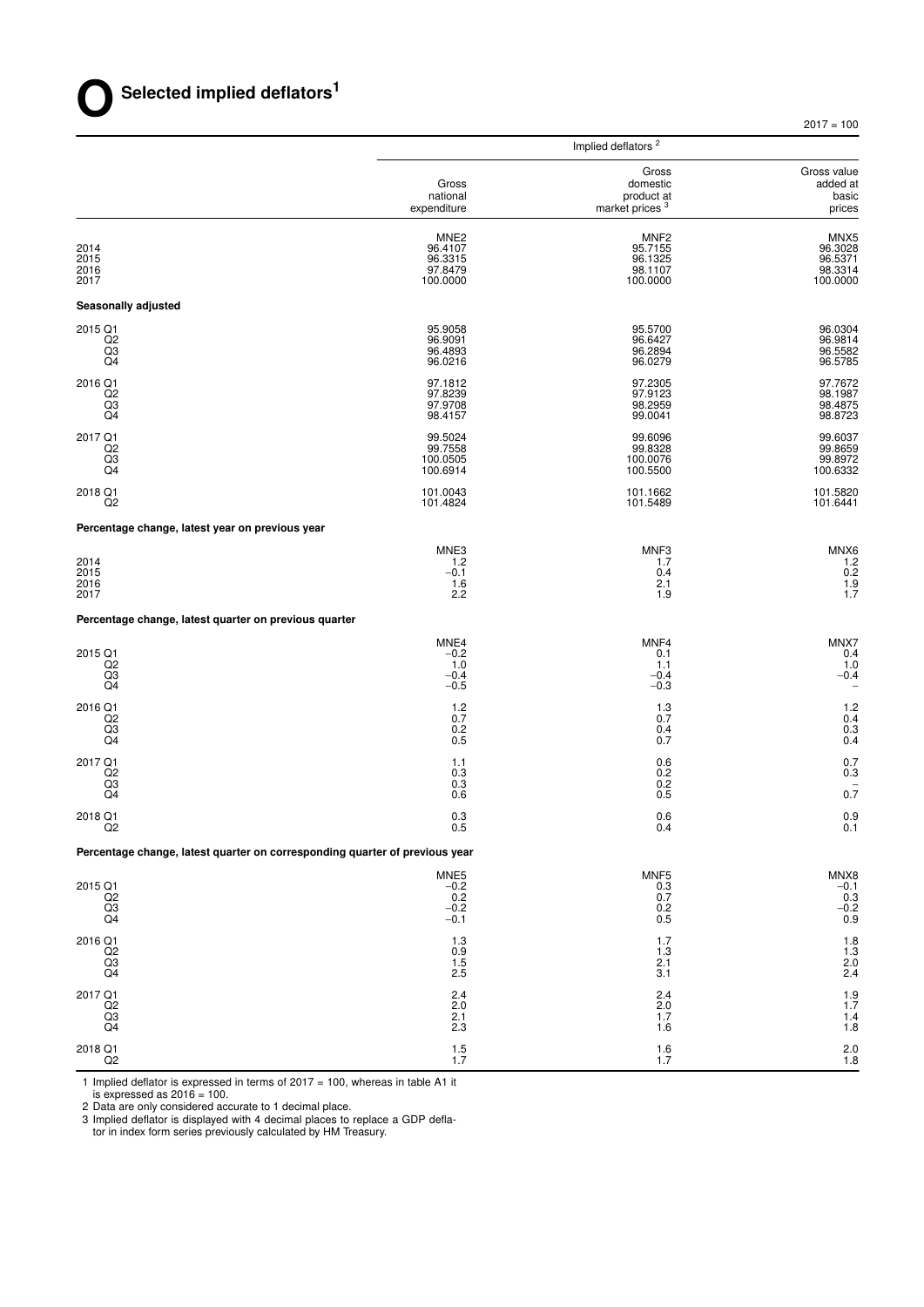# O Selected implied deflators[1]

2017 = 100

| | Implied deflators [2] | | |
|---|---|---|---|
| | Gross national expenditure | Gross domestic product at market prices [3] | Gross value added at basic prices |
| | MNE2 | MNF2 | MNX5 |
| 2014 | 96.4107 | 95.7155 | 96.3028 |
| 2015 | 96.3315 | 96.1325 | 96.5371 |
| 2016 | 97.8479 | 98.1107 | 98.3314 |
| 2017 | 100.0000 | 100.0000 | 100.0000 |
| **Seasonally adjusted** | | | |
| 2015 Q1 | 95.9058 | 95.5700 | 96.0304 |
| Q2 | 96.9091 | 96.6427 | 96.9814 |
| Q3 | 96.4893 | 96.2894 | 96.5582 |
| Q4 | 96.0216 | 96.0279 | 96.5785 |
| 2016 Q1 | 97.1812 | 97.2305 | 97.7672 |
| Q2 | 97.8239 | 97.9123 | 98.1987 |
| Q3 | 97.9708 | 98.2959 | 98.4875 |
| Q4 | 98.4157 | 99.0041 | 98.8723 |
| 2017 Q1 | 99.5024 | 99.6096 | 99.6037 |
| Q2 | 99.7558 | 99.8328 | 99.8659 |
| Q3 | 100.0505 | 100.0076 | 99.8972 |
| Q4 | 100.6914 | 100.5500 | 100.6332 |
| 2018 Q1 | 101.0043 | 101.1662 | 101.5820 |
| Q2 | 101.4824 | 101.5489 | 101.6441 |
| **Percentage change, latest year on previous year** | | | |
| | MNE3 | MNF3 | MNX6 |
| 2014 | 1.2 | 1.7 | 1.2 |
| 2015 | −0.1 | 0.4 | 0.2 |
| 2016 | 1.6 | 2.1 | 1.9 |
| 2017 | 2.2 | 1.9 | 1.7 |
| **Percentage change, latest quarter on previous quarter** | | | |
| | MNE4 | MNF4 | MNX7 |
| 2015 Q1 | −0.2 | 0.1 | 0.4 |
| Q2 | 1.0 | 1.1 | 1.0 |
| Q3 | −0.4 | −0.4 | −0.4 |
| Q4 | −0.5 | −0.3 | – |
| 2016 Q1 | 1.2 | 1.3 | 1.2 |
| Q2 | 0.7 | 0.7 | 0.4 |
| Q3 | 0.2 | 0.4 | 0.3 |
| Q4 | 0.5 | 0.7 | 0.4 |
| 2017 Q1 | 1.1 | 0.6 | 0.7 |
| Q2 | 0.3 | 0.2 | 0.3 |
| Q3 | 0.3 | 0.2 | – |
| Q4 | 0.6 | 0.5 | 0.7 |
| 2018 Q1 | 0.3 | 0.6 | 0.9 |
| Q2 | 0.5 | 0.4 | 0.1 |
| **Percentage change, latest quarter on corresponding quarter of previous year** | | | |
| | MNE5 | MNF5 | MNX8 |
| 2015 Q1 | −0.2 | 0.3 | −0.1 |
| Q2 | 0.2 | 0.7 | 0.3 |
| Q3 | −0.2 | 0.2 | −0.2 |
| Q4 | −0.1 | 0.5 | 0.9 |
| 2016 Q1 | 1.3 | 1.7 | 1.8 |
| Q2 | 0.9 | 1.3 | 1.3 |
| Q3 | 1.5 | 2.1 | 2.0 |
| Q4 | 2.5 | 3.1 | 2.4 |
| 2017 Q1 | 2.4 | 2.4 | 1.9 |
| Q2 | 2.0 | 2.0 | 1.7 |
| Q3 | 2.1 | 1.7 | 1.4 |
| Q4 | 2.3 | 1.6 | 1.8 |
| 2018 Q1 | 1.5 | 1.6 | 2.0 |
| Q2 | 1.7 | 1.7 | 1.8 |

1 Implied deflator is expressed in terms of 2017 = 100, whereas in table A1 it is expressed as 2016 = 100.

2 Data are only considered accurate to 1 decimal place.

3 Implied deflator is displayed with 4 decimal places to replace a GDP deflator in index form series previously calculated by HM Treasury.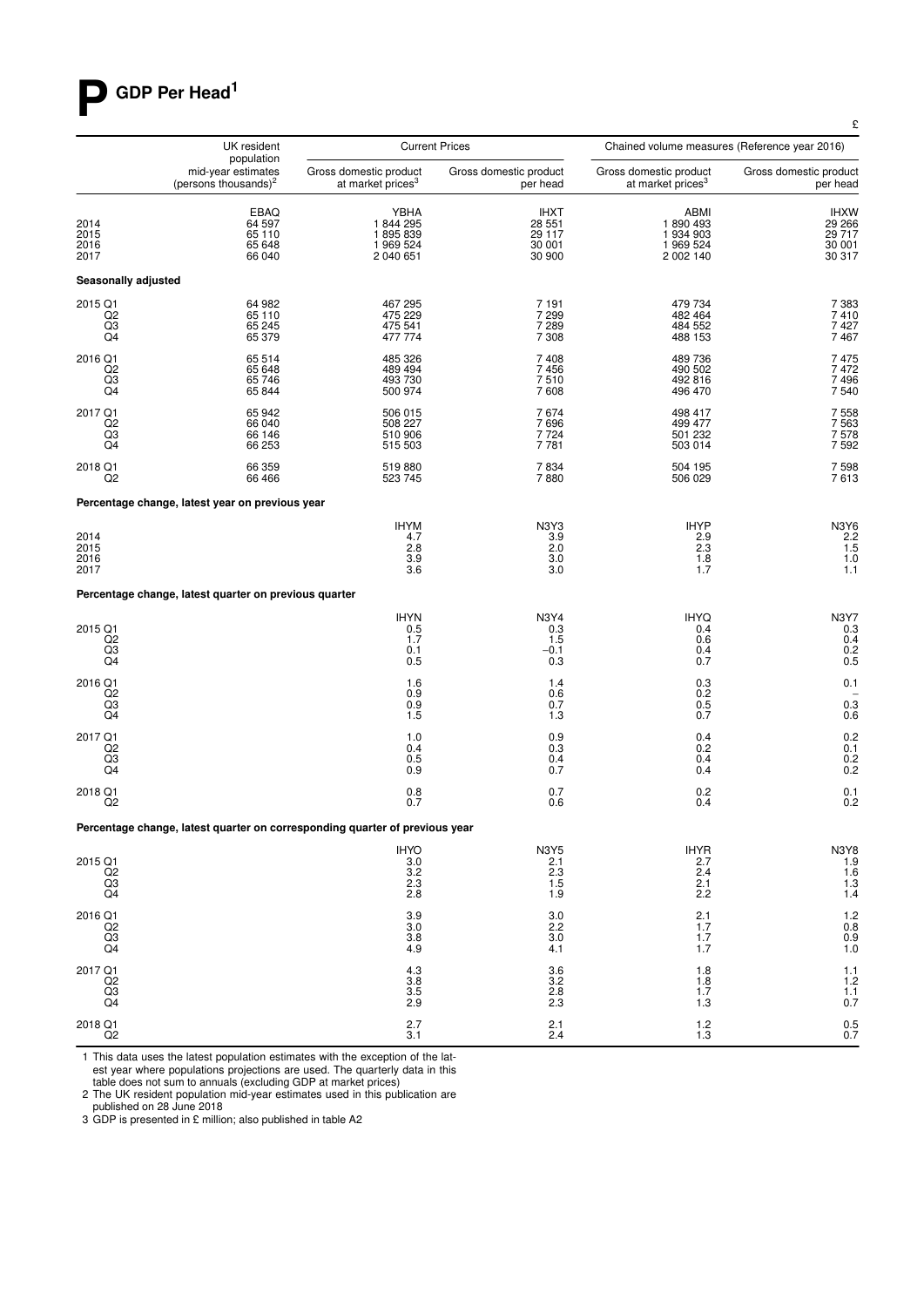# P GDP Per Head[1]

£

| | UK resident population mid-year estimates (persons thousands)[2] | Current Prices | | Chained volume measures (Reference year 2016) | |
|---|---|---|---|---|---|
| | | Gross domestic product at market prices[3] | Gross domestic product per head | Gross domestic product at market prices[3] | Gross domestic product per head |
| | EBAQ | YBHA | IHXT | ABMI | IHXW |
| 2014 | 64 597 | 1 844 295 | 28 551 | 1 890 493 | 29 266 |
| 2015 | 65 110 | 1 895 839 | 29 117 | 1 934 903 | 29 717 |
| 2016 | 65 648 | 1 969 524 | 30 001 | 1 969 524 | 30 001 |
| 2017 | 66 040 | 2 040 651 | 30 900 | 2 002 140 | 30 317 |
| **Seasonally adjusted** | | | | | |
| 2015 Q1 | 64 982 | 467 295 | 7 191 | 479 734 | 7 383 |
| Q2 | 65 110 | 475 229 | 7 299 | 482 464 | 7 410 |
| Q3 | 65 245 | 475 541 | 7 289 | 484 552 | 7 427 |
| Q4 | 65 379 | 477 774 | 7 308 | 488 153 | 7 467 |
| 2016 Q1 | 65 514 | 485 326 | 7 408 | 489 736 | 7 475 |
| Q2 | 65 648 | 489 494 | 7 456 | 490 502 | 7 472 |
| Q3 | 65 746 | 493 730 | 7 510 | 492 816 | 7 496 |
| Q4 | 65 844 | 500 974 | 7 608 | 496 470 | 7 540 |
| 2017 Q1 | 65 942 | 506 015 | 7 674 | 498 417 | 7 558 |
| Q2 | 66 040 | 508 227 | 7 696 | 499 477 | 7 563 |
| Q3 | 66 146 | 510 906 | 7 724 | 501 232 | 7 578 |
| Q4 | 66 253 | 515 503 | 7 781 | 503 014 | 7 592 |
| 2018 Q1 | 66 359 | 519 880 | 7 834 | 504 195 | 7 598 |
| Q2 | 66 466 | 523 745 | 7 880 | 506 029 | 7 613 |
| **Percentage change, latest year on previous year** | | | | | |
| | | IHYM | N3Y3 | IHYP | N3Y6 |
| 2014 | | 4.7 | 3.9 | 2.9 | 2.2 |
| 2015 | | 2.8 | 2.0 | 2.3 | 1.5 |
| 2016 | | 3.9 | 3.0 | 1.8 | 1.0 |
| 2017 | | 3.6 | 3.0 | 1.7 | 1.1 |
| **Percentage change, latest quarter on previous quarter** | | | | | |
| | | IHYN | N3Y4 | IHYQ | N3Y7 |
| 2015 Q1 | | 0.5 | 0.3 | 0.4 | 0.3 |
| Q2 | | 1.7 | 1.5 | 0.6 | 0.4 |
| Q3 | | 0.1 | −0.1 | 0.4 | 0.2 |
| Q4 | | 0.5 | 0.3 | 0.7 | 0.5 |
| 2016 Q1 | | 1.6 | 1.4 | 0.3 | 0.1 |
| Q2 | | 0.9 | 0.6 | 0.2 | – |
| Q3 | | 0.9 | 0.7 | 0.5 | 0.3 |
| Q4 | | 1.5 | 1.3 | 0.7 | 0.6 |
| 2017 Q1 | | 1.0 | 0.9 | 0.4 | 0.2 |
| Q2 | | 0.4 | 0.3 | 0.2 | 0.1 |
| Q3 | | 0.5 | 0.4 | 0.4 | 0.2 |
| Q4 | | 0.9 | 0.7 | 0.4 | 0.2 |
| 2018 Q1 | | 0.8 | 0.7 | 0.2 | 0.1 |
| Q2 | | 0.7 | 0.6 | 0.4 | 0.2 |
| **Percentage change, latest quarter on corresponding quarter of previous year** | | | | | |
| | | IHYO | N3Y5 | IHYR | N3Y8 |
| 2015 Q1 | | 3.0 | 2.1 | 2.7 | 1.9 |
| Q2 | | 3.2 | 2.3 | 2.4 | 1.6 |
| Q3 | | 2.3 | 1.5 | 2.1 | 1.3 |
| Q4 | | 2.8 | 1.9 | 2.2 | 1.4 |
| 2016 Q1 | | 3.9 | 3.0 | 2.1 | 1.2 |
| Q2 | | 3.0 | 2.2 | 1.7 | 0.8 |
| Q3 | | 3.8 | 3.0 | 1.7 | 0.9 |
| Q4 | | 4.9 | 4.1 | 1.7 | 1.0 |
| 2017 Q1 | | 4.3 | 3.6 | 1.8 | 1.1 |
| Q2 | | 3.8 | 3.2 | 1.8 | 1.2 |
| Q3 | | 3.5 | 2.8 | 1.7 | 1.1 |
| Q4 | | 2.9 | 2.3 | 1.3 | 0.7 |
| 2018 Q1 | | 2.7 | 2.1 | 1.2 | 0.5 |
| Q2 | | 3.1 | 2.4 | 1.3 | 0.7 |

1 This data uses the latest population estimates with the exception of the latest year where populations projections are used. The quarterly data in this table does not sum to annuals (excluding GDP at market prices)

2 The UK resident population mid-year estimates used in this publication are published on 28 June 2018

3 GDP is presented in £ million; also published in table A2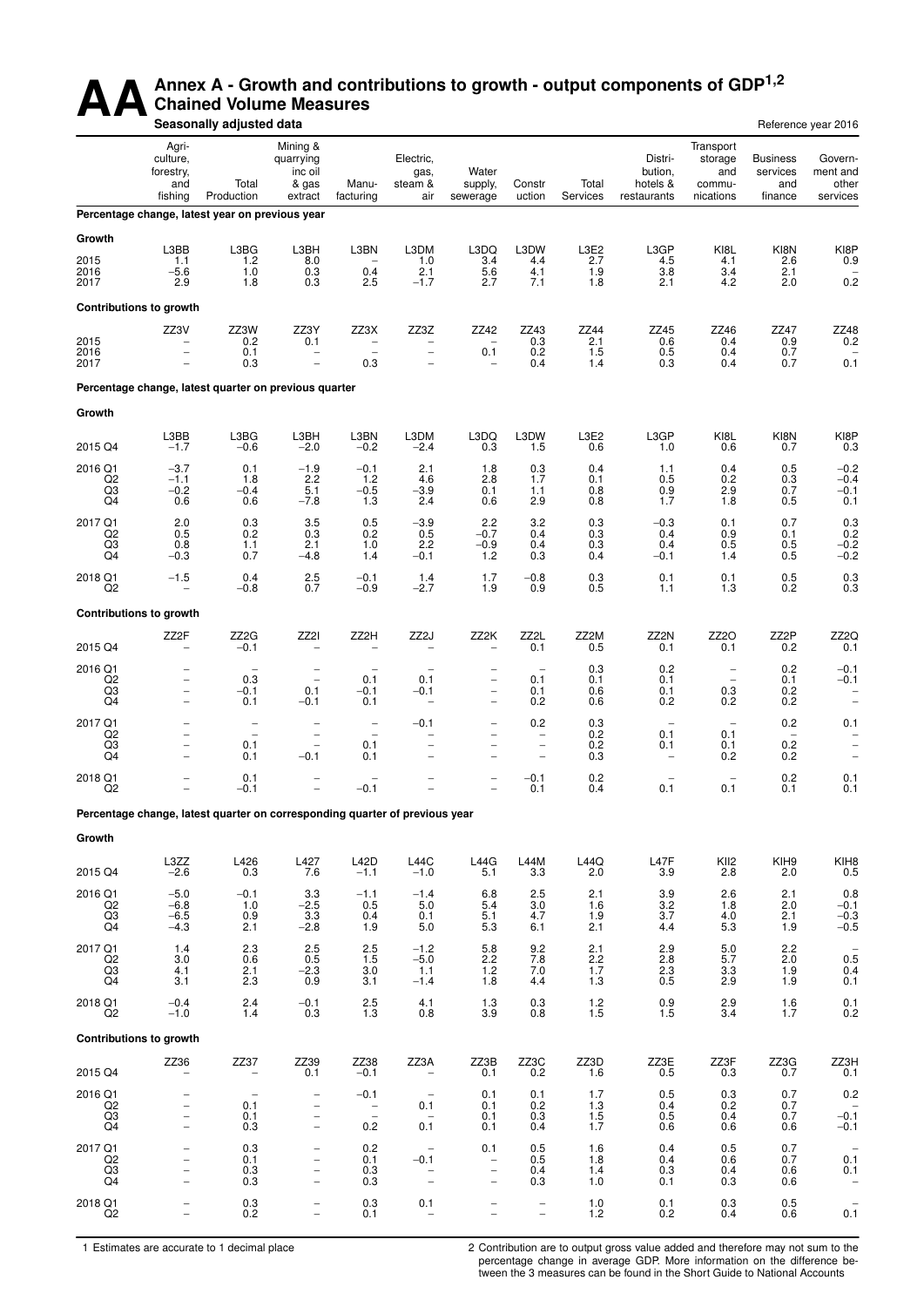# AA Annex A - Growth and contributions to growth - output components of GDP[1,2]

## Chained Volume Measures

**Seasonally adjusted data** — Reference year 2016

| | Agri-culture, forestry, and fishing | Total Production | Mining & quarrying inc oil & gas extract | Manu-facturing | Electric, gas, steam & air | Water supply, sewerage | Constr uction | Total Services | Distri-bution, hotels & restaurants | Transport storage and commu-nications | Business services and finance | Govern-ment and other services |
|---|---|---|---|---|---|---|---|---|---|---|---|---|
| **Percentage change, latest year on previous year** | | | | | | | | | | | | |
| **Growth** | | | | | | | | | | | | |
| | L3BB | L3BG | L3BH | L3BN | L3DM | L3DQ | L3DW | L3E2 | L3GP | KI8L | KI8N | KI8P |
| 2015 | 1.1 | 1.2 | 8.0 | – | 1.0 | 3.4 | 4.4 | 2.7 | 4.5 | 4.1 | 2.6 | 0.9 |
| 2016 | −5.6 | 1.0 | 0.3 | 0.4 | 2.1 | 5.6 | 4.1 | 1.9 | 3.8 | 3.4 | 2.1 | – |
| 2017 | 2.9 | 1.8 | 0.3 | 2.5 | −1.7 | 2.7 | 7.1 | 1.8 | 2.1 | 4.2 | 2.0 | 0.2 |
| **Contributions to growth** | | | | | | | | | | | | |
| | ZZ3V | ZZ3W | ZZ3Y | ZZ3X | ZZ3Z | ZZ42 | ZZ43 | ZZ44 | ZZ45 | ZZ46 | ZZ47 | ZZ48 |
| 2015 | – | 0.2 | 0.1 | – | – | – | 0.3 | 2.1 | 0.6 | 0.4 | 0.9 | 0.2 |
| 2016 | – | 0.1 | – | – | – | 0.1 | 0.2 | 1.5 | 0.5 | 0.4 | 0.7 | – |
| 2017 | – | 0.3 | – | 0.3 | – | – | 0.4 | 1.4 | 0.3 | 0.4 | 0.7 | 0.1 |
| **Percentage change, latest quarter on previous quarter** | | | | | | | | | | | | |
| **Growth** | | | | | | | | | | | | |
| | L3BB | L3BG | L3BH | L3BN | L3DM | L3DQ | L3DW | L3E2 | L3GP | KI8L | KI8N | KI8P |
| 2015 Q4 | −1.7 | −0.6 | −2.0 | −0.2 | −2.4 | 0.3 | 1.5 | 0.6 | 1.0 | 0.6 | 0.7 | 0.3 |
| 2016 Q1 | −3.7 | 0.1 | −1.9 | −0.1 | 2.1 | 1.8 | 0.3 | 0.4 | 1.1 | 0.4 | 0.5 | −0.2 |
| Q2 | −1.1 | 1.8 | 2.2 | 1.2 | 4.6 | 2.8 | 1.7 | 0.1 | 0.5 | 0.2 | 0.3 | −0.4 |
| Q3 | −0.2 | −0.4 | 5.1 | −0.5 | −3.9 | 0.1 | 1.1 | 0.8 | 0.9 | 2.9 | 0.7 | −0.1 |
| Q4 | 0.6 | 0.6 | −7.8 | 1.3 | 2.4 | 0.6 | 2.9 | 0.8 | 1.7 | 1.8 | 0.5 | 0.1 |
| 2017 Q1 | 2.0 | 0.3 | 3.5 | 0.5 | −3.9 | 2.2 | 3.2 | 0.3 | −0.3 | 0.1 | 0.7 | 0.3 |
| Q2 | 0.5 | 0.2 | 0.3 | 0.2 | 0.5 | −0.7 | 0.4 | 0.3 | 0.4 | 0.9 | 0.1 | 0.2 |
| Q3 | 0.8 | 1.1 | 2.1 | 1.0 | 2.2 | −0.9 | 0.4 | 0.3 | 0.4 | 0.5 | 0.5 | −0.2 |
| Q4 | −0.3 | 0.7 | −4.8 | 1.4 | −0.1 | 1.2 | 0.3 | 0.4 | −0.1 | 1.4 | 0.5 | −0.2 |
| 2018 Q1 | −1.5 | 0.4 | 2.5 | −0.1 | 1.4 | 1.7 | −0.8 | 0.3 | 0.1 | 0.1 | 0.5 | 0.3 |
| Q2 | – | −0.8 | 0.7 | −0.9 | −2.7 | 1.9 | 0.9 | 0.5 | 1.1 | 1.3 | 0.2 | 0.3 |
| **Contributions to growth** | | | | | | | | | | | | |
| | ZZ2F | ZZ2G | ZZ2I | ZZ2H | ZZ2J | ZZ2K | ZZ2L | ZZ2M | ZZ2N | ZZ2O | ZZ2P | ZZ2Q |
| 2015 Q4 | – | −0.1 | – | – | – | – | 0.1 | 0.5 | 0.1 | 0.1 | 0.2 | 0.1 |
| 2016 Q1 | – | – | – | – | – | – | – | 0.3 | 0.2 | – | 0.2 | −0.1 |
| Q2 | – | 0.3 | – | 0.1 | 0.1 | – | 0.1 | 0.1 | 0.1 | – | 0.1 | −0.1 |
| Q3 | – | −0.1 | 0.1 | −0.1 | −0.1 | – | 0.1 | 0.6 | 0.1 | 0.3 | 0.2 | – |
| Q4 | – | 0.1 | −0.1 | 0.1 | – | – | 0.2 | 0.6 | 0.2 | 0.2 | 0.2 | – |
| 2017 Q1 | – | – | – | – | −0.1 | – | 0.2 | 0.3 | – | – | 0.2 | 0.1 |
| Q2 | – | – | – | – | – | – | – | 0.2 | 0.1 | 0.1 | – | – |
| Q3 | – | 0.1 | – | 0.1 | – | – | – | 0.2 | 0.1 | 0.1 | 0.2 | – |
| Q4 | – | 0.1 | −0.1 | 0.1 | – | – | – | 0.3 | – | 0.2 | 0.2 | – |
| 2018 Q1 | – | 0.1 | – | – | – | – | −0.1 | 0.2 | – | – | 0.2 | 0.1 |
| Q2 | – | −0.1 | – | −0.1 | – | – | 0.1 | 0.4 | 0.1 | 0.1 | 0.1 | 0.1 |
| **Percentage change, latest quarter on corresponding quarter of previous year** | | | | | | | | | | | | |
| **Growth** | | | | | | | | | | | | |
| | L3ZZ | L426 | L427 | L42D | L44C | L44G | L44M | L44Q | L47F | KII2 | KIH9 | KIH8 |
| 2015 Q4 | −2.6 | 0.3 | 7.6 | −1.1 | −1.0 | 5.1 | 3.3 | 2.0 | 3.9 | 2.8 | 2.0 | 0.5 |
| 2016 Q1 | −5.0 | −0.1 | 3.3 | −1.1 | −1.4 | 6.8 | 2.5 | 2.1 | 3.9 | 2.6 | 2.1 | 0.8 |
| Q2 | −6.8 | 1.0 | −2.5 | 0.5 | 5.0 | 5.4 | 3.0 | 1.6 | 3.2 | 1.8 | 2.0 | −0.1 |
| Q3 | −6.5 | 0.9 | 3.3 | 0.4 | 0.1 | 5.1 | 4.7 | 1.9 | 3.7 | 4.0 | 2.1 | −0.3 |
| Q4 | −4.3 | 2.1 | −2.8 | 1.9 | 5.0 | 5.3 | 6.1 | 2.1 | 4.4 | 5.3 | 1.9 | −0.5 |
| 2017 Q1 | 1.4 | 2.3 | 2.5 | 2.5 | −1.2 | 5.8 | 9.2 | 2.1 | 2.9 | 5.0 | 2.2 | – |
| Q2 | 3.0 | 0.6 | 0.5 | 1.5 | −5.0 | 2.2 | 7.8 | 2.2 | 2.8 | 5.7 | 2.0 | 0.5 |
| Q3 | 4.1 | 2.1 | −2.3 | 3.0 | 1.1 | 1.2 | 7.0 | 1.7 | 2.3 | 3.3 | 1.9 | 0.4 |
| Q4 | 3.1 | 2.3 | 0.9 | 3.1 | −1.4 | 1.8 | 4.4 | 1.3 | 0.5 | 2.9 | 1.9 | 0.1 |
| 2018 Q1 | −0.4 | 2.4 | −0.1 | 2.5 | 4.1 | 1.3 | 0.3 | 1.2 | 0.9 | 2.9 | 1.6 | 0.1 |
| Q2 | −1.0 | 1.4 | 0.3 | 1.3 | 0.8 | 3.9 | 0.8 | 1.5 | 1.5 | 3.4 | 1.7 | 0.2 |
| **Contributions to growth** | | | | | | | | | | | | |
| | ZZ36 | ZZ37 | ZZ39 | ZZ38 | ZZ3A | ZZ3B | ZZ3C | ZZ3D | ZZ3E | ZZ3F | ZZ3G | ZZ3H |
| 2015 Q4 | – | – | 0.1 | −0.1 | – | 0.1 | 0.2 | 1.6 | 0.5 | 0.3 | 0.7 | 0.1 |
| 2016 Q1 | – | – | – | −0.1 | – | 0.1 | 0.1 | 1.7 | 0.5 | 0.3 | 0.7 | 0.2 |
| Q2 | – | 0.1 | – | – | 0.1 | 0.1 | 0.2 | 1.3 | 0.4 | 0.2 | 0.7 | – |
| Q3 | – | 0.1 | – | – | – | 0.1 | 0.3 | 1.5 | 0.5 | 0.4 | 0.7 | −0.1 |
| Q4 | – | 0.3 | – | 0.2 | 0.1 | 0.1 | 0.4 | 1.7 | 0.6 | 0.6 | 0.6 | −0.1 |
| 2017 Q1 | – | 0.3 | – | 0.2 | – | 0.1 | 0.5 | 1.6 | 0.4 | 0.5 | 0.7 | – |
| Q2 | – | 0.1 | – | 0.1 | −0.1 | – | 0.5 | 1.8 | 0.4 | 0.6 | 0.7 | 0.1 |
| Q3 | – | 0.3 | – | 0.3 | – | – | 0.4 | 1.4 | 0.3 | 0.4 | 0.6 | 0.1 |
| Q4 | – | 0.3 | – | 0.3 | – | – | 0.3 | 1.0 | 0.1 | 0.3 | 0.6 | – |
| 2018 Q1 | – | 0.3 | – | 0.3 | 0.1 | – | – | 1.0 | 0.1 | 0.3 | 0.5 | – |
| Q2 | – | 0.2 | – | 0.1 | – | – | – | 1.2 | 0.2 | 0.4 | 0.6 | 0.1 |

1 Estimates are accurate to 1 decimal place

2 Contribution are to output gross value added and therefore may not sum to the percentage change in average GDP. More information on the difference between the 3 measures can be found in the Short Guide to National Accounts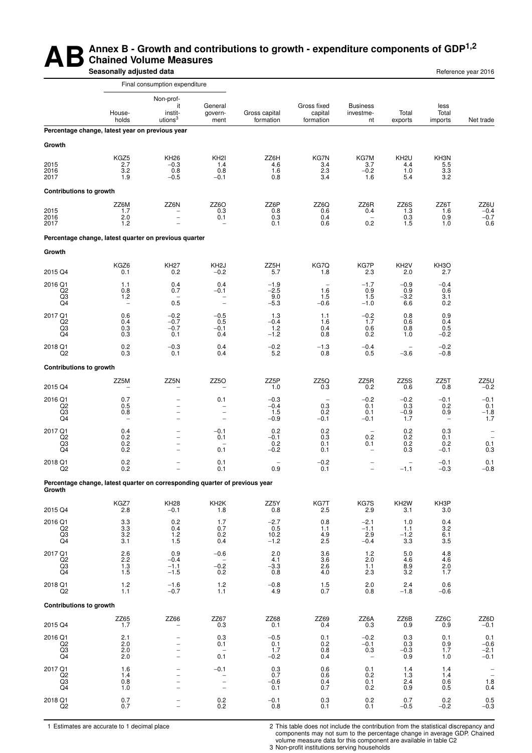# AB Annex B - Growth and contributions to growth - expenditure components of GDP[1,2]

## Chained Volume Measures

**Seasonally adjusted data**

Reference year 2016

| | Final consumption expenditure | | | | | | | | |
|---|---|---|---|---|---|---|---|---|---|
| | Households | Non-profit institutions[3] | General government | Gross capital formation | Gross fixed capital formation | Business investment | Total exports | less Total imports | Net trade |
| **Percentage change, latest year on previous year** | | | | | | | | | |
| **Growth** | | | | | | | | | |
| | KGZ5 | KH26 | KH2I | ZZ6H | KG7N | KG7M | KH2U | KH3N | |
| 2015 | 2.7 | −0.3 | 1.4 | 4.6 | 3.4 | 3.7 | 4.4 | 5.5 | |
| 2016 | 3.2 | 0.8 | 0.8 | 1.6 | 2.3 | −0.2 | 1.0 | 3.3 | |
| 2017 | 1.9 | −0.5 | −0.1 | 0.8 | 3.4 | 1.6 | 5.4 | 3.2 | |
| **Contributions to growth** | | | | | | | | | |
| | ZZ6M | ZZ6N | ZZ6O | ZZ6P | ZZ6Q | ZZ6R | ZZ6S | ZZ6T | ZZ6U |
| 2015 | 1.7 | – | 0.3 | 0.8 | 0.6 | 0.4 | 1.3 | 1.6 | −0.4 |
| 2016 | 2.0 | – | 0.1 | 0.3 | 0.4 | – | 0.3 | 0.9 | −0.7 |
| 2017 | 1.2 | – | – | 0.1 | 0.6 | 0.2 | 1.5 | 1.0 | 0.6 |
| **Percentage change, latest quarter on previous quarter** | | | | | | | | | |
| **Growth** | | | | | | | | | |
| | KGZ6 | KH27 | KH2J | ZZ5H | KG7Q | KG7P | KH2V | KH3O | |
| 2015 Q4 | 0.1 | 0.2 | −0.2 | 5.7 | 1.8 | 2.3 | 2.0 | 2.7 | |
| 2016 Q1 | 1.1 | 0.4 | 0.4 | −1.9 | – | −1.7 | −0.9 | −0.4 | |
| Q2 | 0.8 | 0.7 | −0.1 | −2.5 | 1.6 | 0.9 | 0.9 | 0.6 | |
| Q3 | 1.2 | – | – | 9.0 | 1.5 | 1.5 | −3.2 | 3.1 | |
| Q4 | – | 0.5 | – | −5.3 | −0.6 | −1.0 | 6.6 | 0.2 | |
| 2017 Q1 | 0.6 | −0.2 | −0.5 | 1.3 | 1.1 | −0.2 | 0.8 | 0.9 | |
| Q2 | 0.4 | −0.7 | 0.5 | −0.4 | 1.6 | 1.7 | 0.6 | 0.4 | |
| Q3 | 0.3 | −0.7 | −0.1 | 1.2 | 0.4 | 0.6 | 0.8 | 0.5 | |
| Q4 | 0.3 | 0.1 | 0.4 | −1.2 | 0.8 | 0.2 | 1.0 | −0.2 | |
| 2018 Q1 | 0.2 | −0.3 | 0.4 | −0.2 | −1.3 | −0.4 | – | −0.2 | |
| Q2 | 0.3 | 0.1 | 0.4 | 5.2 | 0.8 | 0.5 | −3.6 | −0.8 | |
| **Contributions to growth** | | | | | | | | | |
| | ZZ5M | ZZ5N | ZZ5O | ZZ5P | ZZ5Q | ZZ5R | ZZ5S | ZZ5T | ZZ5U |
| 2015 Q4 | – | – | – | 1.0 | 0.3 | 0.2 | 0.6 | 0.8 | −0.2 |
| 2016 Q1 | 0.7 | – | 0.1 | −0.3 | – | −0.2 | −0.2 | −0.1 | −0.1 |
| Q2 | 0.5 | – | – | −0.4 | 0.3 | 0.1 | 0.3 | 0.2 | 0.1 |
| Q3 | 0.8 | – | – | 1.5 | 0.2 | 0.1 | −0.9 | 0.9 | −1.8 |
| Q4 | – | – | – | −0.9 | −0.1 | −0.1 | 1.7 | – | 1.7 |
| 2017 Q1 | 0.4 | – | −0.1 | 0.2 | 0.2 | – | 0.2 | 0.3 | – |
| Q2 | 0.2 | – | 0.1 | −0.1 | 0.3 | 0.2 | 0.2 | 0.1 | – |
| Q3 | 0.2 | – | – | 0.2 | 0.1 | 0.1 | 0.2 | 0.2 | 0.1 |
| Q4 | 0.2 | – | 0.1 | −0.2 | 0.1 | – | 0.3 | −0.1 | 0.3 |
| 2018 Q1 | 0.2 | – | 0.1 | – | −0.2 | – | – | −0.1 | 0.1 |
| Q2 | 0.2 | – | 0.1 | 0.9 | 0.1 | – | −1.1 | −0.3 | −0.8 |
| **Percentage change, latest quarter on corresponding quarter of previous year** | | | | | | | | | |
| **Growth** | | | | | | | | | |
| | KGZ7 | KH28 | KH2K | ZZ5Y | KG7T | KG7S | KH2W | KH3P | |
| 2015 Q4 | 2.8 | −0.1 | 1.8 | 0.8 | 2.5 | 2.9 | 3.1 | 3.0 | |
| 2016 Q1 | 3.3 | 0.2 | 1.7 | −2.7 | 0.8 | −2.1 | 1.0 | 0.4 | |
| Q2 | 3.3 | 0.4 | 0.7 | 0.5 | 1.1 | −1.1 | 1.1 | 3.2 | |
| Q3 | 3.2 | 1.2 | 0.2 | 10.2 | 4.9 | 2.9 | −1.2 | 6.1 | |
| Q4 | 3.1 | 1.5 | 0.4 | −1.2 | 2.5 | −0.4 | 3.3 | 3.5 | |
| 2017 Q1 | 2.6 | 0.9 | −0.6 | 2.0 | 3.6 | 1.2 | 5.0 | 4.8 | |
| Q2 | 2.2 | −0.4 | – | 4.1 | 3.6 | 2.0 | 4.6 | 4.6 | |
| Q3 | 1.3 | −1.1 | −0.2 | −3.3 | 2.6 | 1.1 | 8.9 | 2.0 | |
| Q4 | 1.5 | −1.5 | 0.2 | 0.8 | 4.0 | 2.3 | 3.2 | 1.7 | |
| 2018 Q1 | 1.2 | −1.6 | 1.2 | −0.8 | 1.5 | 2.0 | 2.4 | 0.6 | |
| Q2 | 1.1 | −0.7 | 1.1 | 4.9 | 0.7 | 0.8 | −1.8 | −0.6 | |
| **Contributions to growth** | | | | | | | | | |
| | ZZ65 | ZZ66 | ZZ67 | ZZ68 | ZZ69 | ZZ6A | ZZ6B | ZZ6C | ZZ6D |
| 2015 Q4 | 1.7 | – | 0.3 | 0.1 | 0.4 | 0.3 | 0.9 | 0.9 | −0.1 |
| 2016 Q1 | 2.1 | – | 0.3 | −0.5 | 0.1 | −0.2 | 0.3 | 0.1 | 0.1 |
| Q2 | 2.0 | – | 0.1 | 0.1 | 0.2 | −0.1 | 0.3 | 0.9 | −0.6 |
| Q3 | 2.0 | – | – | 1.7 | 0.8 | 0.3 | −0.3 | 1.7 | −2.1 |
| Q4 | 2.0 | – | 0.1 | −0.2 | 0.4 | – | 0.9 | 1.0 | −0.1 |
| 2017 Q1 | 1.6 | – | −0.1 | 0.3 | 0.6 | 0.1 | 1.4 | 1.4 | – |
| Q2 | 1.4 | – | – | 0.7 | 0.6 | 0.2 | 1.3 | 1.4 | – |
| Q3 | 0.8 | – | – | −0.6 | 0.4 | 0.1 | 2.4 | 0.6 | 1.8 |
| Q4 | 1.0 | – | – | 0.1 | 0.7 | 0.2 | 0.9 | 0.5 | 0.4 |
| 2018 Q1 | 0.7 | – | 0.2 | −0.1 | 0.3 | 0.2 | 0.7 | 0.2 | 0.5 |
| Q2 | 0.7 | – | 0.2 | 0.8 | 0.1 | 0.1 | −0.5 | −0.2 | −0.3 |

1 Estimates are accurate to 1 decimal place

2 This table does not include the contribution from the statistical discrepancy and components may not sum to the percentage change in average GDP. Chained volume measure data for this component are available in table C2

3 Non-profit institutions serving households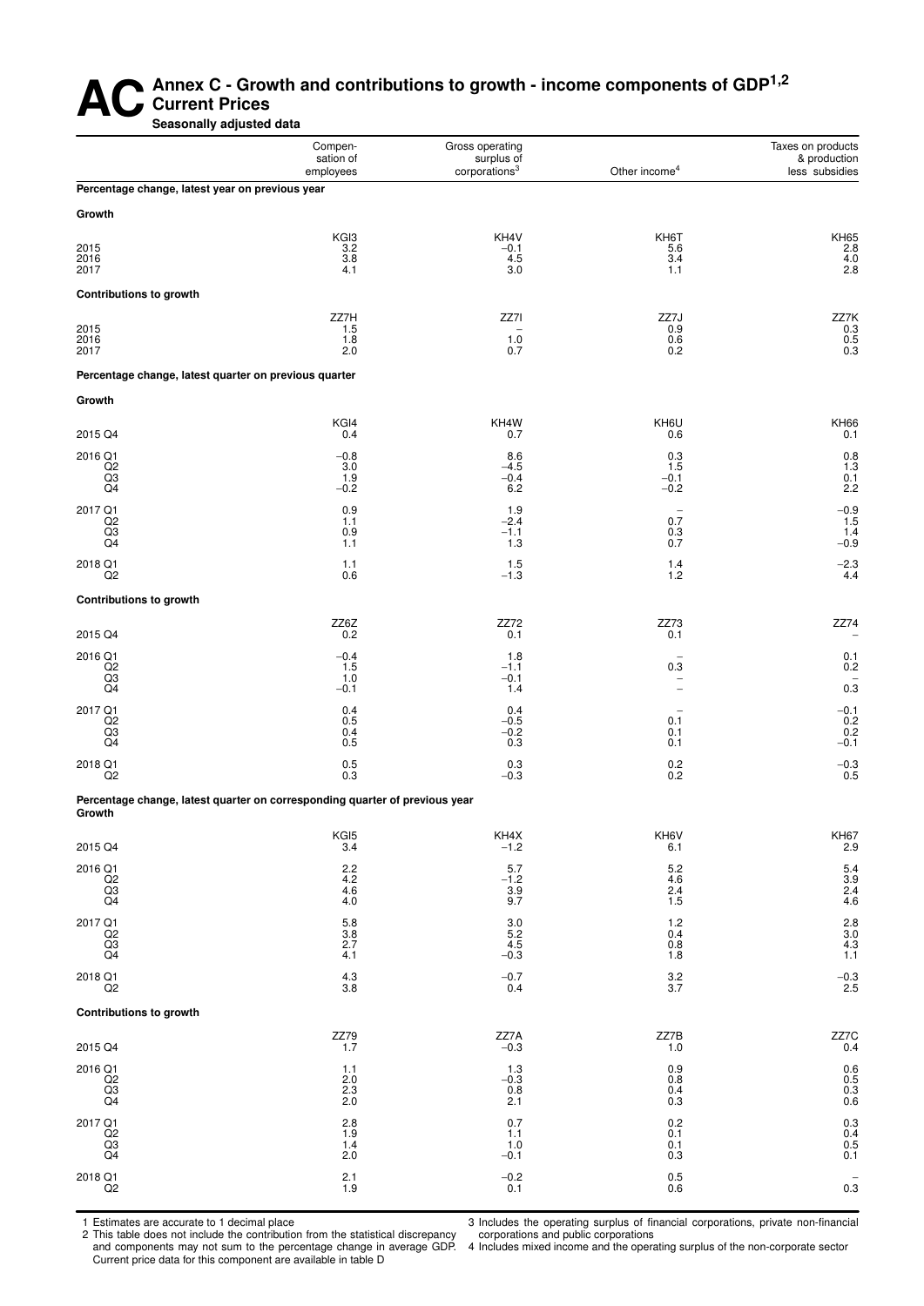# AC Annex C - Growth and contributions to growth - income components of GDP[1,2]

**Current Prices**

**Seasonally adjusted data**

| | Compensation of employees | Gross operating surplus of corporations[3] | Other income[4] | Taxes on products & production less subsidies |
|---|---|---|---|---|
| **Percentage change, latest year on previous year** | | | | |
| **Growth** | | | | |
| | KGI3 | KH4V | KH6T | KH65 |
| 2015 | 3.2 | −0.1 | 5.6 | 2.8 |
| 2016 | 3.8 | 4.5 | 3.4 | 4.0 |
| 2017 | 4.1 | 3.0 | 1.1 | 2.8 |
| **Contributions to growth** | | | | |
| | ZZ7H | ZZ7I | ZZ7J | ZZ7K |
| 2015 | 1.5 | – | 0.9 | 0.3 |
| 2016 | 1.8 | 1.0 | 0.6 | 0.5 |
| 2017 | 2.0 | 0.7 | 0.2 | 0.3 |
| **Percentage change, latest quarter on previous quarter** | | | | |
| **Growth** | | | | |
| | KGI4 | KH4W | KH6U | KH66 |
| 2015 Q4 | 0.4 | 0.7 | 0.6 | 0.1 |
| 2016 Q1 | −0.8 | 8.6 | 0.3 | 0.8 |
| Q2 | 3.0 | −4.5 | 1.5 | 1.3 |
| Q3 | 1.9 | −0.4 | −0.1 | 0.1 |
| Q4 | −0.2 | 6.2 | −0.2 | 2.2 |
| 2017 Q1 | 0.9 | 1.9 | – | −0.9 |
| Q2 | 1.1 | −2.4 | 0.7 | 1.5 |
| Q3 | 0.9 | −1.1 | 0.3 | 1.4 |
| Q4 | 1.1 | 1.3 | 0.7 | −0.9 |
| 2018 Q1 | 1.1 | 1.5 | 1.4 | −2.3 |
| Q2 | 0.6 | −1.3 | 1.2 | 4.4 |
| **Contributions to growth** | | | | |
| | ZZ6Z | ZZ72 | ZZ73 | ZZ74 |
| 2015 Q4 | 0.2 | 0.1 | 0.1 | – |
| 2016 Q1 | −0.4 | 1.8 | – | 0.1 |
| Q2 | 1.5 | −1.1 | 0.3 | 0.2 |
| Q3 | 1.0 | −0.1 | – | – |
| Q4 | −0.1 | 1.4 | – | 0.3 |
| 2017 Q1 | 0.4 | 0.4 | – | −0.1 |
| Q2 | 0.5 | −0.5 | 0.1 | 0.2 |
| Q3 | 0.4 | −0.2 | 0.1 | 0.2 |
| Q4 | 0.5 | 0.3 | 0.1 | −0.1 |
| 2018 Q1 | 0.5 | 0.3 | 0.2 | −0.3 |
| Q2 | 0.3 | −0.3 | 0.2 | 0.5 |
| **Percentage change, latest quarter on corresponding quarter of previous year** | | | | |
| **Growth** | | | | |
| | KGI5 | KH4X | KH6V | KH67 |
| 2015 Q4 | 3.4 | −1.2 | 6.1 | 2.9 |
| 2016 Q1 | 2.2 | 5.7 | 5.2 | 5.4 |
| Q2 | 4.2 | −1.2 | 4.6 | 3.9 |
| Q3 | 4.6 | 3.9 | 2.4 | 2.4 |
| Q4 | 4.0 | 9.7 | 1.5 | 4.6 |
| 2017 Q1 | 5.8 | 3.0 | 1.2 | 2.8 |
| Q2 | 3.8 | 5.2 | 0.4 | 3.0 |
| Q3 | 2.7 | 4.5 | 0.8 | 4.3 |
| Q4 | 4.1 | −0.3 | 1.8 | 1.1 |
| 2018 Q1 | 4.3 | −0.7 | 3.2 | −0.3 |
| Q2 | 3.8 | 0.4 | 3.7 | 2.5 |
| **Contributions to growth** | | | | |
| | ZZ79 | ZZ7A | ZZ7B | ZZ7C |
| 2015 Q4 | 1.7 | −0.3 | 1.0 | 0.4 |
| 2016 Q1 | 1.1 | 1.3 | 0.9 | 0.6 |
| Q2 | 2.0 | −0.3 | 0.8 | 0.5 |
| Q3 | 2.3 | 0.8 | 0.4 | 0.3 |
| Q4 | 2.0 | 2.1 | 0.3 | 0.6 |
| 2017 Q1 | 2.8 | 0.7 | 0.2 | 0.3 |
| Q2 | 1.9 | 1.1 | 0.1 | 0.4 |
| Q3 | 1.4 | 1.0 | 0.1 | 0.5 |
| Q4 | 2.0 | −0.1 | 0.3 | 0.1 |
| 2018 Q1 | 2.1 | −0.2 | 0.5 | – |
| Q2 | 1.9 | 0.1 | 0.6 | 0.3 |

1 Estimates are accurate to 1 decimal place

2 This table does not include the contribution from the statistical discrepancy and components may not sum to the percentage change in average GDP. Current price data for this component are available in table D

3 Includes the operating surplus of financial corporations, private non-financial corporations and public corporations

4 Includes mixed income and the operating surplus of the non-corporate sector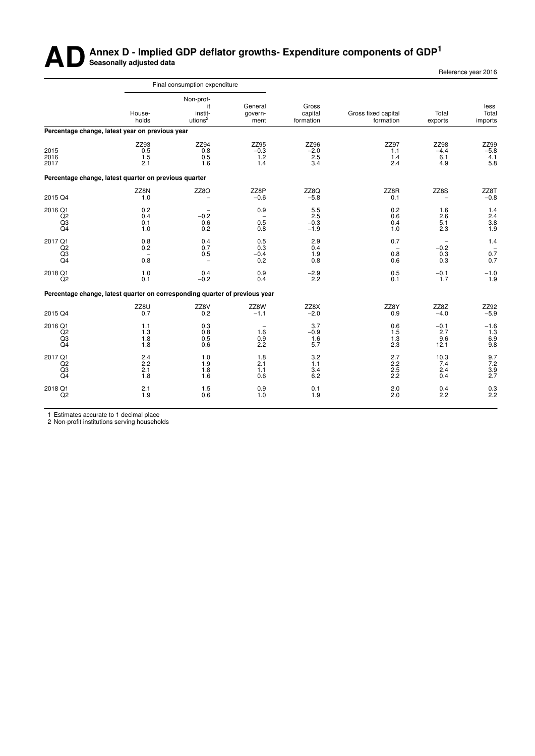# AD Annex D - Implied GDP deflator growths- Expenditure components of GDP[1]

**Seasonally adjusted data**

Reference year 2016

| | Final consumption expenditure | | | | | | |
|---|---|---|---|---|---|---|---|
| | Households | Non-profit institutions[2] | General government | Gross capital formation | Gross fixed capital formation | Total exports | less Total imports |
| **Percentage change, latest year on previous year** | | | | | | | |
| | ZZ93 | ZZ94 | ZZ95 | ZZ96 | ZZ97 | ZZ98 | ZZ99 |
| 2015 | 0.5 | 0.8 | −0.3 | −2.0 | 1.1 | −4.4 | −5.8 |
| 2016 | 1.5 | 0.5 | 1.2 | 2.5 | 1.4 | 6.1 | 4.1 |
| 2017 | 2.1 | 1.6 | 1.4 | 3.4 | 2.4 | 4.9 | 5.8 |
| **Percentage change, latest quarter on previous quarter** | | | | | | | |
| | ZZ8N | ZZ8O | ZZ8P | ZZ8Q | ZZ8R | ZZ8S | ZZ8T |
| 2015 Q4 | 1.0 | – | −0.6 | −5.8 | 0.1 | – | −0.8 |
| 2016 Q1 | 0.2 | – | 0.9 | 5.5 | 0.2 | 1.6 | 1.4 |
| Q2 | 0.4 | −0.2 | – | 2.5 | 0.6 | 2.6 | 2.4 |
| Q3 | 0.1 | 0.6 | 0.5 | −0.3 | 0.4 | 5.1 | 3.8 |
| Q4 | 1.0 | 0.2 | 0.8 | −1.9 | 1.0 | 2.3 | 1.9 |
| 2017 Q1 | 0.8 | 0.4 | 0.5 | 2.9 | 0.7 | – | 1.4 |
| Q2 | 0.2 | 0.7 | 0.3 | 0.4 | – | −0.2 | – |
| Q3 | – | 0.5 | −0.4 | 1.9 | 0.8 | 0.3 | 0.7 |
| Q4 | 0.8 | – | 0.2 | 0.8 | 0.6 | 0.3 | 0.7 |
| 2018 Q1 | 1.0 | 0.4 | 0.9 | −2.9 | 0.5 | −0.1 | −1.0 |
| Q2 | 0.1 | −0.2 | 0.4 | 2.2 | 0.1 | 1.7 | 1.9 |
| **Percentage change, latest quarter on corresponding quarter of previous year** | | | | | | | |
| | ZZ8U | ZZ8V | ZZ8W | ZZ8X | ZZ8Y | ZZ8Z | ZZ92 |
| 2015 Q4 | 0.7 | 0.2 | −1.1 | −2.0 | 0.9 | −4.0 | −5.9 |
| 2016 Q1 | 1.1 | 0.3 | – | 3.7 | 0.6 | −0.1 | −1.6 |
| Q2 | 1.3 | 0.8 | 1.6 | −0.9 | 1.5 | 2.7 | 1.3 |
| Q3 | 1.8 | 0.5 | 0.9 | 1.6 | 1.3 | 9.6 | 6.9 |
| Q4 | 1.8 | 0.6 | 2.2 | 5.7 | 2.3 | 12.1 | 9.8 |
| 2017 Q1 | 2.4 | 1.0 | 1.8 | 3.2 | 2.7 | 10.3 | 9.7 |
| Q2 | 2.2 | 1.9 | 2.1 | 1.1 | 2.2 | 7.4 | 7.2 |
| Q3 | 2.1 | 1.8 | 1.1 | 3.4 | 2.5 | 2.4 | 3.9 |
| Q4 | 1.8 | 1.6 | 0.6 | 6.2 | 2.2 | 0.4 | 2.7 |
| 2018 Q1 | 2.1 | 1.5 | 0.9 | 0.1 | 2.0 | 0.4 | 0.3 |
| Q2 | 1.9 | 0.6 | 1.0 | 1.9 | 2.0 | 2.2 | 2.2 |

1 Estimates accurate to 1 decimal place
2 Non-profit institutions serving households